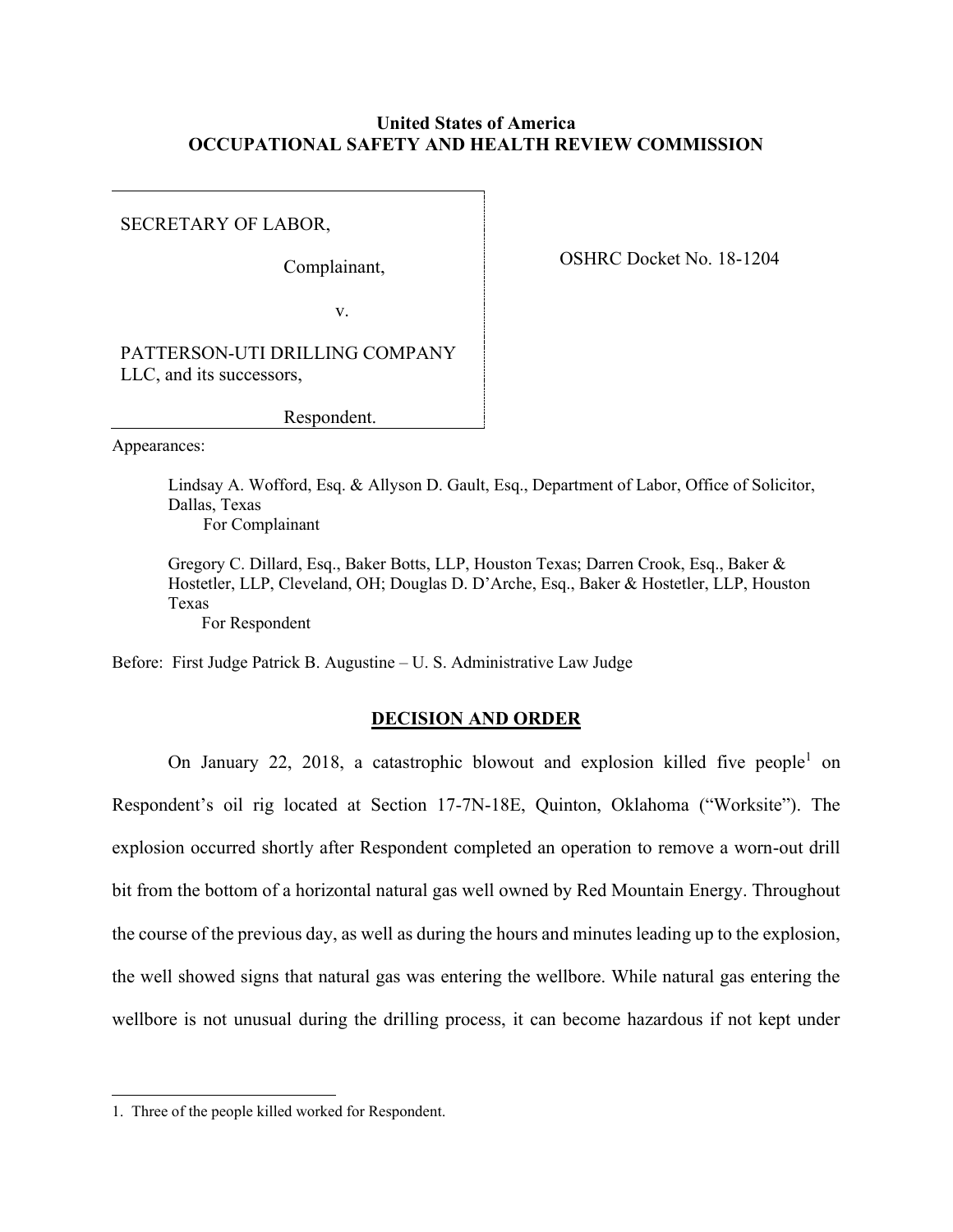**United States of America**
**OCCUPATIONAL SAFETY AND HEALTH REVIEW COMMISSION**

SECRETARY OF LABOR,

Complainant,

v.

PATTERSON-UTI DRILLING COMPANY LLC, and its successors,

Respondent.

OSHRC Docket No. 18-1204

Appearances:

Lindsay A. Wofford, Esq. & Allyson D. Gault, Esq., Department of Labor, Office of Solicitor, Dallas, Texas
For Complainant

Gregory C. Dillard, Esq., Baker Botts, LLP, Houston Texas; Darren Crook, Esq., Baker & Hostetler, LLP, Cleveland, OH; Douglas D. D'Arche, Esq., Baker & Hostetler, LLP, Houston Texas
For Respondent

Before: First Judge Patrick B. Augustine – U. S. Administrative Law Judge

## DECISION AND ORDER

On January 22, 2018, a catastrophic blowout and explosion killed five people[1] on Respondent's oil rig located at Section 17-7N-18E, Quinton, Oklahoma ("Worksite"). The explosion occurred shortly after Respondent completed an operation to remove a worn-out drill bit from the bottom of a horizontal natural gas well owned by Red Mountain Energy. Throughout the course of the previous day, as well as during the hours and minutes leading up to the explosion, the well showed signs that natural gas was entering the wellbore. While natural gas entering the wellbore is not unusual during the drilling process, it can become hazardous if not kept under

1. Three of the people killed worked for Respondent.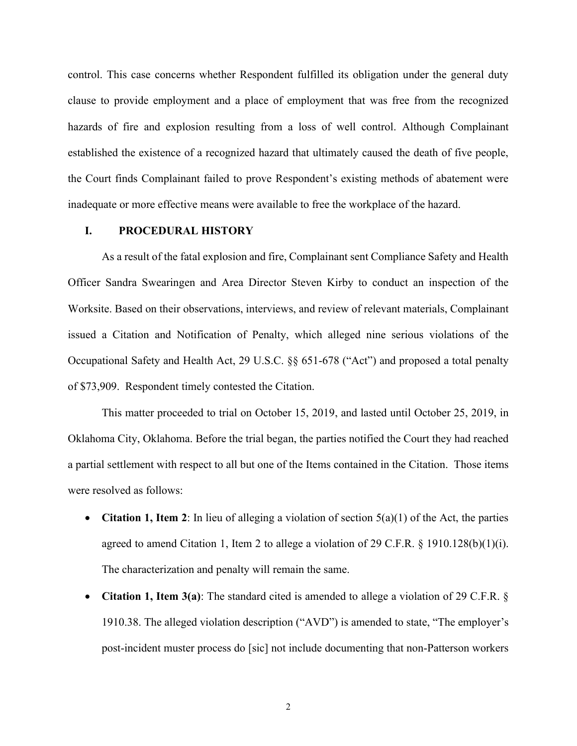control. This case concerns whether Respondent fulfilled its obligation under the general duty clause to provide employment and a place of employment that was free from the recognized hazards of fire and explosion resulting from a loss of well control. Although Complainant established the existence of a recognized hazard that ultimately caused the death of five people, the Court finds Complainant failed to prove Respondent's existing methods of abatement were inadequate or more effective means were available to free the workplace of the hazard.

## I. PROCEDURAL HISTORY

As a result of the fatal explosion and fire, Complainant sent Compliance Safety and Health Officer Sandra Swearingen and Area Director Steven Kirby to conduct an inspection of the Worksite. Based on their observations, interviews, and review of relevant materials, Complainant issued a Citation and Notification of Penalty, which alleged nine serious violations of the Occupational Safety and Health Act, 29 U.S.C. §§ 651-678 ("Act") and proposed a total penalty of $73,909. Respondent timely contested the Citation.

This matter proceeded to trial on October 15, 2019, and lasted until October 25, 2019, in Oklahoma City, Oklahoma. Before the trial began, the parties notified the Court they had reached a partial settlement with respect to all but one of the Items contained in the Citation. Those items were resolved as follows:

- **Citation 1, Item 2**: In lieu of alleging a violation of section 5(a)(1) of the Act, the parties agreed to amend Citation 1, Item 2 to allege a violation of 29 C.F.R. § 1910.128(b)(1)(i). The characterization and penalty will remain the same.
- **Citation 1, Item 3(a)**: The standard cited is amended to allege a violation of 29 C.F.R. § 1910.38. The alleged violation description ("AVD") is amended to state, "The employer's post-incident muster process do [sic] not include documenting that non-Patterson workers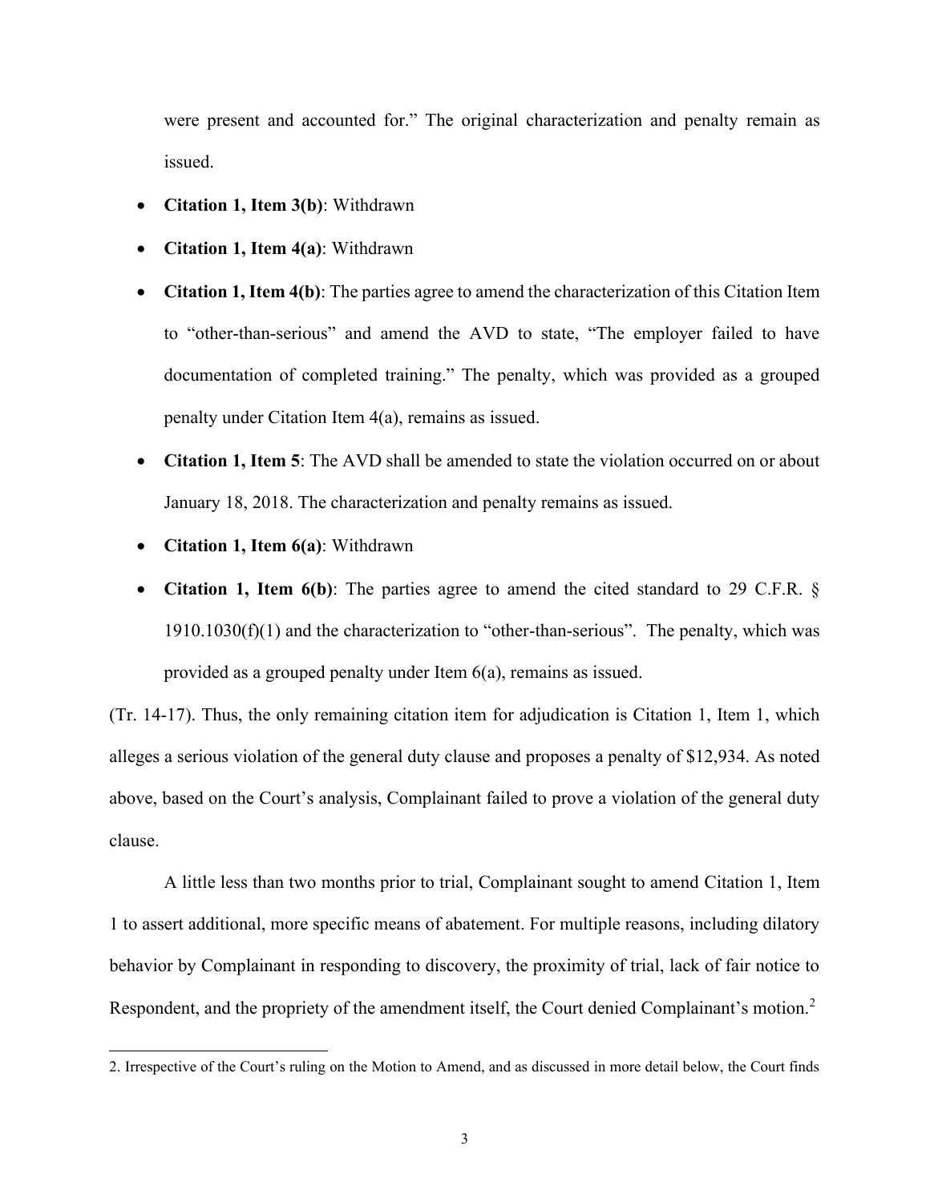were present and accounted for." The original characterization and penalty remain as issued.

- **Citation 1, Item 3(b)**: Withdrawn
- **Citation 1, Item 4(a)**: Withdrawn
- **Citation 1, Item 4(b)**: The parties agree to amend the characterization of this Citation Item to "other-than-serious" and amend the AVD to state, "The employer failed to have documentation of completed training." The penalty, which was provided as a grouped penalty under Citation Item 4(a), remains as issued.
- **Citation 1, Item 5**: The AVD shall be amended to state the violation occurred on or about January 18, 2018. The characterization and penalty remains as issued.
- **Citation 1, Item 6(a)**: Withdrawn
- **Citation 1, Item 6(b)**: The parties agree to amend the cited standard to 29 C.F.R. § 1910.1030(f)(1) and the characterization to "other-than-serious". The penalty, which was provided as a grouped penalty under Item 6(a), remains as issued.

(Tr. 14-17). Thus, the only remaining citation item for adjudication is Citation 1, Item 1, which alleges a serious violation of the general duty clause and proposes a penalty of $12,934. As noted above, based on the Court's analysis, Complainant failed to prove a violation of the general duty clause.

A little less than two months prior to trial, Complainant sought to amend Citation 1, Item 1 to assert additional, more specific means of abatement. For multiple reasons, including dilatory behavior by Complainant in responding to discovery, the proximity of trial, lack of fair notice to Respondent, and the propriety of the amendment itself, the Court denied Complainant's motion.[2]

2. Irrespective of the Court's ruling on the Motion to Amend, and as discussed in more detail below, the Court finds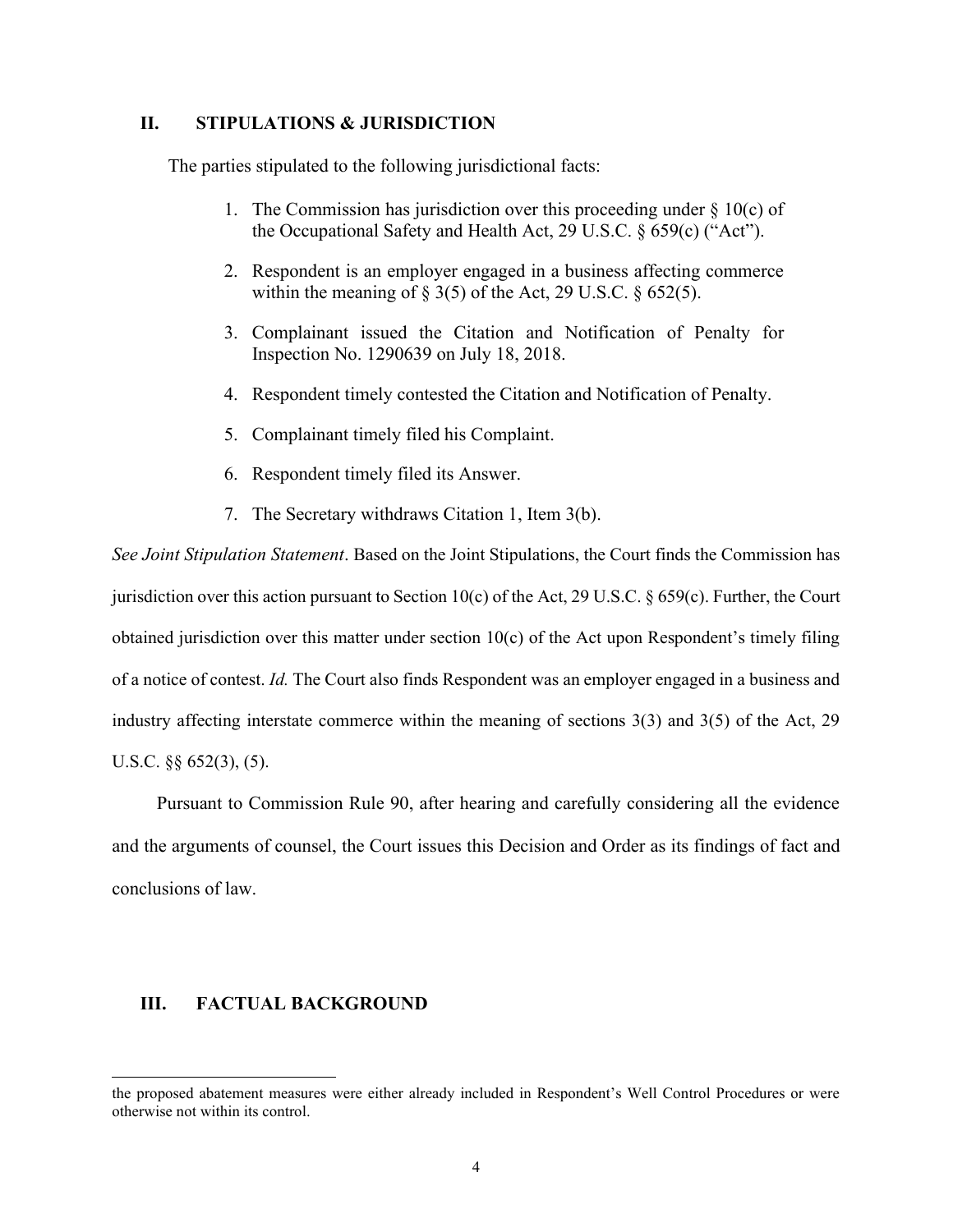## II. STIPULATIONS & JURISDICTION

The parties stipulated to the following jurisdictional facts:

1. The Commission has jurisdiction over this proceeding under § 10(c) of the Occupational Safety and Health Act, 29 U.S.C. § 659(c) ("Act").
2. Respondent is an employer engaged in a business affecting commerce within the meaning of § 3(5) of the Act, 29 U.S.C. § 652(5).
3. Complainant issued the Citation and Notification of Penalty for Inspection No. 1290639 on July 18, 2018.
4. Respondent timely contested the Citation and Notification of Penalty.
5. Complainant timely filed his Complaint.
6. Respondent timely filed its Answer.
7. The Secretary withdraws Citation 1, Item 3(b).

*See Joint Stipulation Statement*. Based on the Joint Stipulations, the Court finds the Commission has jurisdiction over this action pursuant to Section 10(c) of the Act, 29 U.S.C. § 659(c). Further, the Court obtained jurisdiction over this matter under section 10(c) of the Act upon Respondent's timely filing of a notice of contest. *Id.* The Court also finds Respondent was an employer engaged in a business and industry affecting interstate commerce within the meaning of sections 3(3) and 3(5) of the Act, 29 U.S.C. §§ 652(3), (5).

Pursuant to Commission Rule 90, after hearing and carefully considering all the evidence and the arguments of counsel, the Court issues this Decision and Order as its findings of fact and conclusions of law.

## III. FACTUAL BACKGROUND

---

the proposed abatement measures were either already included in Respondent's Well Control Procedures or were otherwise not within its control.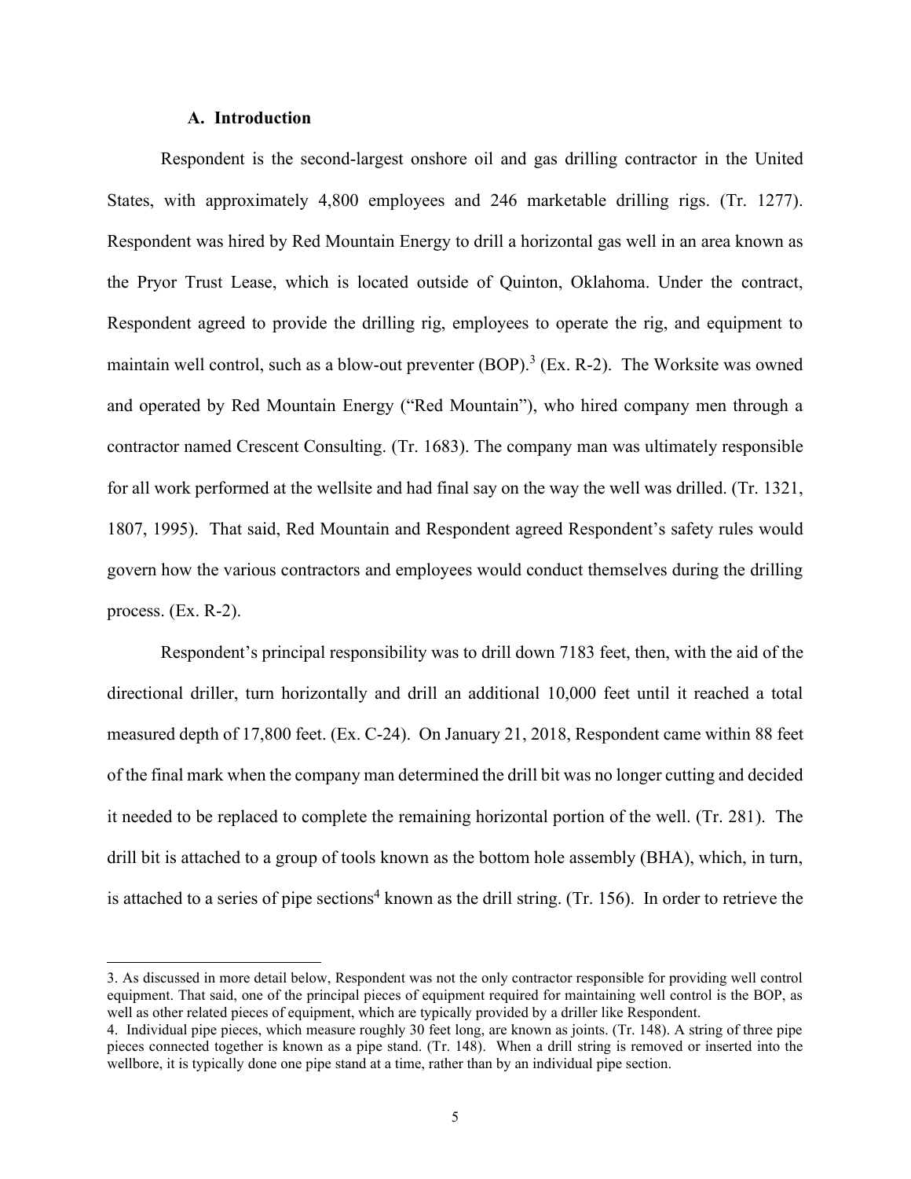### A. Introduction

Respondent is the second-largest onshore oil and gas drilling contractor in the United States, with approximately 4,800 employees and 246 marketable drilling rigs. (Tr. 1277). Respondent was hired by Red Mountain Energy to drill a horizontal gas well in an area known as the Pryor Trust Lease, which is located outside of Quinton, Oklahoma. Under the contract, Respondent agreed to provide the drilling rig, employees to operate the rig, and equipment to maintain well control, such as a blow-out preventer (BOP).[3] (Ex. R-2). The Worksite was owned and operated by Red Mountain Energy ("Red Mountain"), who hired company men through a contractor named Crescent Consulting. (Tr. 1683). The company man was ultimately responsible for all work performed at the wellsite and had final say on the way the well was drilled. (Tr. 1321, 1807, 1995). That said, Red Mountain and Respondent agreed Respondent's safety rules would govern how the various contractors and employees would conduct themselves during the drilling process. (Ex. R-2).

Respondent's principal responsibility was to drill down 7183 feet, then, with the aid of the directional driller, turn horizontally and drill an additional 10,000 feet until it reached a total measured depth of 17,800 feet. (Ex. C-24). On January 21, 2018, Respondent came within 88 feet of the final mark when the company man determined the drill bit was no longer cutting and decided it needed to be replaced to complete the remaining horizontal portion of the well. (Tr. 281). The drill bit is attached to a group of tools known as the bottom hole assembly (BHA), which, in turn, is attached to a series of pipe sections[4] known as the drill string. (Tr. 156). In order to retrieve the

---

3. As discussed in more detail below, Respondent was not the only contractor responsible for providing well control equipment. That said, one of the principal pieces of equipment required for maintaining well control is the BOP, as well as other related pieces of equipment, which are typically provided by a driller like Respondent.

4. Individual pipe pieces, which measure roughly 30 feet long, are known as joints. (Tr. 148). A string of three pipe pieces connected together is known as a pipe stand. (Tr. 148). When a drill string is removed or inserted into the wellbore, it is typically done one pipe stand at a time, rather than by an individual pipe section.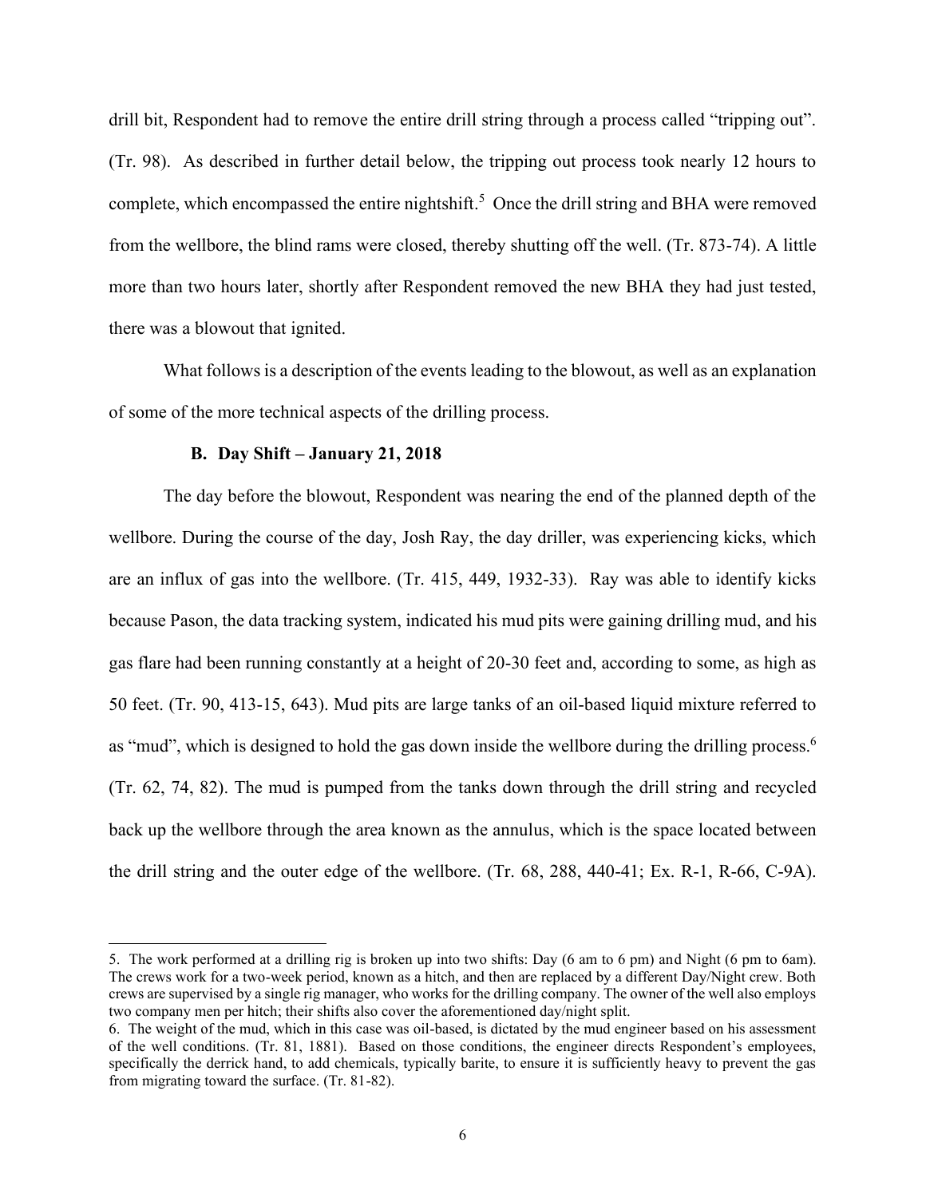drill bit, Respondent had to remove the entire drill string through a process called "tripping out". (Tr. 98). As described in further detail below, the tripping out process took nearly 12 hours to complete, which encompassed the entire nightshift.[5] Once the drill string and BHA were removed from the wellbore, the blind rams were closed, thereby shutting off the well. (Tr. 873-74). A little more than two hours later, shortly after Respondent removed the new BHA they had just tested, there was a blowout that ignited.

What follows is a description of the events leading to the blowout, as well as an explanation of some of the more technical aspects of the drilling process.

### B. Day Shift – January 21, 2018

The day before the blowout, Respondent was nearing the end of the planned depth of the wellbore. During the course of the day, Josh Ray, the day driller, was experiencing kicks, which are an influx of gas into the wellbore. (Tr. 415, 449, 1932-33). Ray was able to identify kicks because Pason, the data tracking system, indicated his mud pits were gaining drilling mud, and his gas flare had been running constantly at a height of 20-30 feet and, according to some, as high as 50 feet. (Tr. 90, 413-15, 643). Mud pits are large tanks of an oil-based liquid mixture referred to as "mud", which is designed to hold the gas down inside the wellbore during the drilling process.[6] (Tr. 62, 74, 82). The mud is pumped from the tanks down through the drill string and recycled back up the wellbore through the area known as the annulus, which is the space located between the drill string and the outer edge of the wellbore. (Tr. 68, 288, 440-41; Ex. R-1, R-66, C-9A).

---

5. The work performed at a drilling rig is broken up into two shifts: Day (6 am to 6 pm) and Night (6 pm to 6am). The crews work for a two-week period, known as a hitch, and then are replaced by a different Day/Night crew. Both crews are supervised by a single rig manager, who works for the drilling company. The owner of the well also employs two company men per hitch; their shifts also cover the aforementioned day/night split.

6. The weight of the mud, which in this case was oil-based, is dictated by the mud engineer based on his assessment of the well conditions. (Tr. 81, 1881). Based on those conditions, the engineer directs Respondent's employees, specifically the derrick hand, to add chemicals, typically barite, to ensure it is sufficiently heavy to prevent the gas from migrating toward the surface. (Tr. 81-82).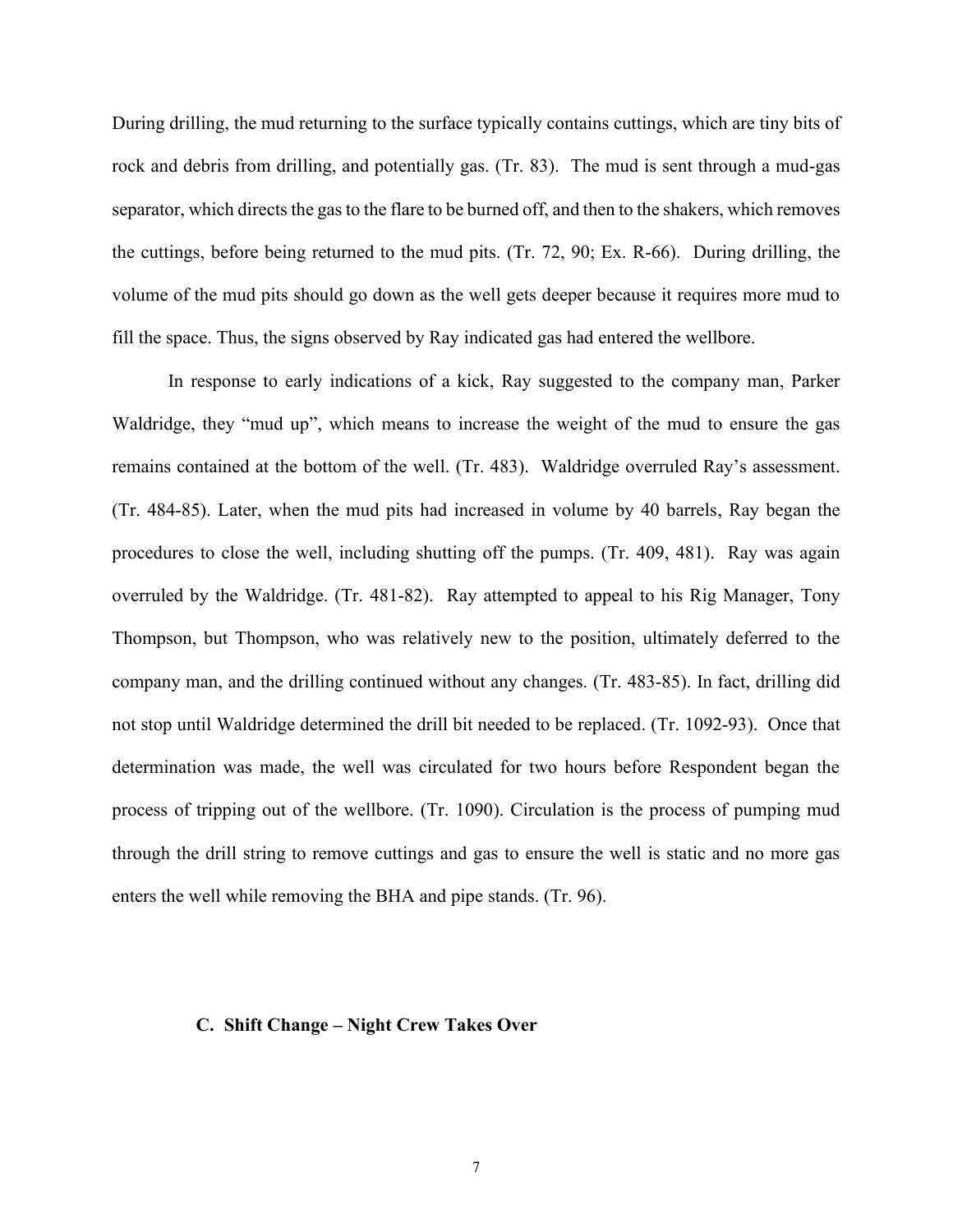During drilling, the mud returning to the surface typically contains cuttings, which are tiny bits of rock and debris from drilling, and potentially gas. (Tr. 83). The mud is sent through a mud-gas separator, which directs the gas to the flare to be burned off, and then to the shakers, which removes the cuttings, before being returned to the mud pits. (Tr. 72, 90; Ex. R-66). During drilling, the volume of the mud pits should go down as the well gets deeper because it requires more mud to fill the space. Thus, the signs observed by Ray indicated gas had entered the wellbore.

In response to early indications of a kick, Ray suggested to the company man, Parker Waldridge, they "mud up", which means to increase the weight of the mud to ensure the gas remains contained at the bottom of the well. (Tr. 483). Waldridge overruled Ray's assessment. (Tr. 484-85). Later, when the mud pits had increased in volume by 40 barrels, Ray began the procedures to close the well, including shutting off the pumps. (Tr. 409, 481). Ray was again overruled by the Waldridge. (Tr. 481-82). Ray attempted to appeal to his Rig Manager, Tony Thompson, but Thompson, who was relatively new to the position, ultimately deferred to the company man, and the drilling continued without any changes. (Tr. 483-85). In fact, drilling did not stop until Waldridge determined the drill bit needed to be replaced. (Tr. 1092-93). Once that determination was made, the well was circulated for two hours before Respondent began the process of tripping out of the wellbore. (Tr. 1090). Circulation is the process of pumping mud through the drill string to remove cuttings and gas to ensure the well is static and no more gas enters the well while removing the BHA and pipe stands. (Tr. 96).

### C. Shift Change – Night Crew Takes Over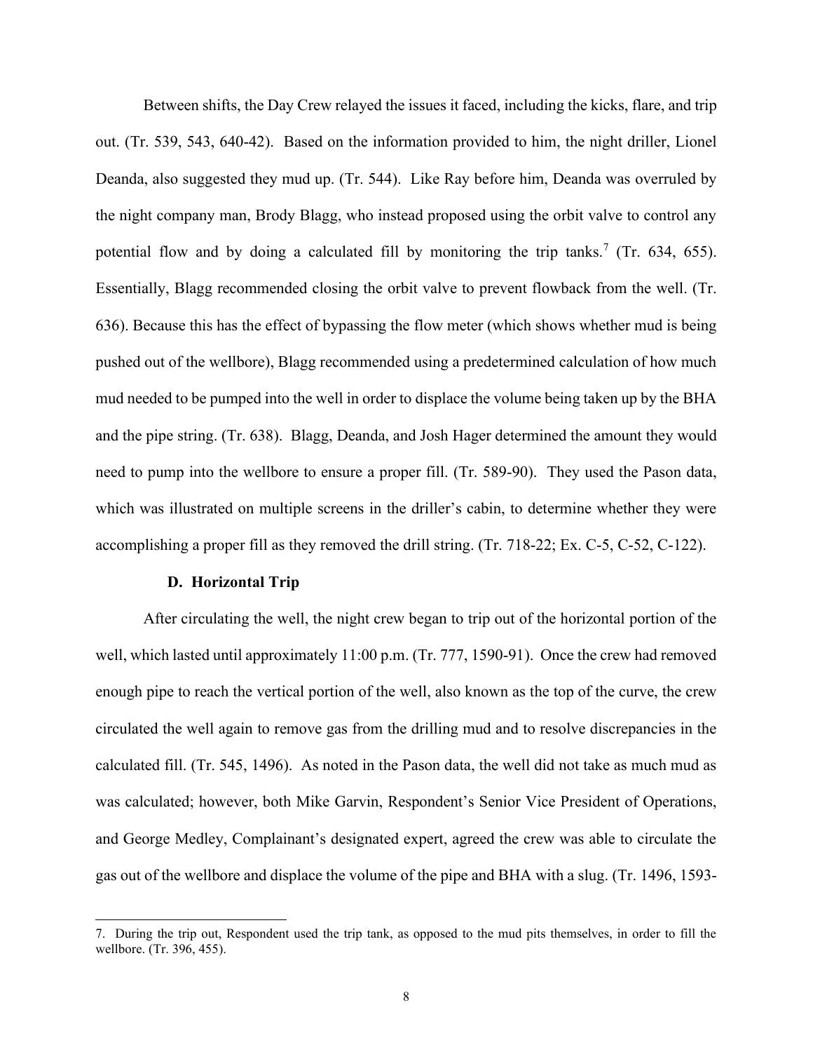Between shifts, the Day Crew relayed the issues it faced, including the kicks, flare, and trip out. (Tr. 539, 543, 640-42). Based on the information provided to him, the night driller, Lionel Deanda, also suggested they mud up. (Tr. 544). Like Ray before him, Deanda was overruled by the night company man, Brody Blagg, who instead proposed using the orbit valve to control any potential flow and by doing a calculated fill by monitoring the trip tanks.[7] (Tr. 634, 655). Essentially, Blagg recommended closing the orbit valve to prevent flowback from the well. (Tr. 636). Because this has the effect of bypassing the flow meter (which shows whether mud is being pushed out of the wellbore), Blagg recommended using a predetermined calculation of how much mud needed to be pumped into the well in order to displace the volume being taken up by the BHA and the pipe string. (Tr. 638). Blagg, Deanda, and Josh Hager determined the amount they would need to pump into the wellbore to ensure a proper fill. (Tr. 589-90). They used the Pason data, which was illustrated on multiple screens in the driller's cabin, to determine whether they were accomplishing a proper fill as they removed the drill string. (Tr. 718-22; Ex. C-5, C-52, C-122).

### D. Horizontal Trip

After circulating the well, the night crew began to trip out of the horizontal portion of the well, which lasted until approximately 11:00 p.m. (Tr. 777, 1590-91). Once the crew had removed enough pipe to reach the vertical portion of the well, also known as the top of the curve, the crew circulated the well again to remove gas from the drilling mud and to resolve discrepancies in the calculated fill. (Tr. 545, 1496). As noted in the Pason data, the well did not take as much mud as was calculated; however, both Mike Garvin, Respondent's Senior Vice President of Operations, and George Medley, Complainant's designated expert, agreed the crew was able to circulate the gas out of the wellbore and displace the volume of the pipe and BHA with a slug. (Tr. 1496, 1593-

7. During the trip out, Respondent used the trip tank, as opposed to the mud pits themselves, in order to fill the wellbore. (Tr. 396, 455).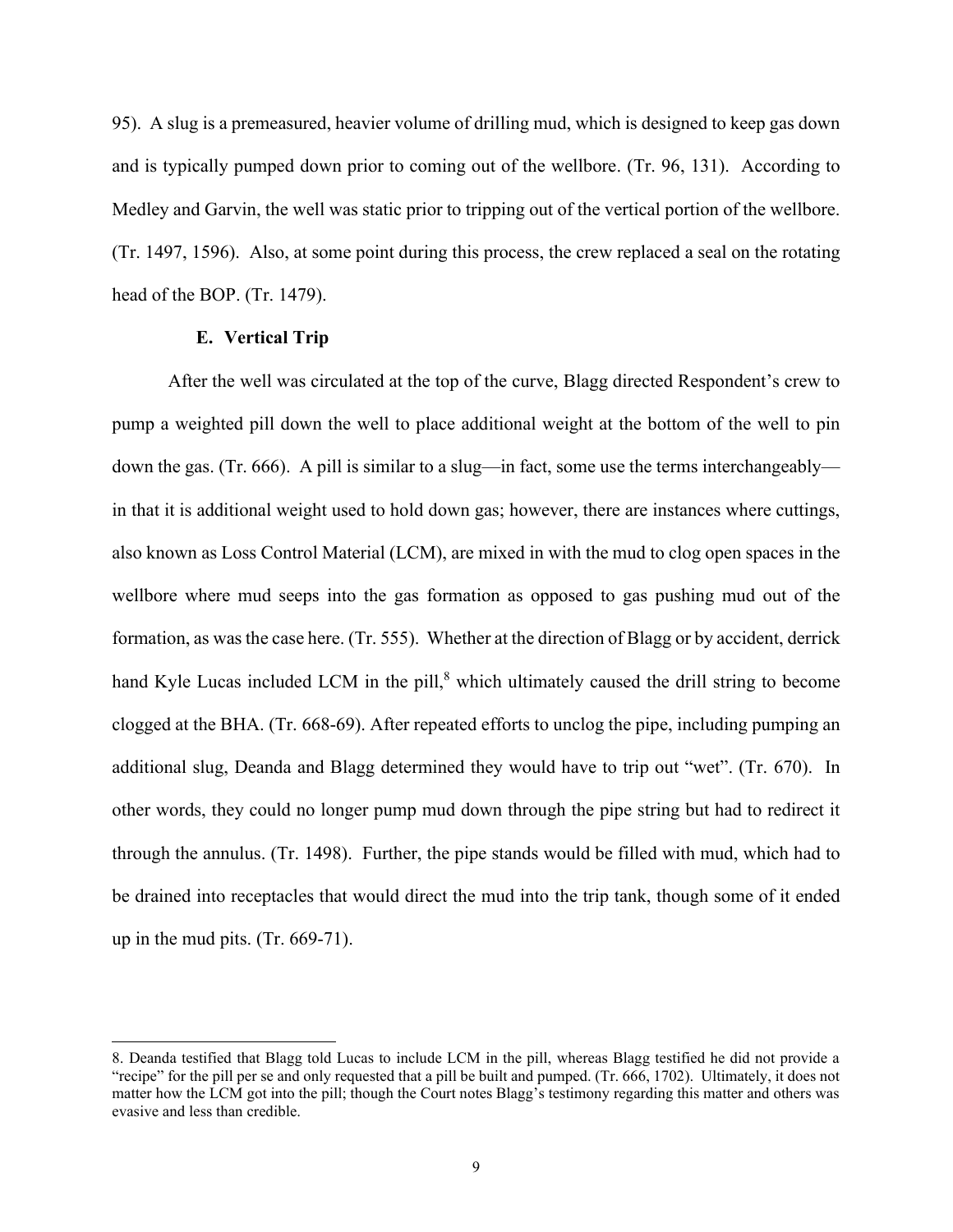95). A slug is a premeasured, heavier volume of drilling mud, which is designed to keep gas down and is typically pumped down prior to coming out of the wellbore. (Tr. 96, 131). According to Medley and Garvin, the well was static prior to tripping out of the vertical portion of the wellbore. (Tr. 1497, 1596). Also, at some point during this process, the crew replaced a seal on the rotating head of the BOP. (Tr. 1479).

### E. Vertical Trip

After the well was circulated at the top of the curve, Blagg directed Respondent's crew to pump a weighted pill down the well to place additional weight at the bottom of the well to pin down the gas. (Tr. 666). A pill is similar to a slug—in fact, some use the terms interchangeably—in that it is additional weight used to hold down gas; however, there are instances where cuttings, also known as Loss Control Material (LCM), are mixed in with the mud to clog open spaces in the wellbore where mud seeps into the gas formation as opposed to gas pushing mud out of the formation, as was the case here. (Tr. 555). Whether at the direction of Blagg or by accident, derrick hand Kyle Lucas included LCM in the pill,[8] which ultimately caused the drill string to become clogged at the BHA. (Tr. 668-69). After repeated efforts to unclog the pipe, including pumping an additional slug, Deanda and Blagg determined they would have to trip out "wet". (Tr. 670). In other words, they could no longer pump mud down through the pipe string but had to redirect it through the annulus. (Tr. 1498). Further, the pipe stands would be filled with mud, which had to be drained into receptacles that would direct the mud into the trip tank, though some of it ended up in the mud pits. (Tr. 669-71).

---

8. Deanda testified that Blagg told Lucas to include LCM in the pill, whereas Blagg testified he did not provide a "recipe" for the pill per se and only requested that a pill be built and pumped. (Tr. 666, 1702). Ultimately, it does not matter how the LCM got into the pill; though the Court notes Blagg's testimony regarding this matter and others was evasive and less than credible.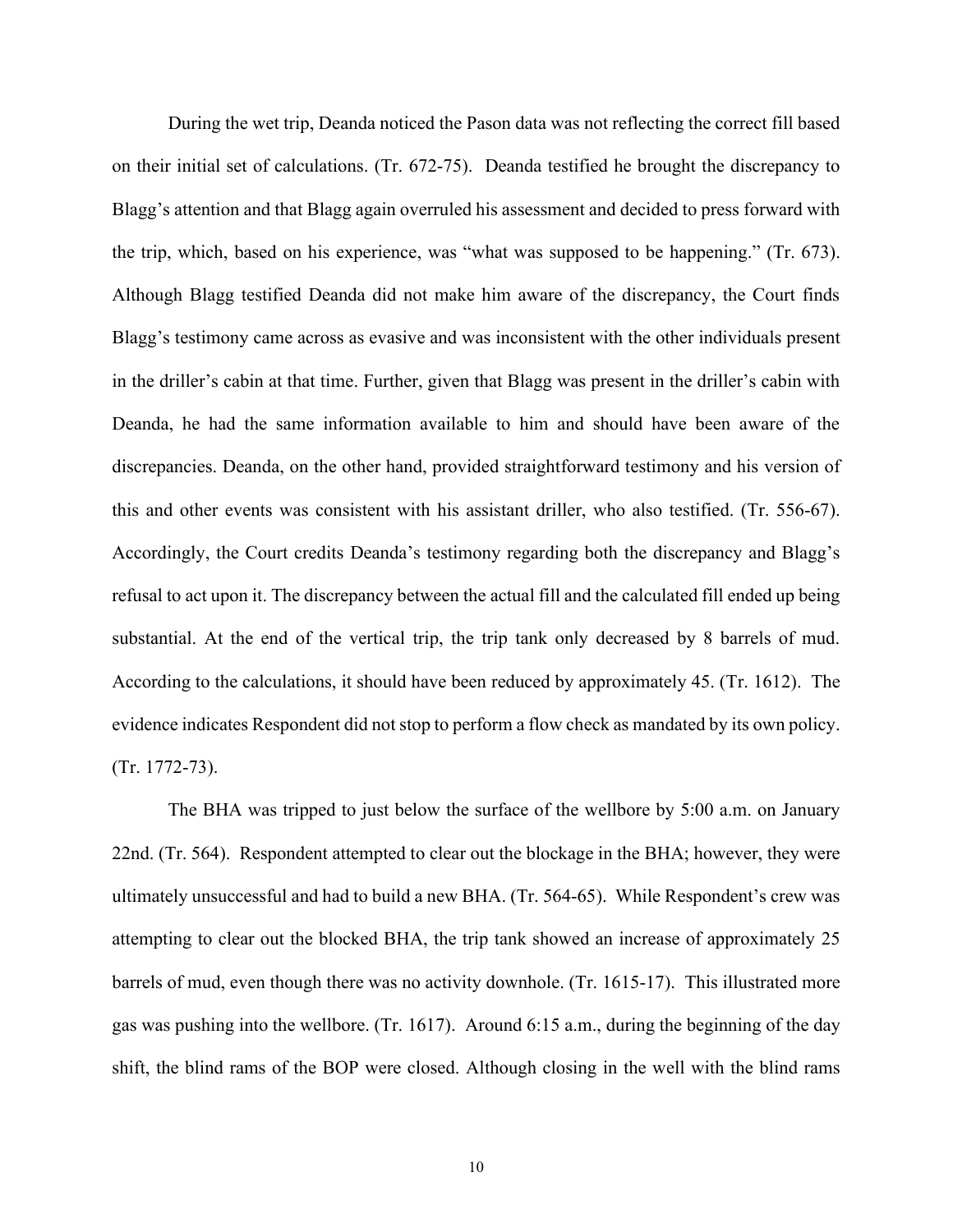During the wet trip, Deanda noticed the Pason data was not reflecting the correct fill based on their initial set of calculations. (Tr. 672-75). Deanda testified he brought the discrepancy to Blagg's attention and that Blagg again overruled his assessment and decided to press forward with the trip, which, based on his experience, was "what was supposed to be happening." (Tr. 673). Although Blagg testified Deanda did not make him aware of the discrepancy, the Court finds Blagg's testimony came across as evasive and was inconsistent with the other individuals present in the driller's cabin at that time. Further, given that Blagg was present in the driller's cabin with Deanda, he had the same information available to him and should have been aware of the discrepancies. Deanda, on the other hand, provided straightforward testimony and his version of this and other events was consistent with his assistant driller, who also testified. (Tr. 556-67). Accordingly, the Court credits Deanda's testimony regarding both the discrepancy and Blagg's refusal to act upon it. The discrepancy between the actual fill and the calculated fill ended up being substantial. At the end of the vertical trip, the trip tank only decreased by 8 barrels of mud. According to the calculations, it should have been reduced by approximately 45. (Tr. 1612). The evidence indicates Respondent did not stop to perform a flow check as mandated by its own policy. (Tr. 1772-73).

The BHA was tripped to just below the surface of the wellbore by 5:00 a.m. on January 22nd. (Tr. 564). Respondent attempted to clear out the blockage in the BHA; however, they were ultimately unsuccessful and had to build a new BHA. (Tr. 564-65). While Respondent's crew was attempting to clear out the blocked BHA, the trip tank showed an increase of approximately 25 barrels of mud, even though there was no activity downhole. (Tr. 1615-17). This illustrated more gas was pushing into the wellbore. (Tr. 1617). Around 6:15 a.m., during the beginning of the day shift, the blind rams of the BOP were closed. Although closing in the well with the blind rams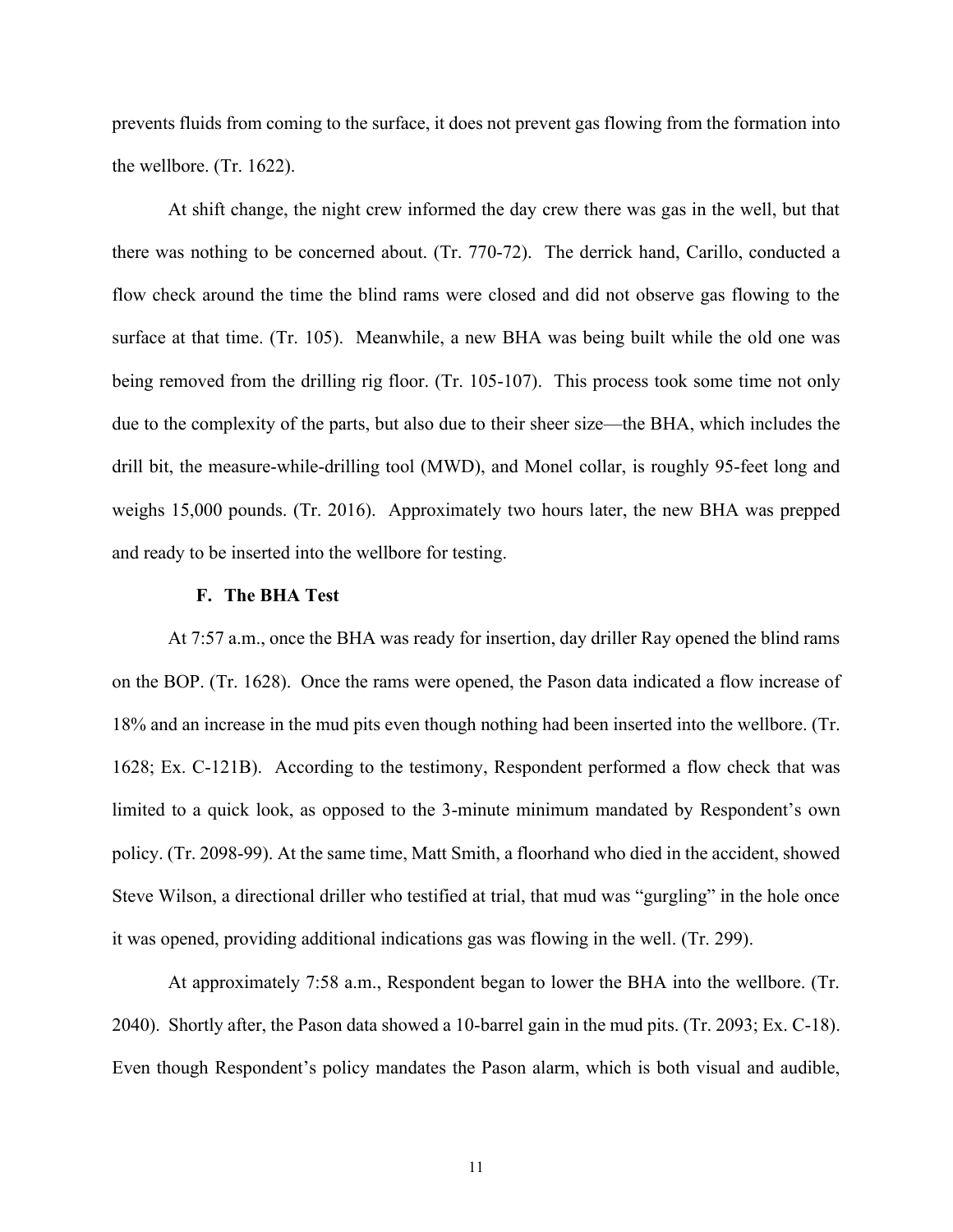prevents fluids from coming to the surface, it does not prevent gas flowing from the formation into the wellbore. (Tr. 1622).

At shift change, the night crew informed the day crew there was gas in the well, but that there was nothing to be concerned about. (Tr. 770-72). The derrick hand, Carillo, conducted a flow check around the time the blind rams were closed and did not observe gas flowing to the surface at that time. (Tr. 105). Meanwhile, a new BHA was being built while the old one was being removed from the drilling rig floor. (Tr. 105-107). This process took some time not only due to the complexity of the parts, but also due to their sheer size—the BHA, which includes the drill bit, the measure-while-drilling tool (MWD), and Monel collar, is roughly 95-feet long and weighs 15,000 pounds. (Tr. 2016). Approximately two hours later, the new BHA was prepped and ready to be inserted into the wellbore for testing.

### F. The BHA Test

At 7:57 a.m., once the BHA was ready for insertion, day driller Ray opened the blind rams on the BOP. (Tr. 1628). Once the rams were opened, the Pason data indicated a flow increase of 18% and an increase in the mud pits even though nothing had been inserted into the wellbore. (Tr. 1628; Ex. C-121B). According to the testimony, Respondent performed a flow check that was limited to a quick look, as opposed to the 3-minute minimum mandated by Respondent's own policy. (Tr. 2098-99). At the same time, Matt Smith, a floorhand who died in the accident, showed Steve Wilson, a directional driller who testified at trial, that mud was "gurgling" in the hole once it was opened, providing additional indications gas was flowing in the well. (Tr. 299).

At approximately 7:58 a.m., Respondent began to lower the BHA into the wellbore. (Tr. 2040). Shortly after, the Pason data showed a 10-barrel gain in the mud pits. (Tr. 2093; Ex. C-18). Even though Respondent's policy mandates the Pason alarm, which is both visual and audible,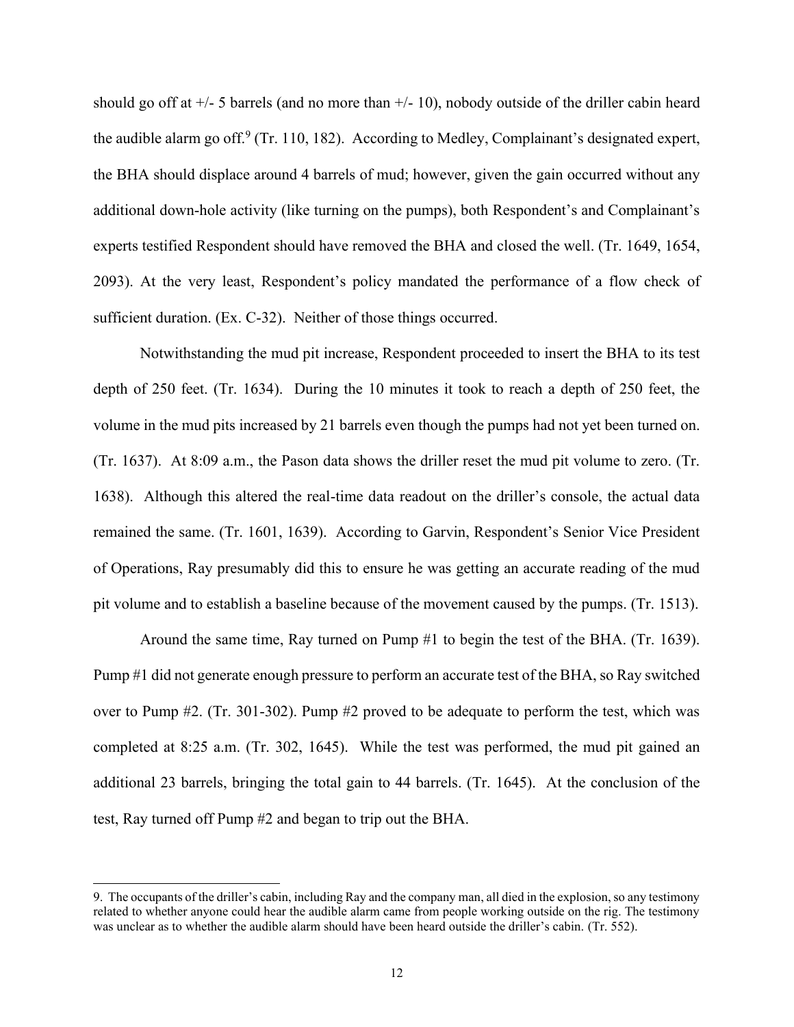should go off at +/- 5 barrels (and no more than +/- 10), nobody outside of the driller cabin heard the audible alarm go off.[9] (Tr. 110, 182). According to Medley, Complainant's designated expert, the BHA should displace around 4 barrels of mud; however, given the gain occurred without any additional down-hole activity (like turning on the pumps), both Respondent's and Complainant's experts testified Respondent should have removed the BHA and closed the well. (Tr. 1649, 1654, 2093). At the very least, Respondent's policy mandated the performance of a flow check of sufficient duration. (Ex. C-32). Neither of those things occurred.

Notwithstanding the mud pit increase, Respondent proceeded to insert the BHA to its test depth of 250 feet. (Tr. 1634). During the 10 minutes it took to reach a depth of 250 feet, the volume in the mud pits increased by 21 barrels even though the pumps had not yet been turned on. (Tr. 1637). At 8:09 a.m., the Pason data shows the driller reset the mud pit volume to zero. (Tr. 1638). Although this altered the real-time data readout on the driller's console, the actual data remained the same. (Tr. 1601, 1639). According to Garvin, Respondent's Senior Vice President of Operations, Ray presumably did this to ensure he was getting an accurate reading of the mud pit volume and to establish a baseline because of the movement caused by the pumps. (Tr. 1513).

Around the same time, Ray turned on Pump #1 to begin the test of the BHA. (Tr. 1639). Pump #1 did not generate enough pressure to perform an accurate test of the BHA, so Ray switched over to Pump #2. (Tr. 301-302). Pump #2 proved to be adequate to perform the test, which was completed at 8:25 a.m. (Tr. 302, 1645). While the test was performed, the mud pit gained an additional 23 barrels, bringing the total gain to 44 barrels. (Tr. 1645). At the conclusion of the test, Ray turned off Pump #2 and began to trip out the BHA.

---

9. The occupants of the driller's cabin, including Ray and the company man, all died in the explosion, so any testimony related to whether anyone could hear the audible alarm came from people working outside on the rig. The testimony was unclear as to whether the audible alarm should have been heard outside the driller's cabin. (Tr. 552).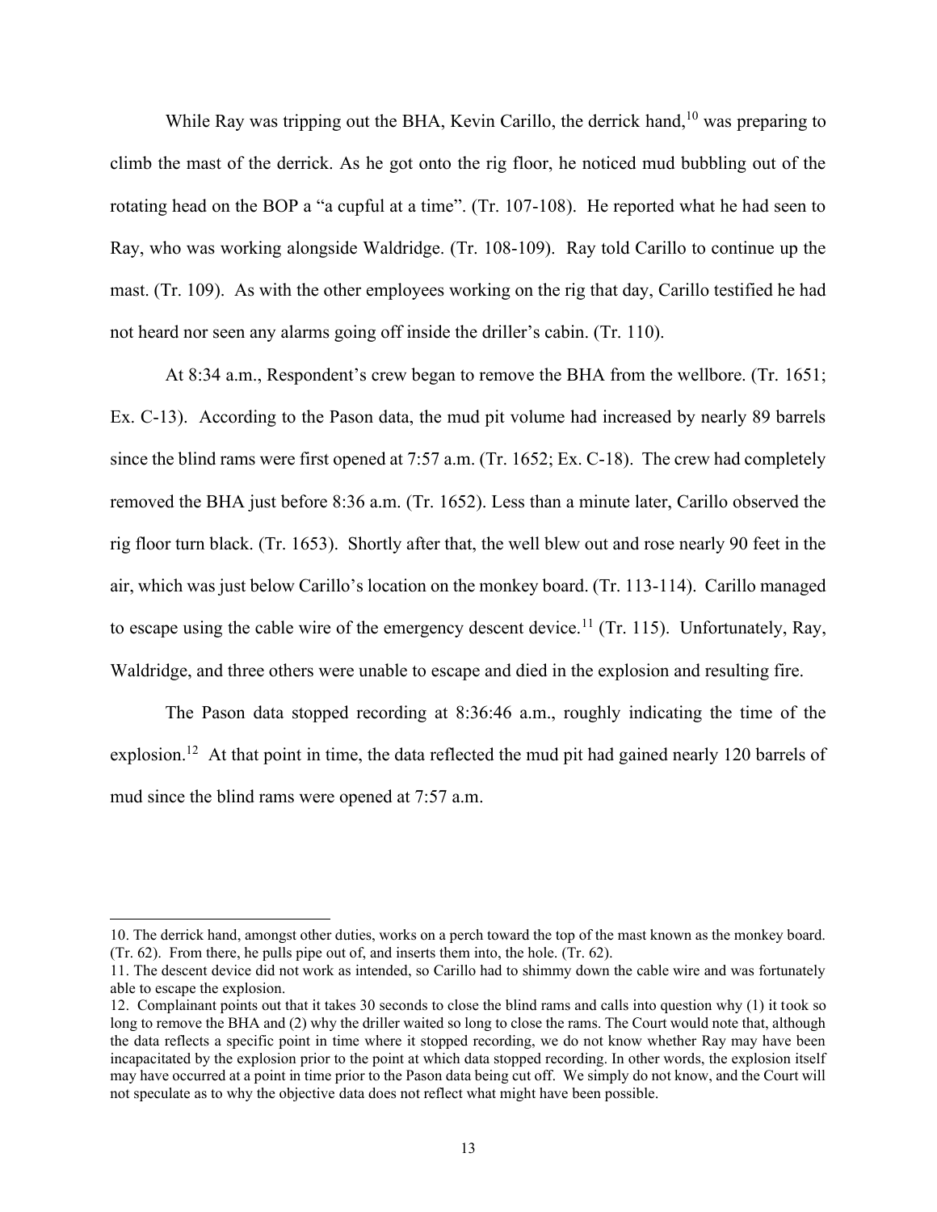While Ray was tripping out the BHA, Kevin Carillo, the derrick hand,[10] was preparing to climb the mast of the derrick. As he got onto the rig floor, he noticed mud bubbling out of the rotating head on the BOP a "a cupful at a time". (Tr. 107-108). He reported what he had seen to Ray, who was working alongside Waldridge. (Tr. 108-109). Ray told Carillo to continue up the mast. (Tr. 109). As with the other employees working on the rig that day, Carillo testified he had not heard nor seen any alarms going off inside the driller's cabin. (Tr. 110).

At 8:34 a.m., Respondent's crew began to remove the BHA from the wellbore. (Tr. 1651; Ex. C-13). According to the Pason data, the mud pit volume had increased by nearly 89 barrels since the blind rams were first opened at 7:57 a.m. (Tr. 1652; Ex. C-18). The crew had completely removed the BHA just before 8:36 a.m. (Tr. 1652). Less than a minute later, Carillo observed the rig floor turn black. (Tr. 1653). Shortly after that, the well blew out and rose nearly 90 feet in the air, which was just below Carillo's location on the monkey board. (Tr. 113-114). Carillo managed to escape using the cable wire of the emergency descent device.[11] (Tr. 115). Unfortunately, Ray, Waldridge, and three others were unable to escape and died in the explosion and resulting fire.

The Pason data stopped recording at 8:36:46 a.m., roughly indicating the time of the explosion.[12] At that point in time, the data reflected the mud pit had gained nearly 120 barrels of mud since the blind rams were opened at 7:57 a.m.

---

10. The derrick hand, amongst other duties, works on a perch toward the top of the mast known as the monkey board. (Tr. 62). From there, he pulls pipe out of, and inserts them into, the hole. (Tr. 62).

11. The descent device did not work as intended, so Carillo had to shimmy down the cable wire and was fortunately able to escape the explosion.

12. Complainant points out that it takes 30 seconds to close the blind rams and calls into question why (1) it took so long to remove the BHA and (2) why the driller waited so long to close the rams. The Court would note that, although the data reflects a specific point in time where it stopped recording, we do not know whether Ray may have been incapacitated by the explosion prior to the point at which data stopped recording. In other words, the explosion itself may have occurred at a point in time prior to the Pason data being cut off. We simply do not know, and the Court will not speculate as to why the objective data does not reflect what might have been possible.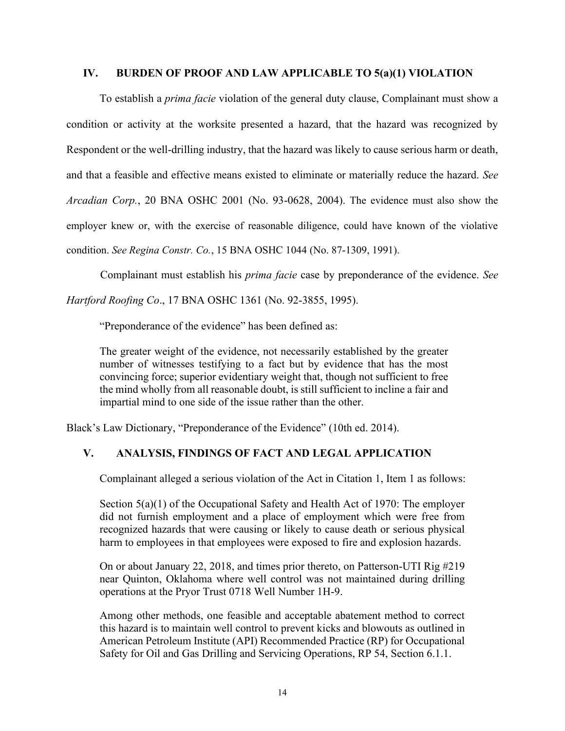## IV. BURDEN OF PROOF AND LAW APPLICABLE TO 5(a)(1) VIOLATION

To establish a *prima facie* violation of the general duty clause, Complainant must show a condition or activity at the worksite presented a hazard, that the hazard was recognized by Respondent or the well-drilling industry, that the hazard was likely to cause serious harm or death, and that a feasible and effective means existed to eliminate or materially reduce the hazard. *See Arcadian Corp.*, 20 BNA OSHC 2001 (No. 93-0628, 2004). The evidence must also show the employer knew or, with the exercise of reasonable diligence, could have known of the violative condition. *See Regina Constr. Co.*, 15 BNA OSHC 1044 (No. 87-1309, 1991).

Complainant must establish his *prima facie* case by preponderance of the evidence. *See Hartford Roofing Co*., 17 BNA OSHC 1361 (No. 92-3855, 1995).

"Preponderance of the evidence" has been defined as:

> The greater weight of the evidence, not necessarily established by the greater number of witnesses testifying to a fact but by evidence that has the most convincing force; superior evidentiary weight that, though not sufficient to free the mind wholly from all reasonable doubt, is still sufficient to incline a fair and impartial mind to one side of the issue rather than the other.

Black's Law Dictionary, "Preponderance of the Evidence" (10th ed. 2014).

## V. ANALYSIS, FINDINGS OF FACT AND LEGAL APPLICATION

Complainant alleged a serious violation of the Act in Citation 1, Item 1 as follows:

> Section 5(a)(1) of the Occupational Safety and Health Act of 1970: The employer did not furnish employment and a place of employment which were free from recognized hazards that were causing or likely to cause death or serious physical harm to employees in that employees were exposed to fire and explosion hazards.
>
> On or about January 22, 2018, and times prior thereto, on Patterson-UTI Rig #219 near Quinton, Oklahoma where well control was not maintained during drilling operations at the Pryor Trust 0718 Well Number 1H-9.
>
> Among other methods, one feasible and acceptable abatement method to correct this hazard is to maintain well control to prevent kicks and blowouts as outlined in American Petroleum Institute (API) Recommended Practice (RP) for Occupational Safety for Oil and Gas Drilling and Servicing Operations, RP 54, Section 6.1.1.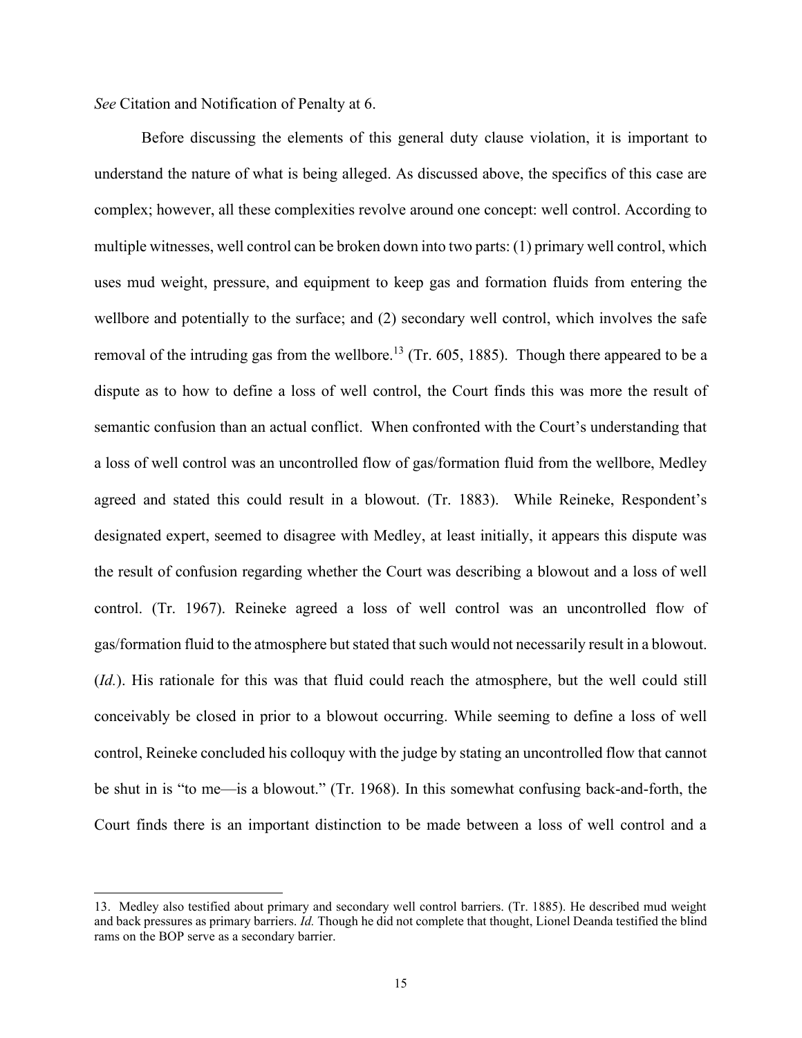*See* Citation and Notification of Penalty at 6.

Before discussing the elements of this general duty clause violation, it is important to understand the nature of what is being alleged. As discussed above, the specifics of this case are complex; however, all these complexities revolve around one concept: well control. According to multiple witnesses, well control can be broken down into two parts: (1) primary well control, which uses mud weight, pressure, and equipment to keep gas and formation fluids from entering the wellbore and potentially to the surface; and (2) secondary well control, which involves the safe removal of the intruding gas from the wellbore.[13] (Tr. 605, 1885). Though there appeared to be a dispute as to how to define a loss of well control, the Court finds this was more the result of semantic confusion than an actual conflict. When confronted with the Court's understanding that a loss of well control was an uncontrolled flow of gas/formation fluid from the wellbore, Medley agreed and stated this could result in a blowout. (Tr. 1883). While Reineke, Respondent's designated expert, seemed to disagree with Medley, at least initially, it appears this dispute was the result of confusion regarding whether the Court was describing a blowout and a loss of well control. (Tr. 1967). Reineke agreed a loss of well control was an uncontrolled flow of gas/formation fluid to the atmosphere but stated that such would not necessarily result in a blowout. (*Id.*). His rationale for this was that fluid could reach the atmosphere, but the well could still conceivably be closed in prior to a blowout occurring. While seeming to define a loss of well control, Reineke concluded his colloquy with the judge by stating an uncontrolled flow that cannot be shut in is "to me—is a blowout." (Tr. 1968). In this somewhat confusing back-and-forth, the Court finds there is an important distinction to be made between a loss of well control and a

---

13. Medley also testified about primary and secondary well control barriers. (Tr. 1885). He described mud weight and back pressures as primary barriers. *Id.* Though he did not complete that thought, Lionel Deanda testified the blind rams on the BOP serve as a secondary barrier.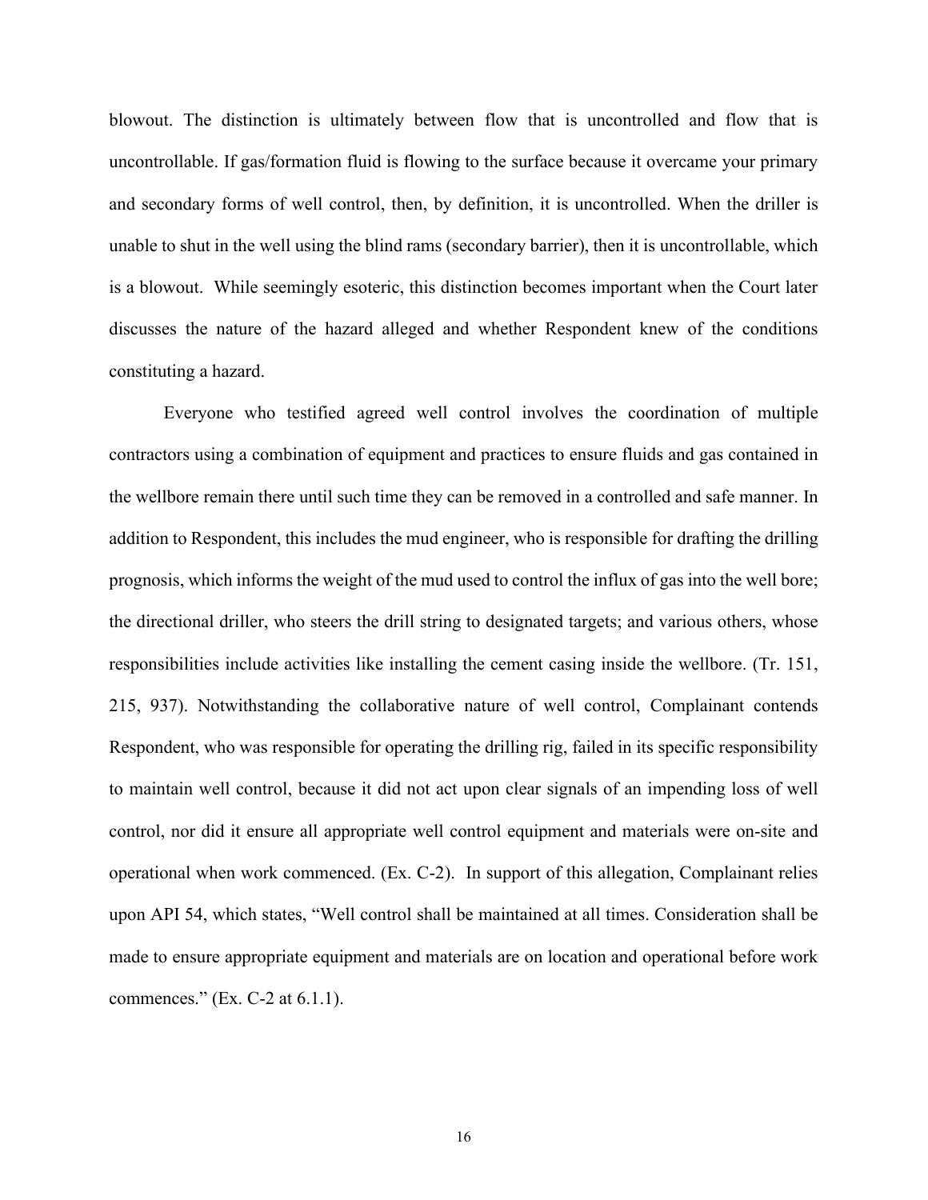blowout. The distinction is ultimately between flow that is uncontrolled and flow that is uncontrollable. If gas/formation fluid is flowing to the surface because it overcame your primary and secondary forms of well control, then, by definition, it is uncontrolled. When the driller is unable to shut in the well using the blind rams (secondary barrier), then it is uncontrollable, which is a blowout. While seemingly esoteric, this distinction becomes important when the Court later discusses the nature of the hazard alleged and whether Respondent knew of the conditions constituting a hazard.

Everyone who testified agreed well control involves the coordination of multiple contractors using a combination of equipment and practices to ensure fluids and gas contained in the wellbore remain there until such time they can be removed in a controlled and safe manner. In addition to Respondent, this includes the mud engineer, who is responsible for drafting the drilling prognosis, which informs the weight of the mud used to control the influx of gas into the well bore; the directional driller, who steers the drill string to designated targets; and various others, whose responsibilities include activities like installing the cement casing inside the wellbore. (Tr. 151, 215, 937). Notwithstanding the collaborative nature of well control, Complainant contends Respondent, who was responsible for operating the drilling rig, failed in its specific responsibility to maintain well control, because it did not act upon clear signals of an impending loss of well control, nor did it ensure all appropriate well control equipment and materials were on-site and operational when work commenced. (Ex. C-2). In support of this allegation, Complainant relies upon API 54, which states, "Well control shall be maintained at all times. Consideration shall be made to ensure appropriate equipment and materials are on location and operational before work commences." (Ex. C-2 at 6.1.1).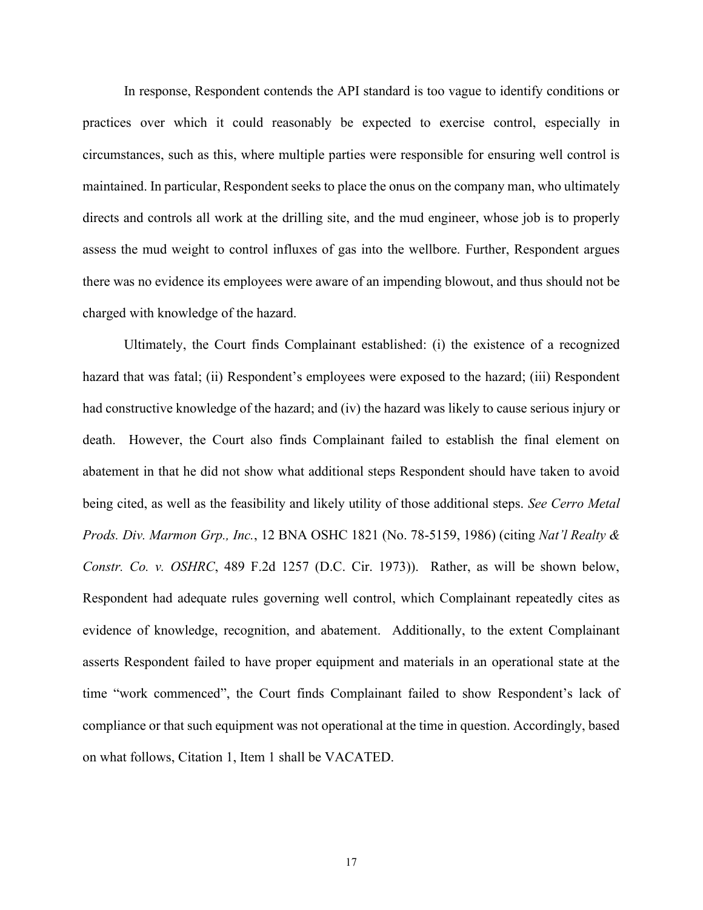In response, Respondent contends the API standard is too vague to identify conditions or practices over which it could reasonably be expected to exercise control, especially in circumstances, such as this, where multiple parties were responsible for ensuring well control is maintained. In particular, Respondent seeks to place the onus on the company man, who ultimately directs and controls all work at the drilling site, and the mud engineer, whose job is to properly assess the mud weight to control influxes of gas into the wellbore. Further, Respondent argues there was no evidence its employees were aware of an impending blowout, and thus should not be charged with knowledge of the hazard.

Ultimately, the Court finds Complainant established: (i) the existence of a recognized hazard that was fatal; (ii) Respondent's employees were exposed to the hazard; (iii) Respondent had constructive knowledge of the hazard; and (iv) the hazard was likely to cause serious injury or death. However, the Court also finds Complainant failed to establish the final element on abatement in that he did not show what additional steps Respondent should have taken to avoid being cited, as well as the feasibility and likely utility of those additional steps. *See Cerro Metal Prods. Div. Marmon Grp., Inc.*, 12 BNA OSHC 1821 (No. 78-5159, 1986) (citing *Nat'l Realty & Constr. Co. v. OSHRC*, 489 F.2d 1257 (D.C. Cir. 1973)). Rather, as will be shown below, Respondent had adequate rules governing well control, which Complainant repeatedly cites as evidence of knowledge, recognition, and abatement. Additionally, to the extent Complainant asserts Respondent failed to have proper equipment and materials in an operational state at the time "work commenced", the Court finds Complainant failed to show Respondent's lack of compliance or that such equipment was not operational at the time in question. Accordingly, based on what follows, Citation 1, Item 1 shall be VACATED.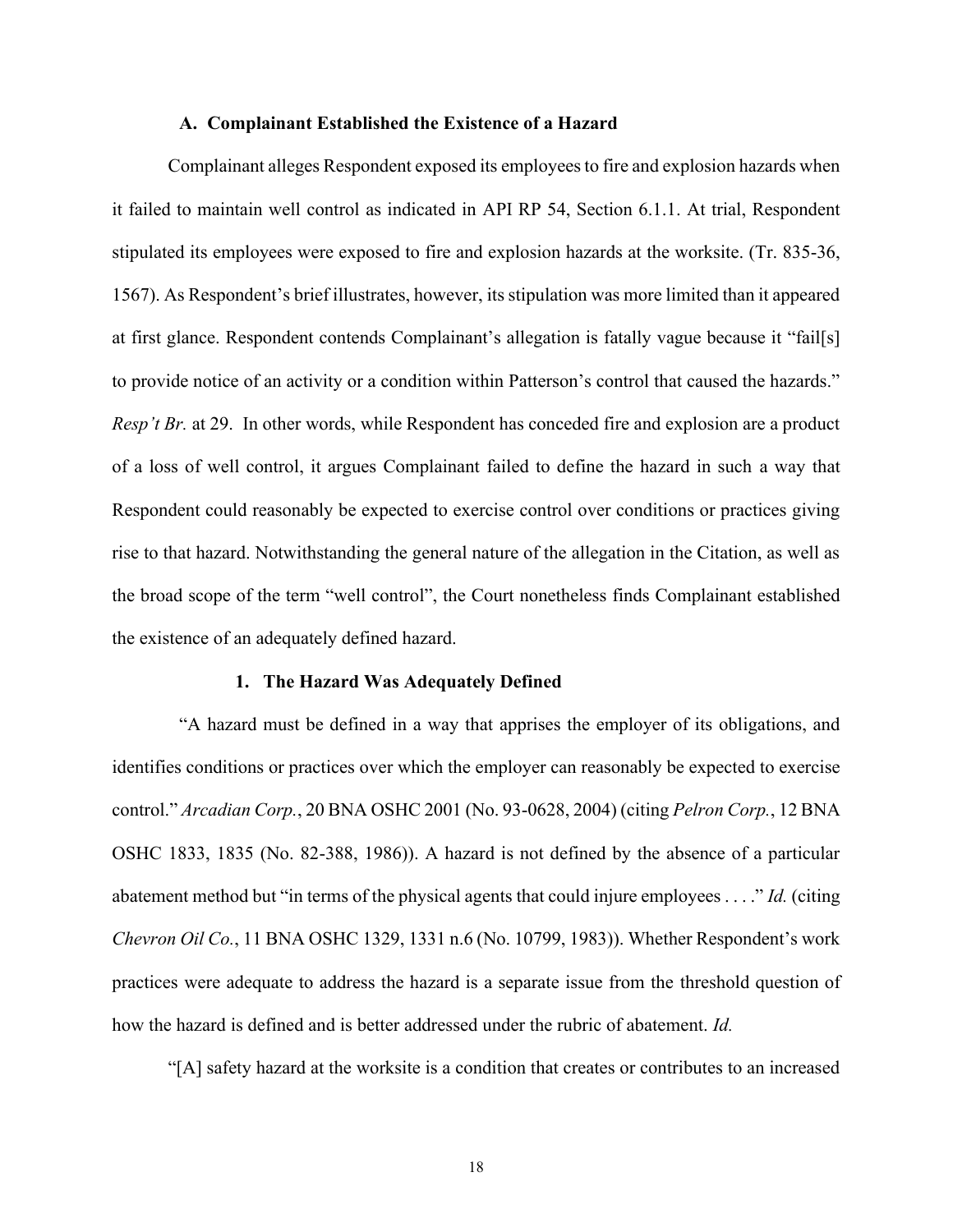### A. Complainant Established the Existence of a Hazard

Complainant alleges Respondent exposed its employees to fire and explosion hazards when it failed to maintain well control as indicated in API RP 54, Section 6.1.1. At trial, Respondent stipulated its employees were exposed to fire and explosion hazards at the worksite. (Tr. 835-36, 1567). As Respondent's brief illustrates, however, its stipulation was more limited than it appeared at first glance. Respondent contends Complainant's allegation is fatally vague because it "fail[s] to provide notice of an activity or a condition within Patterson's control that caused the hazards." *Resp't Br.* at 29. In other words, while Respondent has conceded fire and explosion are a product of a loss of well control, it argues Complainant failed to define the hazard in such a way that Respondent could reasonably be expected to exercise control over conditions or practices giving rise to that hazard. Notwithstanding the general nature of the allegation in the Citation, as well as the broad scope of the term "well control", the Court nonetheless finds Complainant established the existence of an adequately defined hazard.

#### 1. The Hazard Was Adequately Defined

"A hazard must be defined in a way that apprises the employer of its obligations, and identifies conditions or practices over which the employer can reasonably be expected to exercise control." *Arcadian Corp.*, 20 BNA OSHC 2001 (No. 93-0628, 2004) (citing *Pelron Corp.*, 12 BNA OSHC 1833, 1835 (No. 82-388, 1986)). A hazard is not defined by the absence of a particular abatement method but "in terms of the physical agents that could injure employees . . . ." *Id.* (citing *Chevron Oil Co.*, 11 BNA OSHC 1329, 1331 n.6 (No. 10799, 1983)). Whether Respondent's work practices were adequate to address the hazard is a separate issue from the threshold question of how the hazard is defined and is better addressed under the rubric of abatement. *Id.*

"[A] safety hazard at the worksite is a condition that creates or contributes to an increased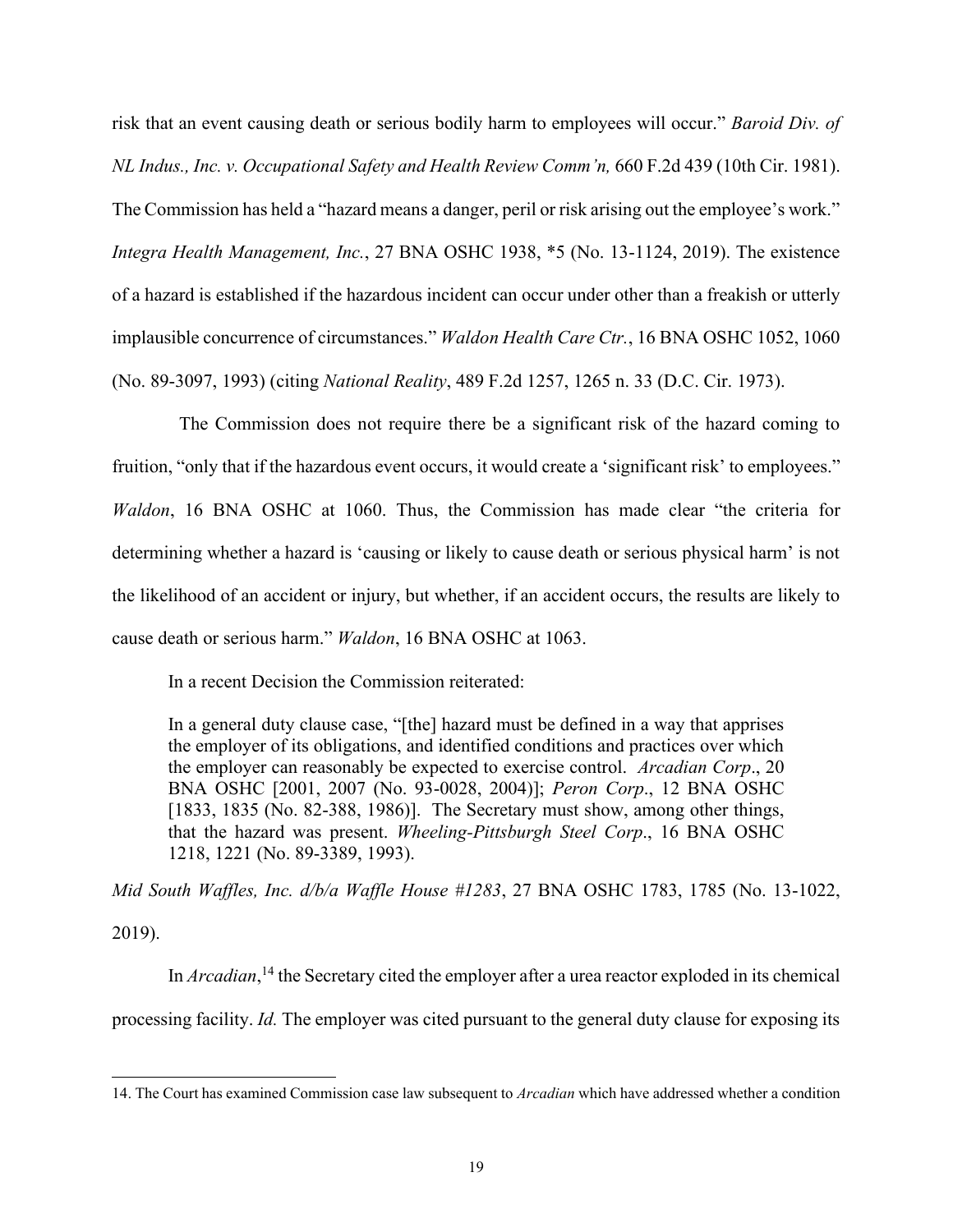risk that an event causing death or serious bodily harm to employees will occur." *Baroid Div. of NL Indus., Inc. v. Occupational Safety and Health Review Comm'n,* 660 F.2d 439 (10th Cir. 1981). The Commission has held a "hazard means a danger, peril or risk arising out the employee's work." *Integra Health Management, Inc.*, 27 BNA OSHC 1938, *5 (No. 13-1124, 2019). The existence of a hazard is established if the hazardous incident can occur under other than a freakish or utterly implausible concurrence of circumstances." *Waldon Health Care Ctr.*, 16 BNA OSHC 1052, 1060 (No. 89-3097, 1993) (citing *National Reality*, 489 F.2d 1257, 1265 n. 33 (D.C. Cir. 1973).

The Commission does not require there be a significant risk of the hazard coming to fruition, "only that if the hazardous event occurs, it would create a 'significant risk' to employees." *Waldon*, 16 BNA OSHC at 1060. Thus, the Commission has made clear "the criteria for determining whether a hazard is 'causing or likely to cause death or serious physical harm' is not the likelihood of an accident or injury, but whether, if an accident occurs, the results are likely to cause death or serious harm." *Waldon*, 16 BNA OSHC at 1063.

In a recent Decision the Commission reiterated:

> In a general duty clause case, "[the] hazard must be defined in a way that apprises the employer of its obligations, and identified conditions and practices over which the employer can reasonably be expected to exercise control. *Arcadian Corp*., 20 BNA OSHC [2001, 2007 (No. 93-0028, 2004)]; *Peron Corp*., 12 BNA OSHC [1833, 1835 (No. 82-388, 1986)]. The Secretary must show, among other things, that the hazard was present. *Wheeling-Pittsburgh Steel Corp*., 16 BNA OSHC 1218, 1221 (No. 89-3389, 1993).

*Mid South Waffles, Inc. d/b/a Waffle House #1283*, 27 BNA OSHC 1783, 1785 (No. 13-1022, 2019).

In *Arcadian*,[14] the Secretary cited the employer after a urea reactor exploded in its chemical processing facility. *Id.* The employer was cited pursuant to the general duty clause for exposing its

14. The Court has examined Commission case law subsequent to *Arcadian* which have addressed whether a condition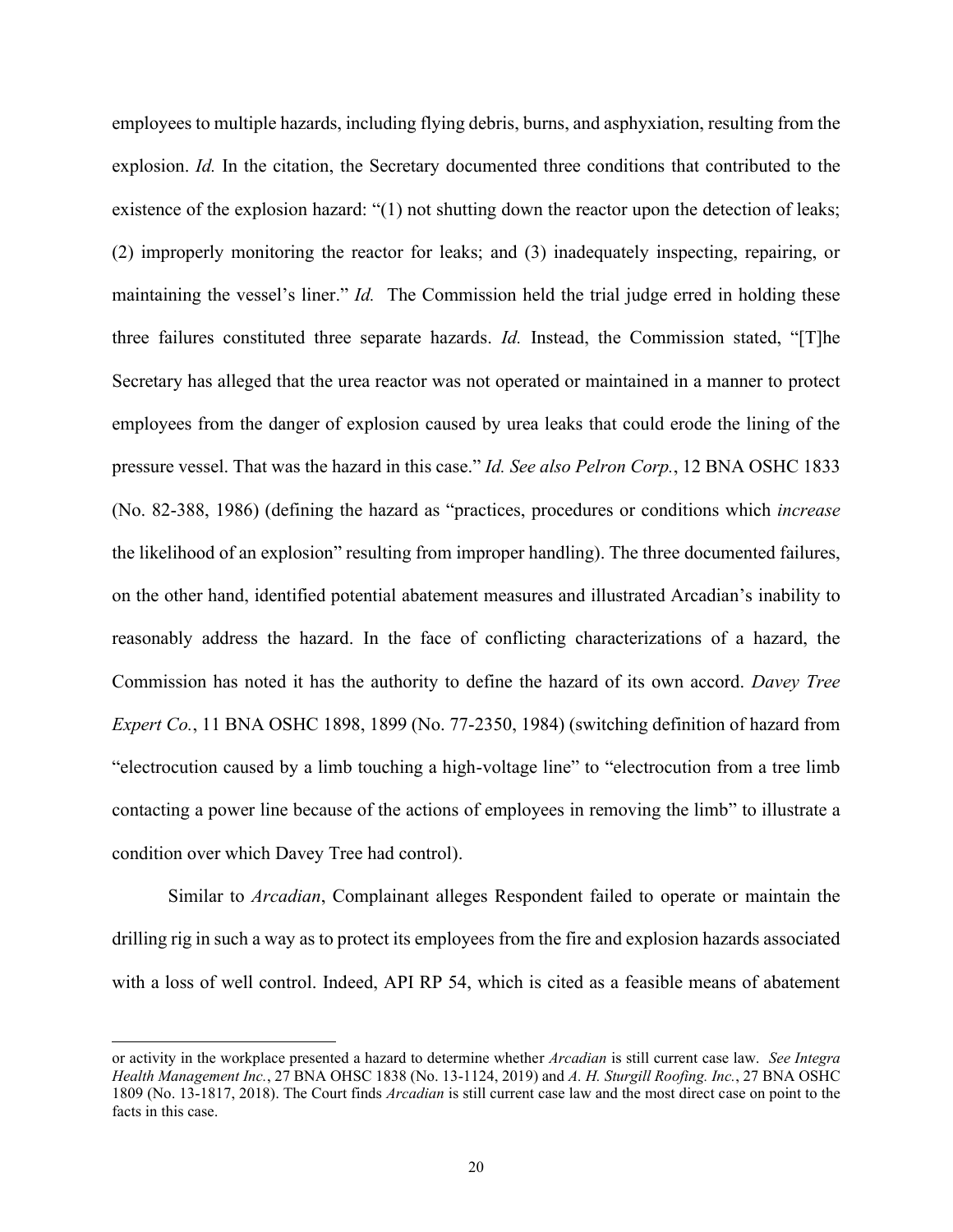employees to multiple hazards, including flying debris, burns, and asphyxiation, resulting from the explosion. *Id.* In the citation, the Secretary documented three conditions that contributed to the existence of the explosion hazard: "(1) not shutting down the reactor upon the detection of leaks; (2) improperly monitoring the reactor for leaks; and (3) inadequately inspecting, repairing, or maintaining the vessel's liner." *Id.* The Commission held the trial judge erred in holding these three failures constituted three separate hazards. *Id.* Instead, the Commission stated, "[T]he Secretary has alleged that the urea reactor was not operated or maintained in a manner to protect employees from the danger of explosion caused by urea leaks that could erode the lining of the pressure vessel. That was the hazard in this case." *Id. See also Pelron Corp.*, 12 BNA OSHC 1833 (No. 82-388, 1986) (defining the hazard as "practices, procedures or conditions which *increase* the likelihood of an explosion" resulting from improper handling). The three documented failures, on the other hand, identified potential abatement measures and illustrated Arcadian's inability to reasonably address the hazard. In the face of conflicting characterizations of a hazard, the Commission has noted it has the authority to define the hazard of its own accord. *Davey Tree Expert Co.*, 11 BNA OSHC 1898, 1899 (No. 77-2350, 1984) (switching definition of hazard from "electrocution caused by a limb touching a high-voltage line" to "electrocution from a tree limb contacting a power line because of the actions of employees in removing the limb" to illustrate a condition over which Davey Tree had control).

Similar to *Arcadian*, Complainant alleges Respondent failed to operate or maintain the drilling rig in such a way as to protect its employees from the fire and explosion hazards associated with a loss of well control. Indeed, API RP 54, which is cited as a feasible means of abatement

---

or activity in the workplace presented a hazard to determine whether *Arcadian* is still current case law. *See Integra Health Management Inc.*, 27 BNA OHSC 1838 (No. 13-1124, 2019) and *A. H. Sturgill Roofing. Inc.*, 27 BNA OSHC 1809 (No. 13-1817, 2018). The Court finds *Arcadian* is still current case law and the most direct case on point to the facts in this case.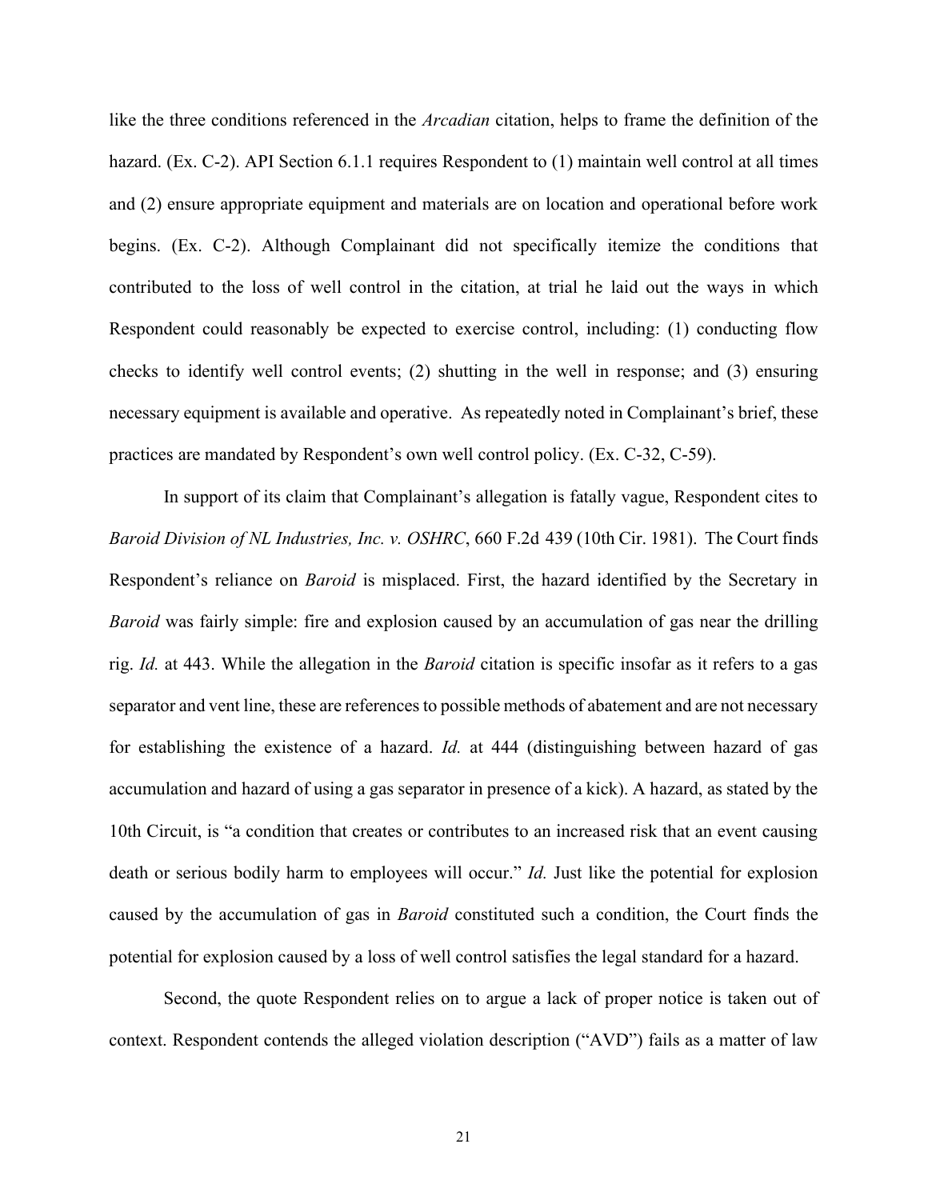like the three conditions referenced in the *Arcadian* citation, helps to frame the definition of the hazard. (Ex. C-2). API Section 6.1.1 requires Respondent to (1) maintain well control at all times and (2) ensure appropriate equipment and materials are on location and operational before work begins. (Ex. C-2). Although Complainant did not specifically itemize the conditions that contributed to the loss of well control in the citation, at trial he laid out the ways in which Respondent could reasonably be expected to exercise control, including: (1) conducting flow checks to identify well control events; (2) shutting in the well in response; and (3) ensuring necessary equipment is available and operative. As repeatedly noted in Complainant's brief, these practices are mandated by Respondent's own well control policy. (Ex. C-32, C-59).

In support of its claim that Complainant's allegation is fatally vague, Respondent cites to *Baroid Division of NL Industries, Inc. v. OSHRC*, 660 F.2d 439 (10th Cir. 1981). The Court finds Respondent's reliance on *Baroid* is misplaced. First, the hazard identified by the Secretary in *Baroid* was fairly simple: fire and explosion caused by an accumulation of gas near the drilling rig. *Id.* at 443. While the allegation in the *Baroid* citation is specific insofar as it refers to a gas separator and vent line, these are references to possible methods of abatement and are not necessary for establishing the existence of a hazard. *Id.* at 444 (distinguishing between hazard of gas accumulation and hazard of using a gas separator in presence of a kick). A hazard, as stated by the 10th Circuit, is "a condition that creates or contributes to an increased risk that an event causing death or serious bodily harm to employees will occur." *Id.* Just like the potential for explosion caused by the accumulation of gas in *Baroid* constituted such a condition, the Court finds the potential for explosion caused by a loss of well control satisfies the legal standard for a hazard.

Second, the quote Respondent relies on to argue a lack of proper notice is taken out of context. Respondent contends the alleged violation description ("AVD") fails as a matter of law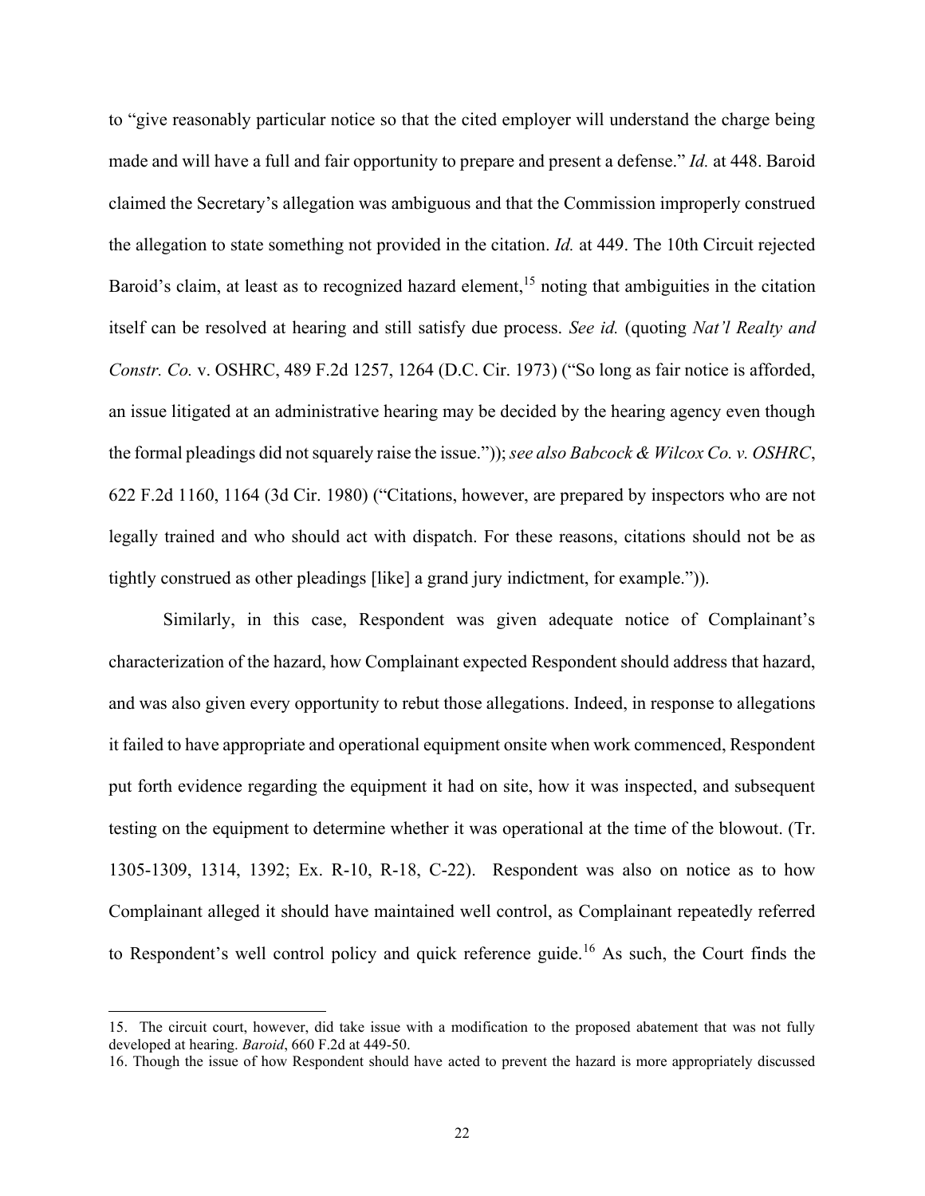to "give reasonably particular notice so that the cited employer will understand the charge being made and will have a full and fair opportunity to prepare and present a defense." *Id.* at 448. Baroid claimed the Secretary's allegation was ambiguous and that the Commission improperly construed the allegation to state something not provided in the citation. *Id.* at 449. The 10th Circuit rejected Baroid's claim, at least as to recognized hazard element,[15] noting that ambiguities in the citation itself can be resolved at hearing and still satisfy due process. *See id.* (quoting *Nat'l Realty and Constr. Co.* v. OSHRC, 489 F.2d 1257, 1264 (D.C. Cir. 1973) ("So long as fair notice is afforded, an issue litigated at an administrative hearing may be decided by the hearing agency even though the formal pleadings did not squarely raise the issue.")); *see also Babcock & Wilcox Co. v. OSHRC*, 622 F.2d 1160, 1164 (3d Cir. 1980) ("Citations, however, are prepared by inspectors who are not legally trained and who should act with dispatch. For these reasons, citations should not be as tightly construed as other pleadings [like] a grand jury indictment, for example.")).

Similarly, in this case, Respondent was given adequate notice of Complainant's characterization of the hazard, how Complainant expected Respondent should address that hazard, and was also given every opportunity to rebut those allegations. Indeed, in response to allegations it failed to have appropriate and operational equipment onsite when work commenced, Respondent put forth evidence regarding the equipment it had on site, how it was inspected, and subsequent testing on the equipment to determine whether it was operational at the time of the blowout. (Tr. 1305-1309, 1314, 1392; Ex. R-10, R-18, C-22). Respondent was also on notice as to how Complainant alleged it should have maintained well control, as Complainant repeatedly referred to Respondent's well control policy and quick reference guide.[16] As such, the Court finds the

---

15. The circuit court, however, did take issue with a modification to the proposed abatement that was not fully developed at hearing. *Baroid*, 660 F.2d at 449-50.

16. Though the issue of how Respondent should have acted to prevent the hazard is more appropriately discussed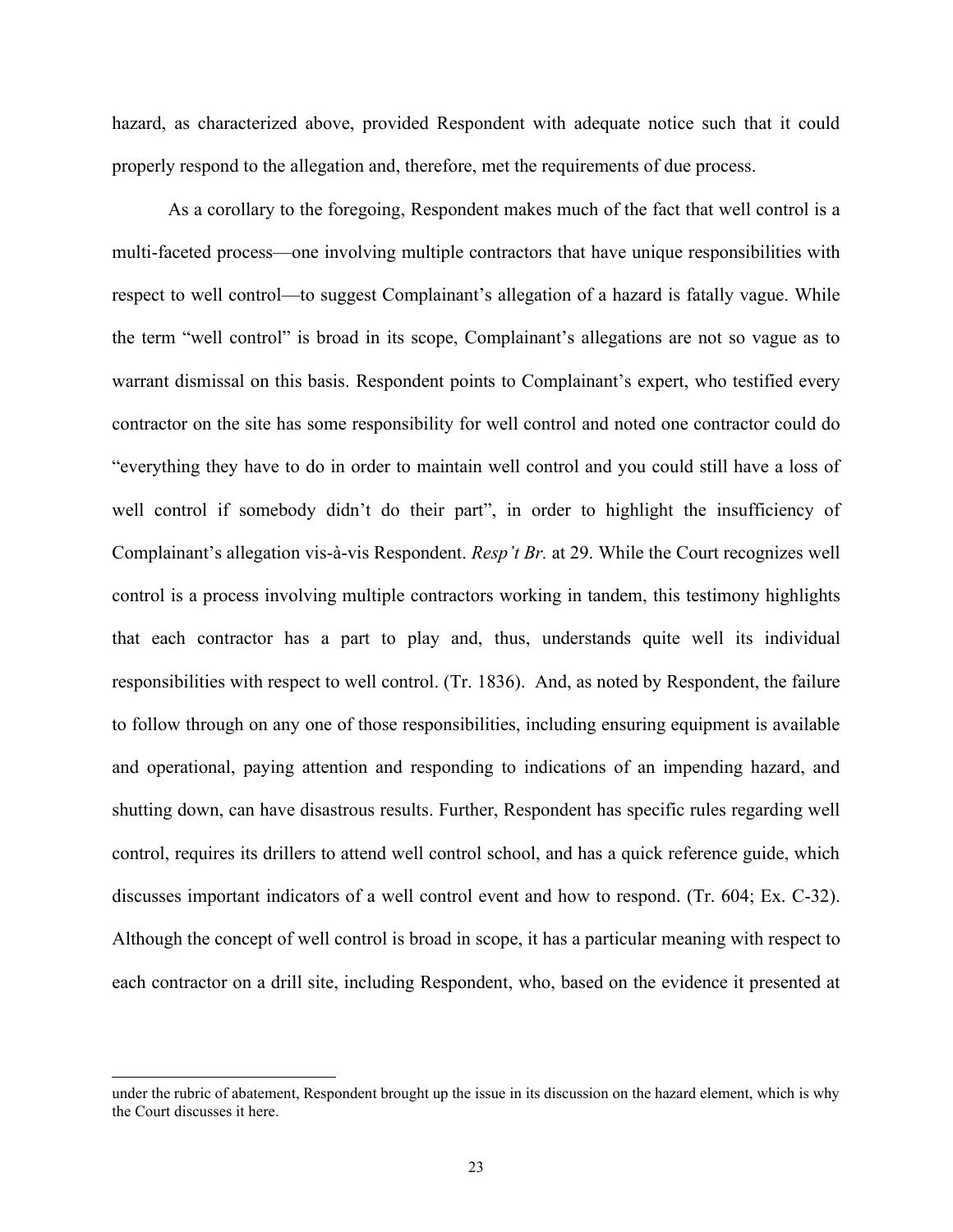hazard, as characterized above, provided Respondent with adequate notice such that it could properly respond to the allegation and, therefore, met the requirements of due process.

As a corollary to the foregoing, Respondent makes much of the fact that well control is a multi-faceted process—one involving multiple contractors that have unique responsibilities with respect to well control—to suggest Complainant's allegation of a hazard is fatally vague. While the term "well control" is broad in its scope, Complainant's allegations are not so vague as to warrant dismissal on this basis. Respondent points to Complainant's expert, who testified every contractor on the site has some responsibility for well control and noted one contractor could do "everything they have to do in order to maintain well control and you could still have a loss of well control if somebody didn't do their part", in order to highlight the insufficiency of Complainant's allegation vis-à-vis Respondent. *Resp't Br.* at 29. While the Court recognizes well control is a process involving multiple contractors working in tandem, this testimony highlights that each contractor has a part to play and, thus, understands quite well its individual responsibilities with respect to well control. (Tr. 1836). And, as noted by Respondent, the failure to follow through on any one of those responsibilities, including ensuring equipment is available and operational, paying attention and responding to indications of an impending hazard, and shutting down, can have disastrous results. Further, Respondent has specific rules regarding well control, requires its drillers to attend well control school, and has a quick reference guide, which discusses important indicators of a well control event and how to respond. (Tr. 604; Ex. C-32). Although the concept of well control is broad in scope, it has a particular meaning with respect to each contractor on a drill site, including Respondent, who, based on the evidence it presented at

---

under the rubric of abatement, Respondent brought up the issue in its discussion on the hazard element, which is why the Court discusses it here.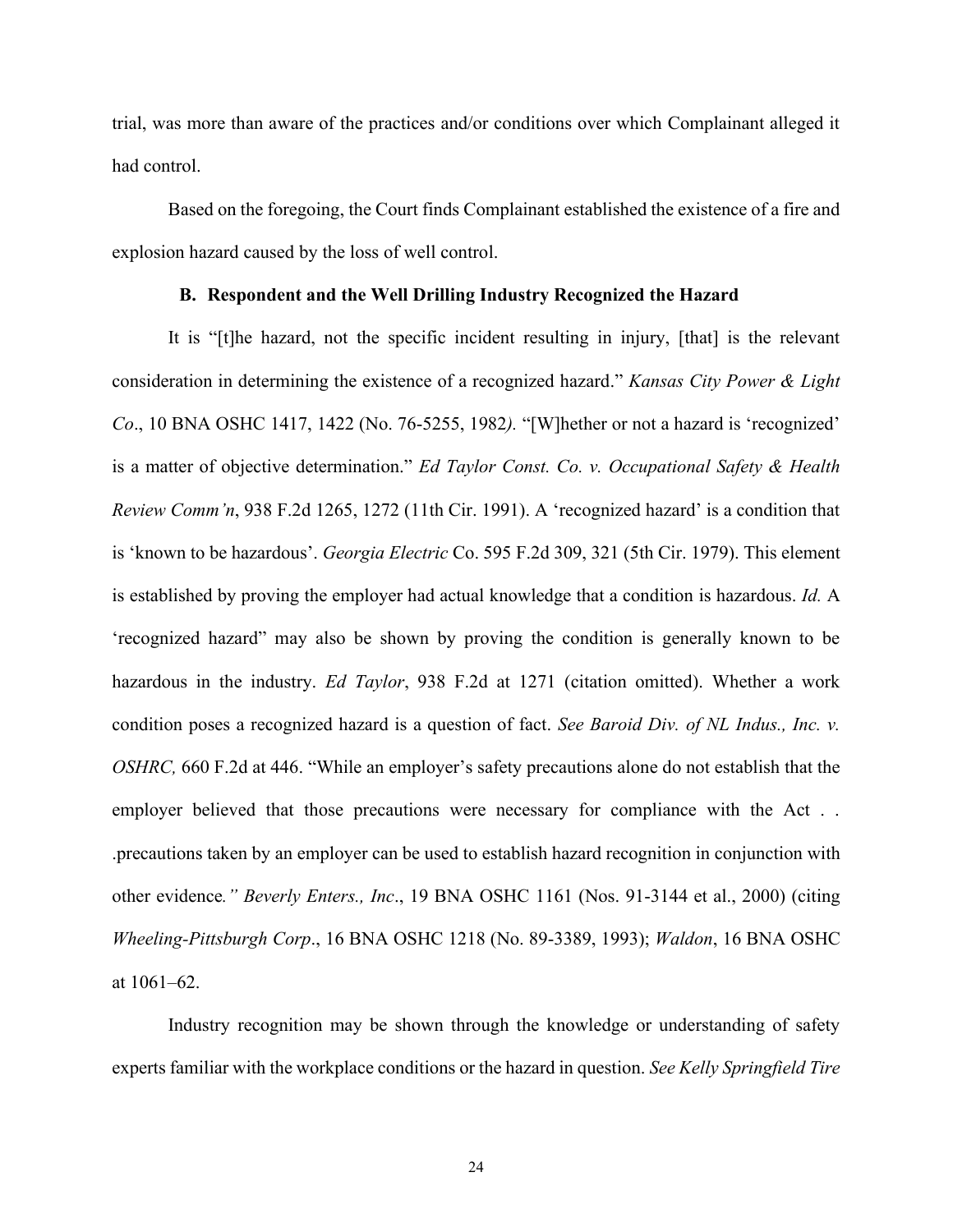trial, was more than aware of the practices and/or conditions over which Complainant alleged it had control.

Based on the foregoing, the Court finds Complainant established the existence of a fire and explosion hazard caused by the loss of well control.

### B. Respondent and the Well Drilling Industry Recognized the Hazard

It is "[t]he hazard, not the specific incident resulting in injury, [that] is the relevant consideration in determining the existence of a recognized hazard." *Kansas City Power & Light Co*., 10 BNA OSHC 1417, 1422 (No. 76-5255, 1982*).* "[W]hether or not a hazard is 'recognized' is a matter of objective determination." *Ed Taylor Const. Co. v. Occupational Safety & Health Review Comm'n*, 938 F.2d 1265, 1272 (11th Cir. 1991). A 'recognized hazard' is a condition that is 'known to be hazardous'. *Georgia Electric* Co. 595 F.2d 309, 321 (5th Cir. 1979). This element is established by proving the employer had actual knowledge that a condition is hazardous. *Id.* A 'recognized hazard" may also be shown by proving the condition is generally known to be hazardous in the industry. *Ed Taylor*, 938 F.2d at 1271 (citation omitted). Whether a work condition poses a recognized hazard is a question of fact. *See Baroid Div. of NL Indus., Inc. v. OSHRC,* 660 F.2d at 446. "While an employer's safety precautions alone do not establish that the employer believed that those precautions were necessary for compliance with the Act . . .precautions taken by an employer can be used to establish hazard recognition in conjunction with other evidence*." Beverly Enters., Inc*., 19 BNA OSHC 1161 (Nos. 91-3144 et al., 2000) (citing *Wheeling-Pittsburgh Corp*., 16 BNA OSHC 1218 (No. 89-3389, 1993); *Waldon*, 16 BNA OSHC at 1061–62.

Industry recognition may be shown through the knowledge or understanding of safety experts familiar with the workplace conditions or the hazard in question. *See Kelly Springfield Tire*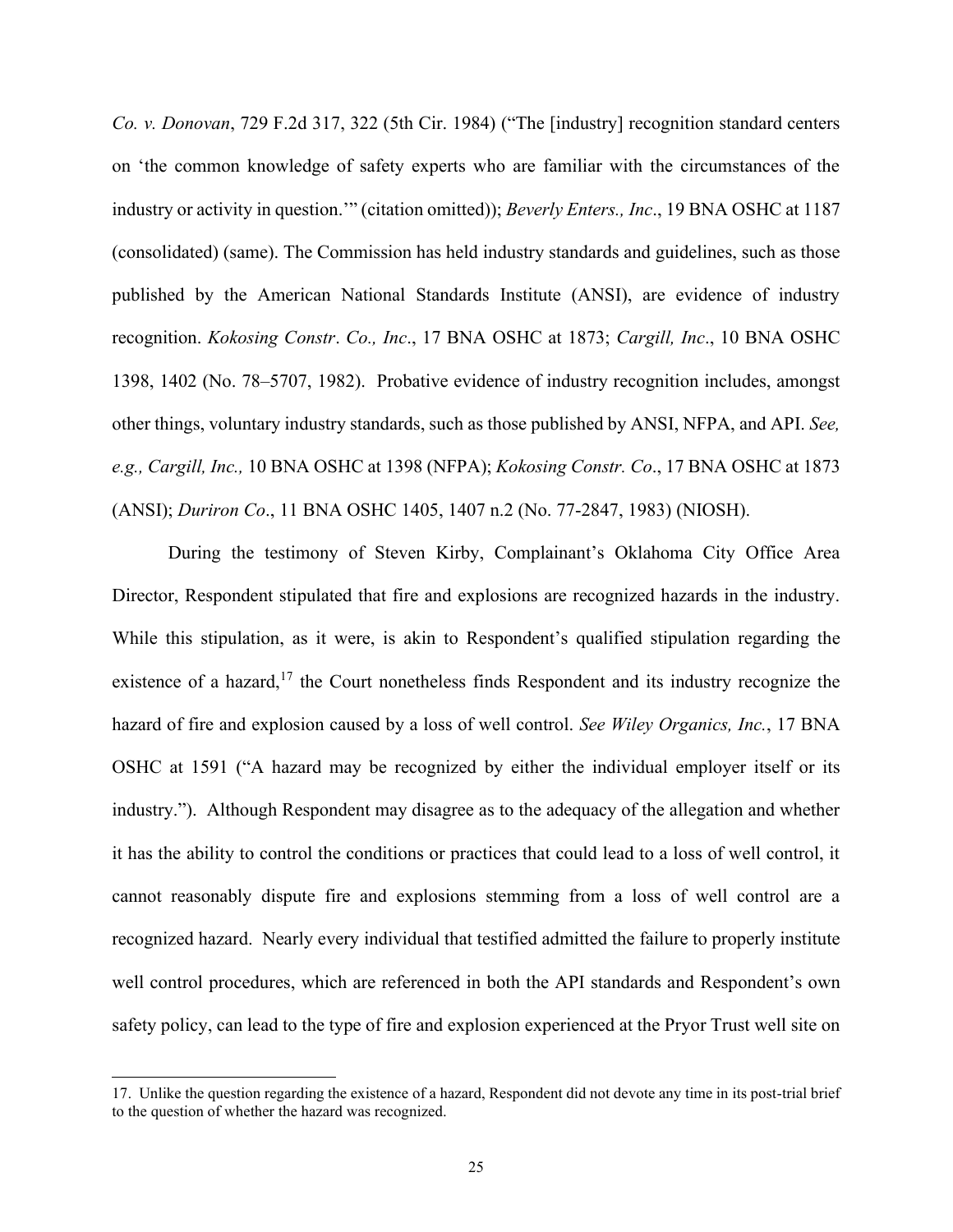*Co. v. Donovan*, 729 F.2d 317, 322 (5th Cir. 1984) ("The [industry] recognition standard centers on 'the common knowledge of safety experts who are familiar with the circumstances of the industry or activity in question.'" (citation omitted)); *Beverly Enters., Inc*., 19 BNA OSHC at 1187 (consolidated) (same). The Commission has held industry standards and guidelines, such as those published by the American National Standards Institute (ANSI), are evidence of industry recognition. *Kokosing Constr. Co., Inc*., 17 BNA OSHC at 1873; *Cargill, Inc*., 10 BNA OSHC 1398, 1402 (No. 78–5707, 1982). Probative evidence of industry recognition includes, amongst other things, voluntary industry standards, such as those published by ANSI, NFPA, and API. *See, e.g., Cargill, Inc.,* 10 BNA OSHC at 1398 (NFPA); *Kokosing Constr. Co*., 17 BNA OSHC at 1873 (ANSI); *Duriron Co*., 11 BNA OSHC 1405, 1407 n.2 (No. 77-2847, 1983) (NIOSH).

During the testimony of Steven Kirby, Complainant's Oklahoma City Office Area Director, Respondent stipulated that fire and explosions are recognized hazards in the industry. While this stipulation, as it were, is akin to Respondent's qualified stipulation regarding the existence of a hazard,[17] the Court nonetheless finds Respondent and its industry recognize the hazard of fire and explosion caused by a loss of well control. *See Wiley Organics, Inc.*, 17 BNA OSHC at 1591 ("A hazard may be recognized by either the individual employer itself or its industry."). Although Respondent may disagree as to the adequacy of the allegation and whether it has the ability to control the conditions or practices that could lead to a loss of well control, it cannot reasonably dispute fire and explosions stemming from a loss of well control are a recognized hazard. Nearly every individual that testified admitted the failure to properly institute well control procedures, which are referenced in both the API standards and Respondent's own safety policy, can lead to the type of fire and explosion experienced at the Pryor Trust well site on

17. Unlike the question regarding the existence of a hazard, Respondent did not devote any time in its post-trial brief to the question of whether the hazard was recognized.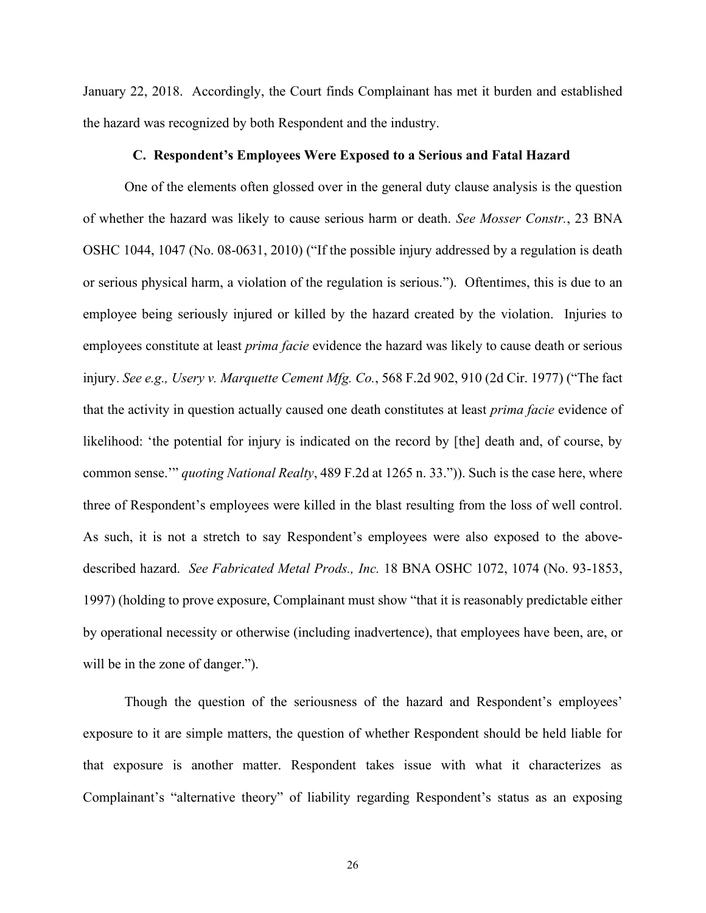January 22, 2018. Accordingly, the Court finds Complainant has met it burden and established the hazard was recognized by both Respondent and the industry.

### C. Respondent's Employees Were Exposed to a Serious and Fatal Hazard

One of the elements often glossed over in the general duty clause analysis is the question of whether the hazard was likely to cause serious harm or death. *See Mosser Constr.*, 23 BNA OSHC 1044, 1047 (No. 08-0631, 2010) ("If the possible injury addressed by a regulation is death or serious physical harm, a violation of the regulation is serious."). Oftentimes, this is due to an employee being seriously injured or killed by the hazard created by the violation. Injuries to employees constitute at least *prima facie* evidence the hazard was likely to cause death or serious injury. *See e.g., Usery v. Marquette Cement Mfg. Co.*, 568 F.2d 902, 910 (2d Cir. 1977) ("The fact that the activity in question actually caused one death constitutes at least *prima facie* evidence of likelihood: 'the potential for injury is indicated on the record by [the] death and, of course, by common sense.'" *quoting National Realty*, 489 F.2d at 1265 n. 33.")). Such is the case here, where three of Respondent's employees were killed in the blast resulting from the loss of well control. As such, it is not a stretch to say Respondent's employees were also exposed to the above-described hazard. *See Fabricated Metal Prods., Inc.* 18 BNA OSHC 1072, 1074 (No. 93-1853, 1997) (holding to prove exposure, Complainant must show "that it is reasonably predictable either by operational necessity or otherwise (including inadvertence), that employees have been, are, or will be in the zone of danger.").

Though the question of the seriousness of the hazard and Respondent's employees' exposure to it are simple matters, the question of whether Respondent should be held liable for that exposure is another matter. Respondent takes issue with what it characterizes as Complainant's "alternative theory" of liability regarding Respondent's status as an exposing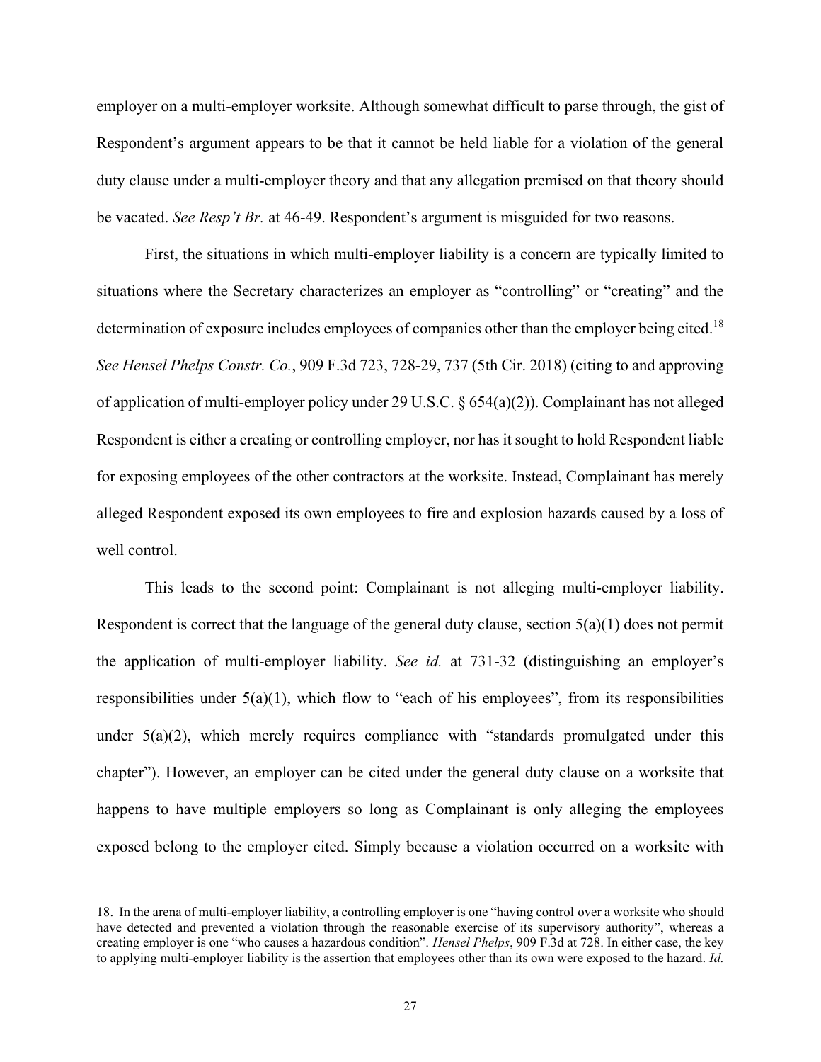employer on a multi-employer worksite. Although somewhat difficult to parse through, the gist of Respondent's argument appears to be that it cannot be held liable for a violation of the general duty clause under a multi-employer theory and that any allegation premised on that theory should be vacated. *See Resp't Br.* at 46-49. Respondent's argument is misguided for two reasons.

First, the situations in which multi-employer liability is a concern are typically limited to situations where the Secretary characterizes an employer as "controlling" or "creating" and the determination of exposure includes employees of companies other than the employer being cited.[18] *See Hensel Phelps Constr. Co.*, 909 F.3d 723, 728-29, 737 (5th Cir. 2018) (citing to and approving of application of multi-employer policy under 29 U.S.C. § 654(a)(2)). Complainant has not alleged Respondent is either a creating or controlling employer, nor has it sought to hold Respondent liable for exposing employees of the other contractors at the worksite. Instead, Complainant has merely alleged Respondent exposed its own employees to fire and explosion hazards caused by a loss of well control.

This leads to the second point: Complainant is not alleging multi-employer liability. Respondent is correct that the language of the general duty clause, section 5(a)(1) does not permit the application of multi-employer liability. *See id.* at 731-32 (distinguishing an employer's responsibilities under 5(a)(1), which flow to "each of his employees", from its responsibilities under 5(a)(2), which merely requires compliance with "standards promulgated under this chapter"). However, an employer can be cited under the general duty clause on a worksite that happens to have multiple employers so long as Complainant is only alleging the employees exposed belong to the employer cited. Simply because a violation occurred on a worksite with

---

18. In the arena of multi-employer liability, a controlling employer is one "having control over a worksite who should have detected and prevented a violation through the reasonable exercise of its supervisory authority", whereas a creating employer is one "who causes a hazardous condition". *Hensel Phelps*, 909 F.3d at 728. In either case, the key to applying multi-employer liability is the assertion that employees other than its own were exposed to the hazard. *Id.*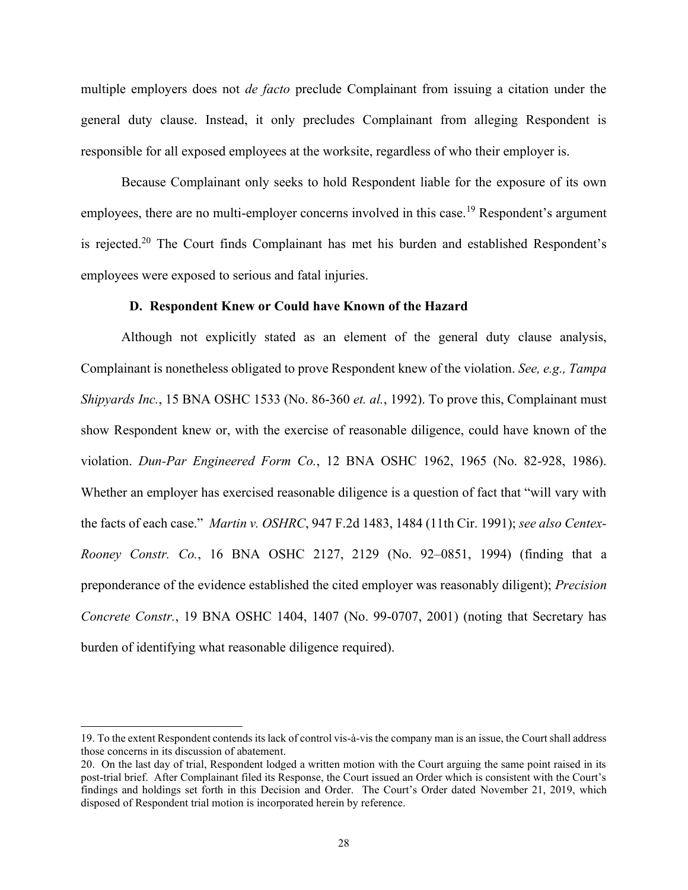multiple employers does not *de facto* preclude Complainant from issuing a citation under the general duty clause. Instead, it only precludes Complainant from alleging Respondent is responsible for all exposed employees at the worksite, regardless of who their employer is.

Because Complainant only seeks to hold Respondent liable for the exposure of its own employees, there are no multi-employer concerns involved in this case.[19] Respondent's argument is rejected.[20] The Court finds Complainant has met his burden and established Respondent's employees were exposed to serious and fatal injuries.

### D. Respondent Knew or Could have Known of the Hazard

Although not explicitly stated as an element of the general duty clause analysis, Complainant is nonetheless obligated to prove Respondent knew of the violation. *See, e.g., Tampa Shipyards Inc.*, 15 BNA OSHC 1533 (No. 86-360 *et. al.*, 1992). To prove this, Complainant must show Respondent knew or, with the exercise of reasonable diligence, could have known of the violation. *Dun-Par Engineered Form Co.*, 12 BNA OSHC 1962, 1965 (No. 82-928, 1986). Whether an employer has exercised reasonable diligence is a question of fact that "will vary with the facts of each case." *Martin v. OSHRC*, 947 F.2d 1483, 1484 (11th Cir. 1991); *see also Centex-Rooney Constr. Co.*, 16 BNA OSHC 2127, 2129 (No. 92–0851, 1994) (finding that a preponderance of the evidence established the cited employer was reasonably diligent); *Precision Concrete Constr.*, 19 BNA OSHC 1404, 1407 (No. 99-0707, 2001) (noting that Secretary has burden of identifying what reasonable diligence required).

---

19. To the extent Respondent contends its lack of control vis-à-vis the company man is an issue, the Court shall address those concerns in its discussion of abatement.

20. On the last day of trial, Respondent lodged a written motion with the Court arguing the same point raised in its post-trial brief. After Complainant filed its Response, the Court issued an Order which is consistent with the Court's findings and holdings set forth in this Decision and Order. The Court's Order dated November 21, 2019, which disposed of Respondent trial motion is incorporated herein by reference.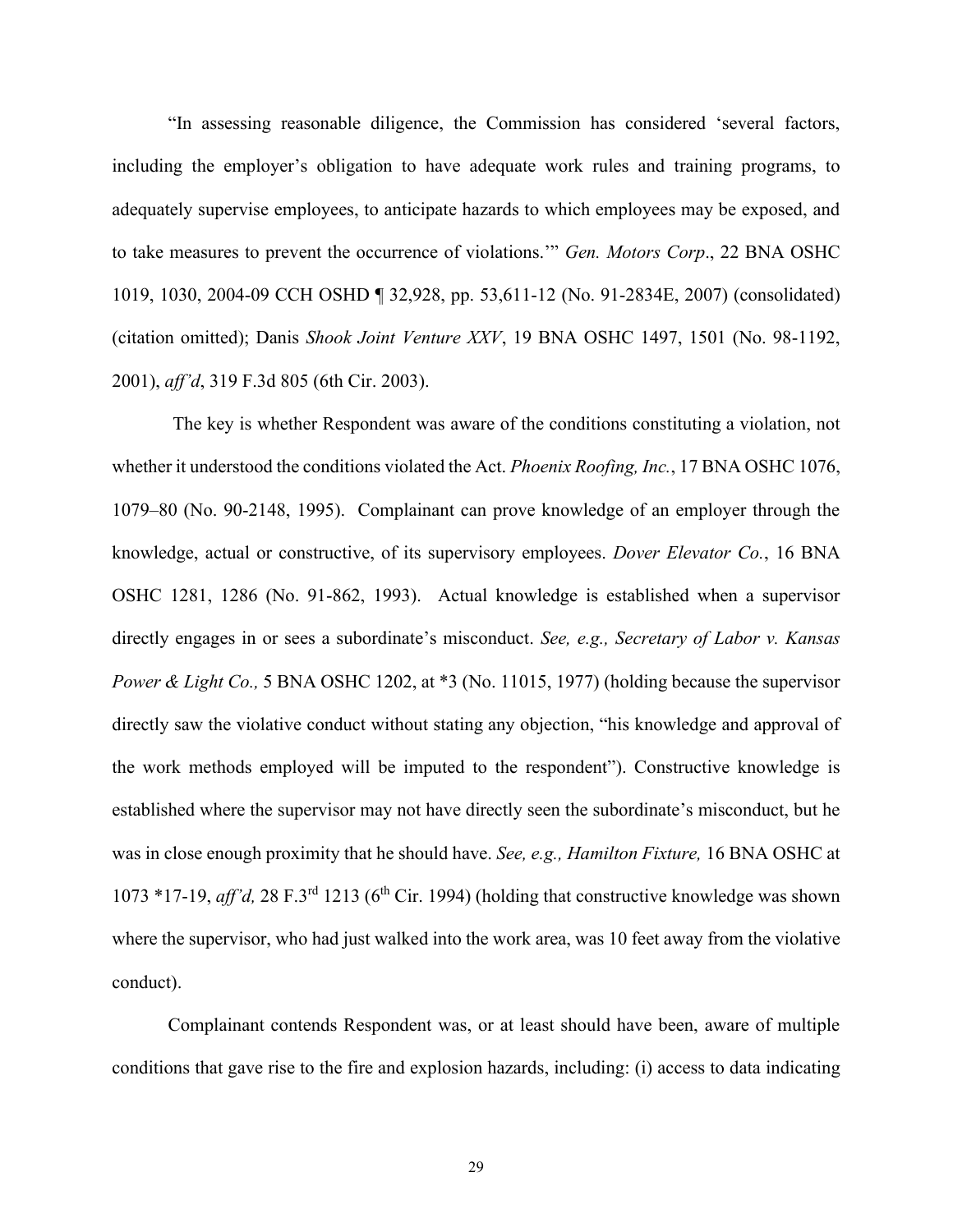"In assessing reasonable diligence, the Commission has considered 'several factors, including the employer's obligation to have adequate work rules and training programs, to adequately supervise employees, to anticipate hazards to which employees may be exposed, and to take measures to prevent the occurrence of violations.'" *Gen. Motors Corp*., 22 BNA OSHC 1019, 1030, 2004-09 CCH OSHD ¶ 32,928, pp. 53,611-12 (No. 91-2834E, 2007) (consolidated) (citation omitted); Danis *Shook Joint Venture XXV*, 19 BNA OSHC 1497, 1501 (No. 98-1192, 2001), *aff'd*, 319 F.3d 805 (6th Cir. 2003).

The key is whether Respondent was aware of the conditions constituting a violation, not whether it understood the conditions violated the Act. *Phoenix Roofing, Inc.*, 17 BNA OSHC 1076, 1079–80 (No. 90-2148, 1995). Complainant can prove knowledge of an employer through the knowledge, actual or constructive, of its supervisory employees. *Dover Elevator Co.*, 16 BNA OSHC 1281, 1286 (No. 91-862, 1993). Actual knowledge is established when a supervisor directly engages in or sees a subordinate's misconduct. *See, e.g., Secretary of Labor v. Kansas Power & Light Co.,* 5 BNA OSHC 1202, at *3 (No. 11015, 1977) (holding because the supervisor directly saw the violative conduct without stating any objection, "his knowledge and approval of the work methods employed will be imputed to the respondent"). Constructive knowledge is established where the supervisor may not have directly seen the subordinate's misconduct, but he was in close enough proximity that he should have. *See, e.g., Hamilton Fixture,* 16 BNA OSHC at 1073 *17-19, *aff'd,* 28 F.3rd 1213 (6th Cir. 1994) (holding that constructive knowledge was shown where the supervisor, who had just walked into the work area, was 10 feet away from the violative conduct).

Complainant contends Respondent was, or at least should have been, aware of multiple conditions that gave rise to the fire and explosion hazards, including: (i) access to data indicating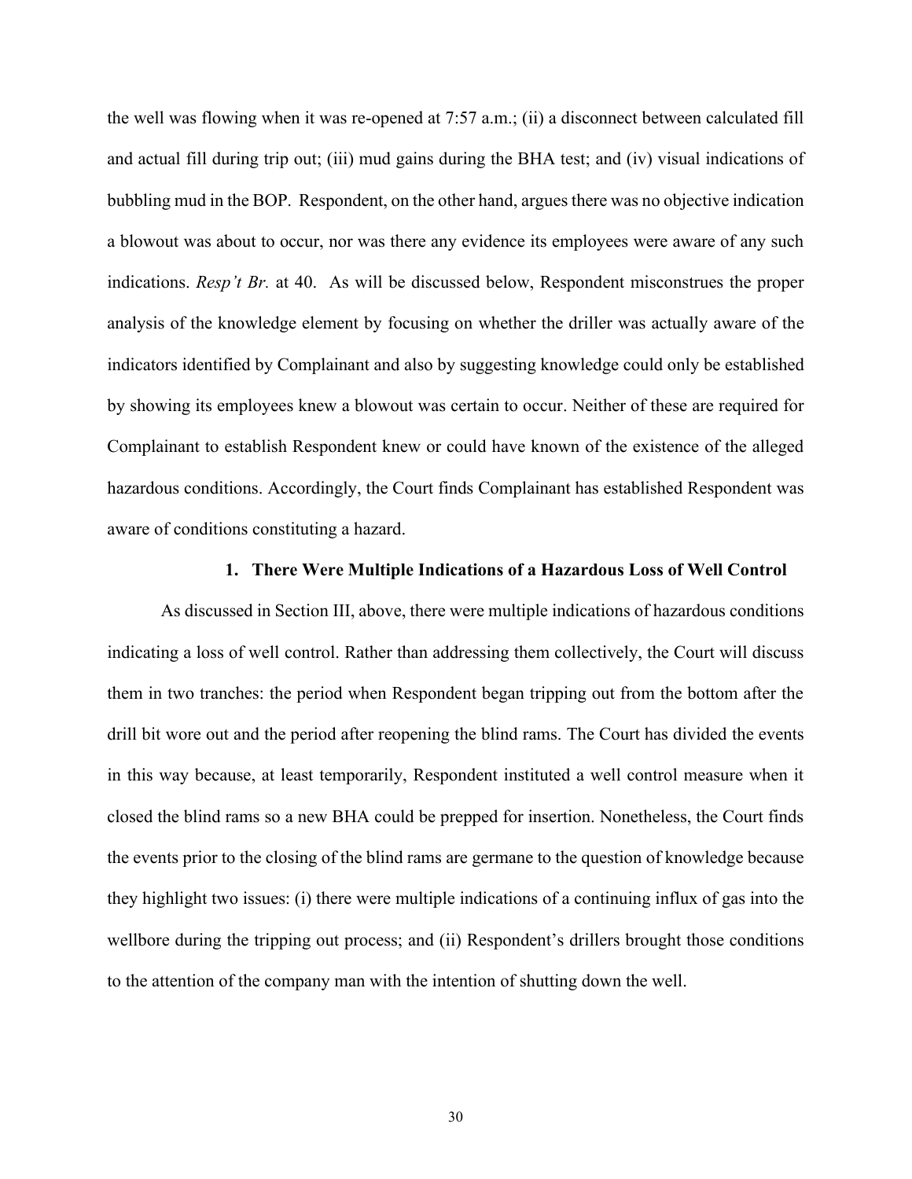the well was flowing when it was re-opened at 7:57 a.m.; (ii) a disconnect between calculated fill and actual fill during trip out; (iii) mud gains during the BHA test; and (iv) visual indications of bubbling mud in the BOP. Respondent, on the other hand, argues there was no objective indication a blowout was about to occur, nor was there any evidence its employees were aware of any such indications. *Resp't Br.* at 40. As will be discussed below, Respondent misconstrues the proper analysis of the knowledge element by focusing on whether the driller was actually aware of the indicators identified by Complainant and also by suggesting knowledge could only be established by showing its employees knew a blowout was certain to occur. Neither of these are required for Complainant to establish Respondent knew or could have known of the existence of the alleged hazardous conditions. Accordingly, the Court finds Complainant has established Respondent was aware of conditions constituting a hazard.

### 1. There Were Multiple Indications of a Hazardous Loss of Well Control

As discussed in Section III, above, there were multiple indications of hazardous conditions indicating a loss of well control. Rather than addressing them collectively, the Court will discuss them in two tranches: the period when Respondent began tripping out from the bottom after the drill bit wore out and the period after reopening the blind rams. The Court has divided the events in this way because, at least temporarily, Respondent instituted a well control measure when it closed the blind rams so a new BHA could be prepped for insertion. Nonetheless, the Court finds the events prior to the closing of the blind rams are germane to the question of knowledge because they highlight two issues: (i) there were multiple indications of a continuing influx of gas into the wellbore during the tripping out process; and (ii) Respondent's drillers brought those conditions to the attention of the company man with the intention of shutting down the well.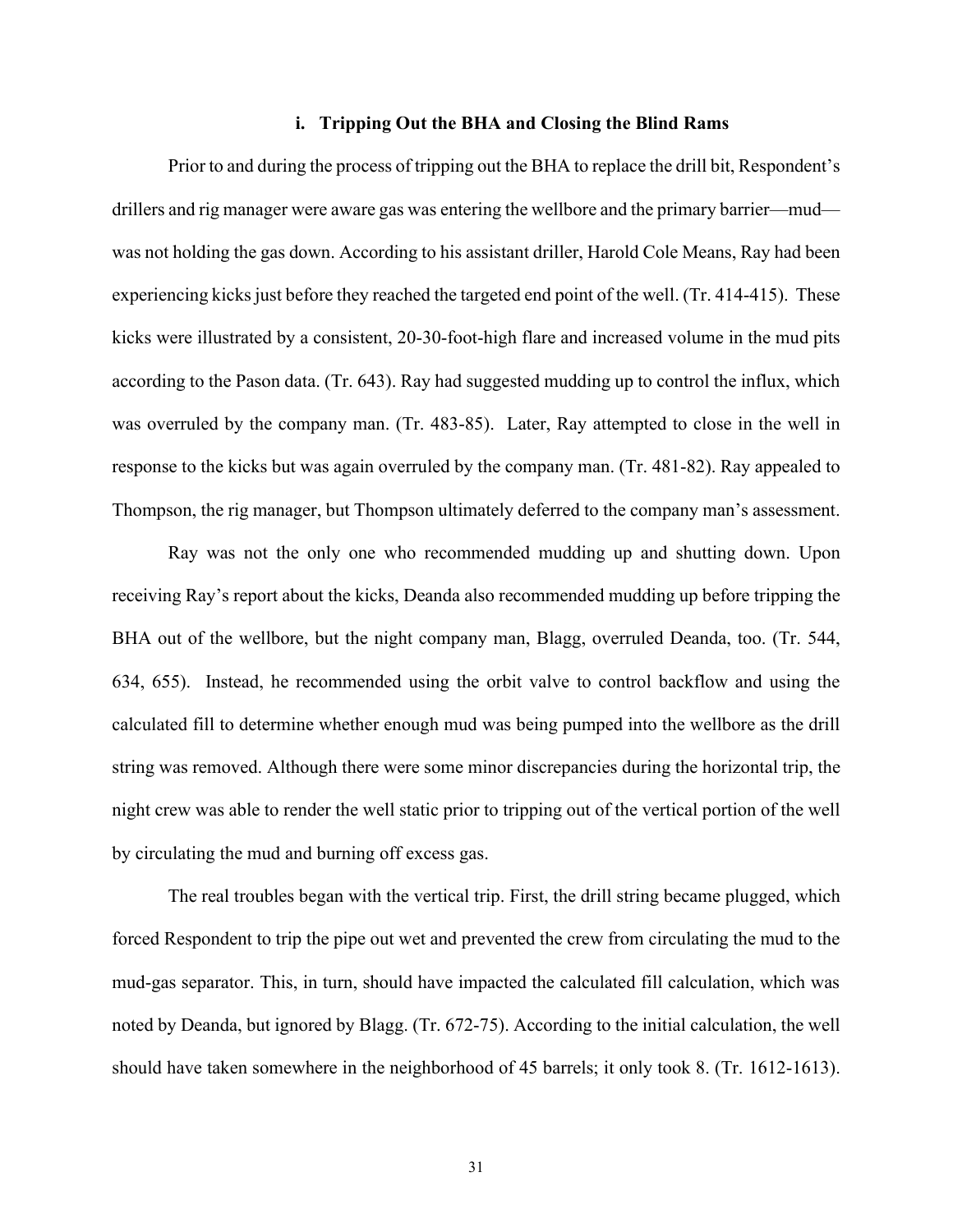### i. Tripping Out the BHA and Closing the Blind Rams

Prior to and during the process of tripping out the BHA to replace the drill bit, Respondent's drillers and rig manager were aware gas was entering the wellbore and the primary barrier—mud—was not holding the gas down. According to his assistant driller, Harold Cole Means, Ray had been experiencing kicks just before they reached the targeted end point of the well. (Tr. 414-415). These kicks were illustrated by a consistent, 20-30-foot-high flare and increased volume in the mud pits according to the Pason data. (Tr. 643). Ray had suggested mudding up to control the influx, which was overruled by the company man. (Tr. 483-85). Later, Ray attempted to close in the well in response to the kicks but was again overruled by the company man. (Tr. 481-82). Ray appealed to Thompson, the rig manager, but Thompson ultimately deferred to the company man's assessment.

Ray was not the only one who recommended mudding up and shutting down. Upon receiving Ray's report about the kicks, Deanda also recommended mudding up before tripping the BHA out of the wellbore, but the night company man, Blagg, overruled Deanda, too. (Tr. 544, 634, 655). Instead, he recommended using the orbit valve to control backflow and using the calculated fill to determine whether enough mud was being pumped into the wellbore as the drill string was removed. Although there were some minor discrepancies during the horizontal trip, the night crew was able to render the well static prior to tripping out of the vertical portion of the well by circulating the mud and burning off excess gas.

The real troubles began with the vertical trip. First, the drill string became plugged, which forced Respondent to trip the pipe out wet and prevented the crew from circulating the mud to the mud-gas separator. This, in turn, should have impacted the calculated fill calculation, which was noted by Deanda, but ignored by Blagg. (Tr. 672-75). According to the initial calculation, the well should have taken somewhere in the neighborhood of 45 barrels; it only took 8. (Tr. 1612-1613).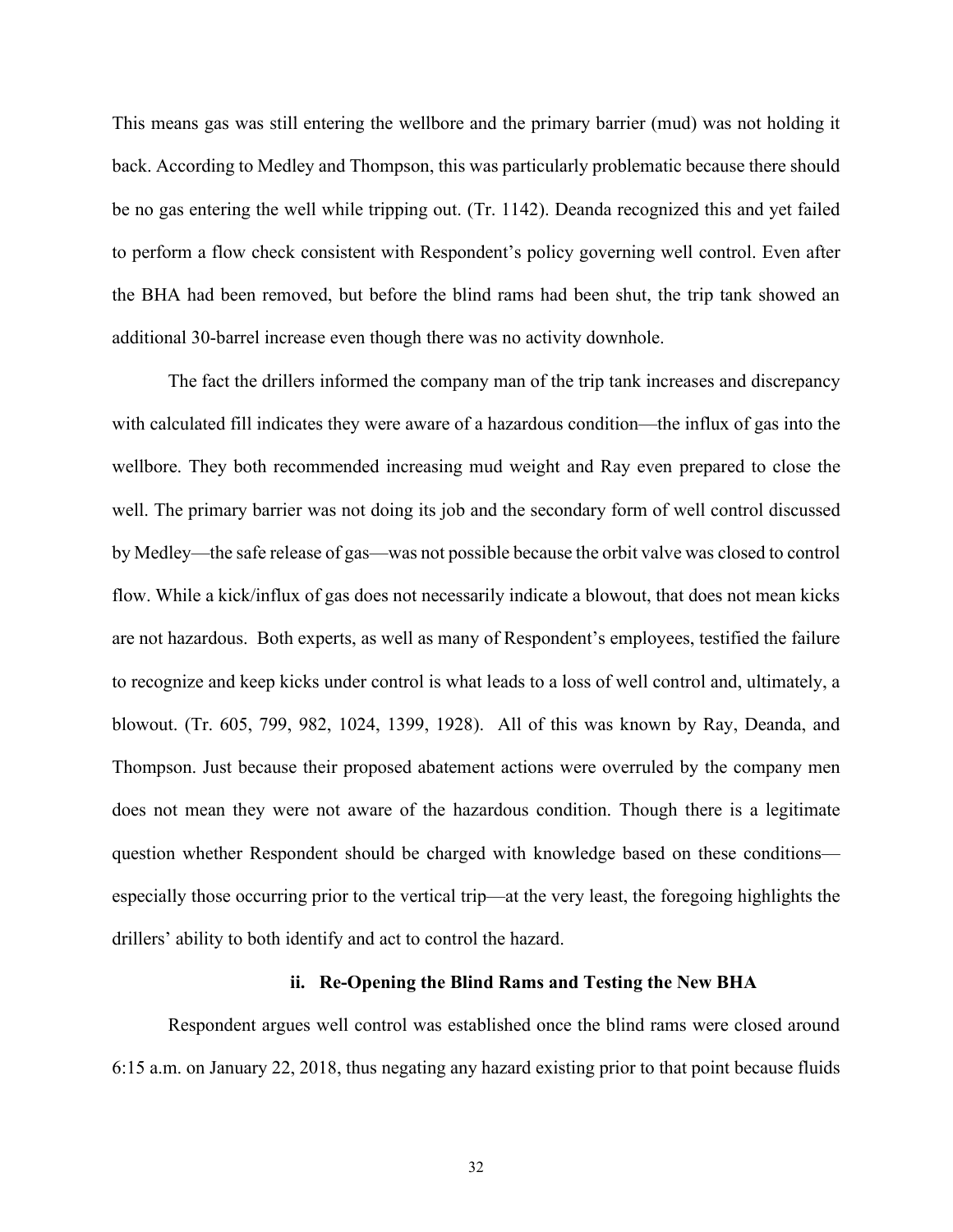This means gas was still entering the wellbore and the primary barrier (mud) was not holding it back. According to Medley and Thompson, this was particularly problematic because there should be no gas entering the well while tripping out. (Tr. 1142). Deanda recognized this and yet failed to perform a flow check consistent with Respondent's policy governing well control. Even after the BHA had been removed, but before the blind rams had been shut, the trip tank showed an additional 30-barrel increase even though there was no activity downhole.

The fact the drillers informed the company man of the trip tank increases and discrepancy with calculated fill indicates they were aware of a hazardous condition—the influx of gas into the wellbore. They both recommended increasing mud weight and Ray even prepared to close the well. The primary barrier was not doing its job and the secondary form of well control discussed by Medley—the safe release of gas—was not possible because the orbit valve was closed to control flow. While a kick/influx of gas does not necessarily indicate a blowout, that does not mean kicks are not hazardous. Both experts, as well as many of Respondent's employees, testified the failure to recognize and keep kicks under control is what leads to a loss of well control and, ultimately, a blowout. (Tr. 605, 799, 982, 1024, 1399, 1928). All of this was known by Ray, Deanda, and Thompson. Just because their proposed abatement actions were overruled by the company men does not mean they were not aware of the hazardous condition. Though there is a legitimate question whether Respondent should be charged with knowledge based on these conditions—especially those occurring prior to the vertical trip—at the very least, the foregoing highlights the drillers' ability to both identify and act to control the hazard.

#### ii. Re-Opening the Blind Rams and Testing the New BHA

Respondent argues well control was established once the blind rams were closed around 6:15 a.m. on January 22, 2018, thus negating any hazard existing prior to that point because fluids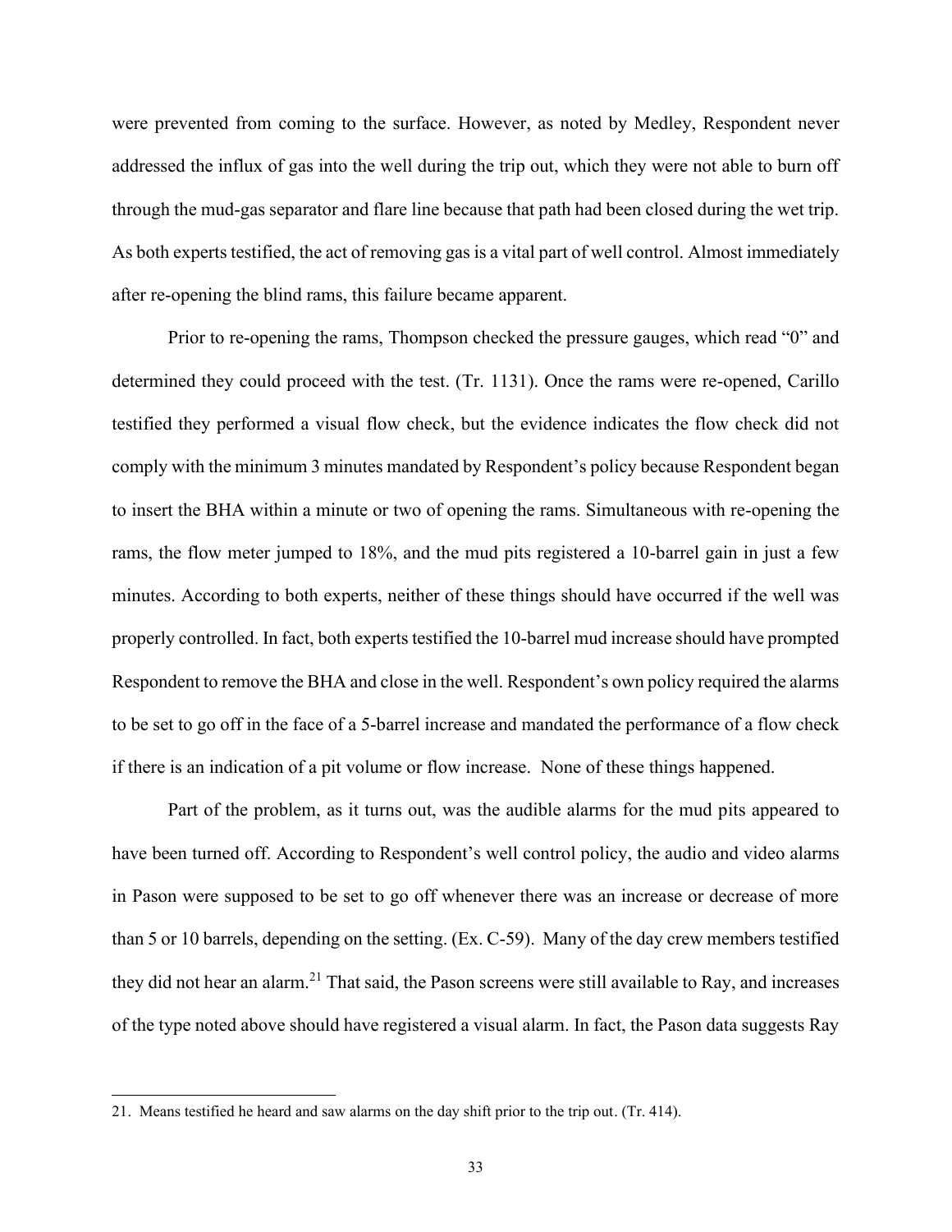were prevented from coming to the surface. However, as noted by Medley, Respondent never addressed the influx of gas into the well during the trip out, which they were not able to burn off through the mud-gas separator and flare line because that path had been closed during the wet trip. As both experts testified, the act of removing gas is a vital part of well control. Almost immediately after re-opening the blind rams, this failure became apparent.

Prior to re-opening the rams, Thompson checked the pressure gauges, which read "0" and determined they could proceed with the test. (Tr. 1131). Once the rams were re-opened, Carillo testified they performed a visual flow check, but the evidence indicates the flow check did not comply with the minimum 3 minutes mandated by Respondent's policy because Respondent began to insert the BHA within a minute or two of opening the rams. Simultaneous with re-opening the rams, the flow meter jumped to 18%, and the mud pits registered a 10-barrel gain in just a few minutes. According to both experts, neither of these things should have occurred if the well was properly controlled. In fact, both experts testified the 10-barrel mud increase should have prompted Respondent to remove the BHA and close in the well. Respondent's own policy required the alarms to be set to go off in the face of a 5-barrel increase and mandated the performance of a flow check if there is an indication of a pit volume or flow increase. None of these things happened.

Part of the problem, as it turns out, was the audible alarms for the mud pits appeared to have been turned off. According to Respondent's well control policy, the audio and video alarms in Pason were supposed to be set to go off whenever there was an increase or decrease of more than 5 or 10 barrels, depending on the setting. (Ex. C-59). Many of the day crew members testified they did not hear an alarm.[21] That said, the Pason screens were still available to Ray, and increases of the type noted above should have registered a visual alarm. In fact, the Pason data suggests Ray

21. Means testified he heard and saw alarms on the day shift prior to the trip out. (Tr. 414).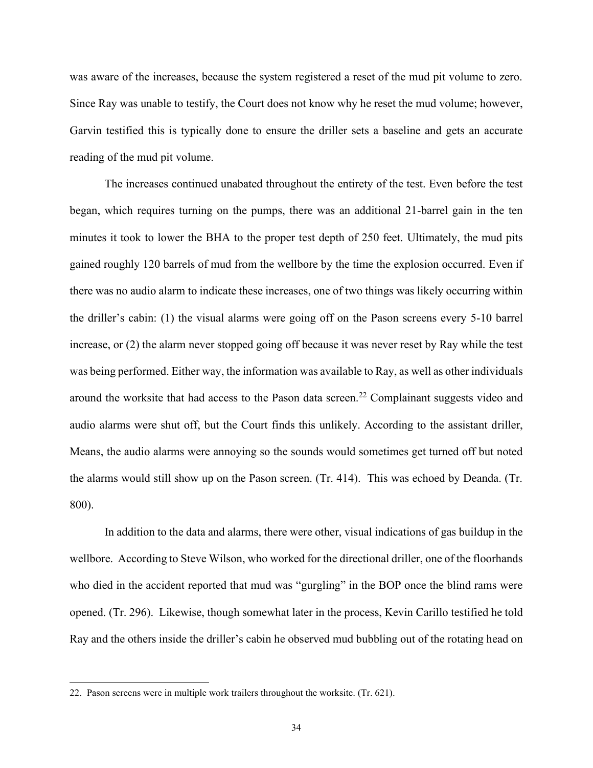was aware of the increases, because the system registered a reset of the mud pit volume to zero. Since Ray was unable to testify, the Court does not know why he reset the mud volume; however, Garvin testified this is typically done to ensure the driller sets a baseline and gets an accurate reading of the mud pit volume.

The increases continued unabated throughout the entirety of the test. Even before the test began, which requires turning on the pumps, there was an additional 21-barrel gain in the ten minutes it took to lower the BHA to the proper test depth of 250 feet. Ultimately, the mud pits gained roughly 120 barrels of mud from the wellbore by the time the explosion occurred. Even if there was no audio alarm to indicate these increases, one of two things was likely occurring within the driller's cabin: (1) the visual alarms were going off on the Pason screens every 5-10 barrel increase, or (2) the alarm never stopped going off because it was never reset by Ray while the test was being performed. Either way, the information was available to Ray, as well as other individuals around the worksite that had access to the Pason data screen.[22] Complainant suggests video and audio alarms were shut off, but the Court finds this unlikely. According to the assistant driller, Means, the audio alarms were annoying so the sounds would sometimes get turned off but noted the alarms would still show up on the Pason screen. (Tr. 414). This was echoed by Deanda. (Tr. 800).

In addition to the data and alarms, there were other, visual indications of gas buildup in the wellbore. According to Steve Wilson, who worked for the directional driller, one of the floorhands who died in the accident reported that mud was "gurgling" in the BOP once the blind rams were opened. (Tr. 296). Likewise, though somewhat later in the process, Kevin Carillo testified he told Ray and the others inside the driller's cabin he observed mud bubbling out of the rotating head on

---

22. Pason screens were in multiple work trailers throughout the worksite. (Tr. 621).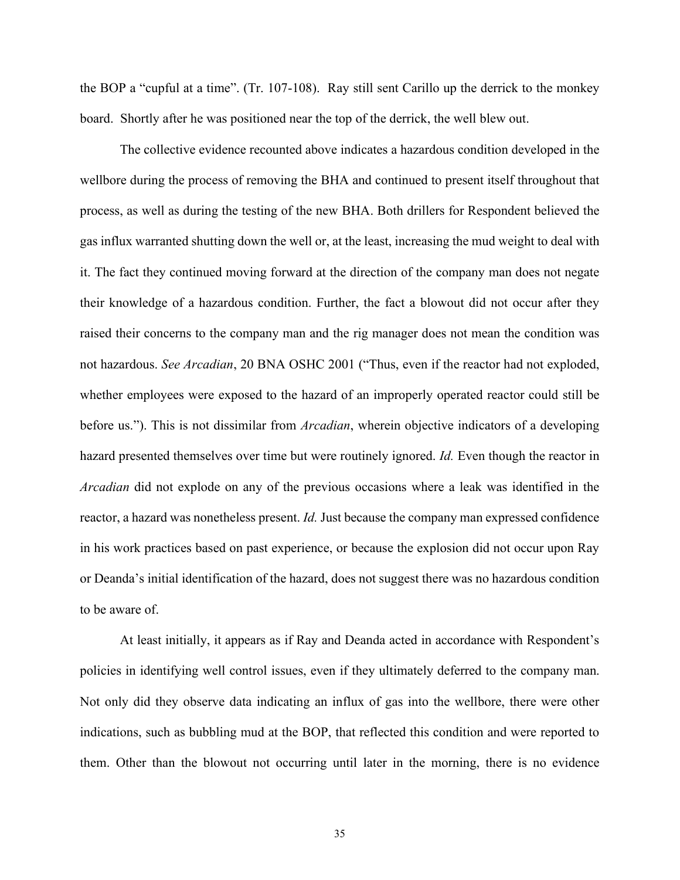the BOP a "cupful at a time". (Tr. 107-108). Ray still sent Carillo up the derrick to the monkey board. Shortly after he was positioned near the top of the derrick, the well blew out.

The collective evidence recounted above indicates a hazardous condition developed in the wellbore during the process of removing the BHA and continued to present itself throughout that process, as well as during the testing of the new BHA. Both drillers for Respondent believed the gas influx warranted shutting down the well or, at the least, increasing the mud weight to deal with it. The fact they continued moving forward at the direction of the company man does not negate their knowledge of a hazardous condition. Further, the fact a blowout did not occur after they raised their concerns to the company man and the rig manager does not mean the condition was not hazardous. *See Arcadian*, 20 BNA OSHC 2001 ("Thus, even if the reactor had not exploded, whether employees were exposed to the hazard of an improperly operated reactor could still be before us."). This is not dissimilar from *Arcadian*, wherein objective indicators of a developing hazard presented themselves over time but were routinely ignored. *Id.* Even though the reactor in *Arcadian* did not explode on any of the previous occasions where a leak was identified in the reactor, a hazard was nonetheless present. *Id.* Just because the company man expressed confidence in his work practices based on past experience, or because the explosion did not occur upon Ray or Deanda's initial identification of the hazard, does not suggest there was no hazardous condition to be aware of.

At least initially, it appears as if Ray and Deanda acted in accordance with Respondent's policies in identifying well control issues, even if they ultimately deferred to the company man. Not only did they observe data indicating an influx of gas into the wellbore, there were other indications, such as bubbling mud at the BOP, that reflected this condition and were reported to them. Other than the blowout not occurring until later in the morning, there is no evidence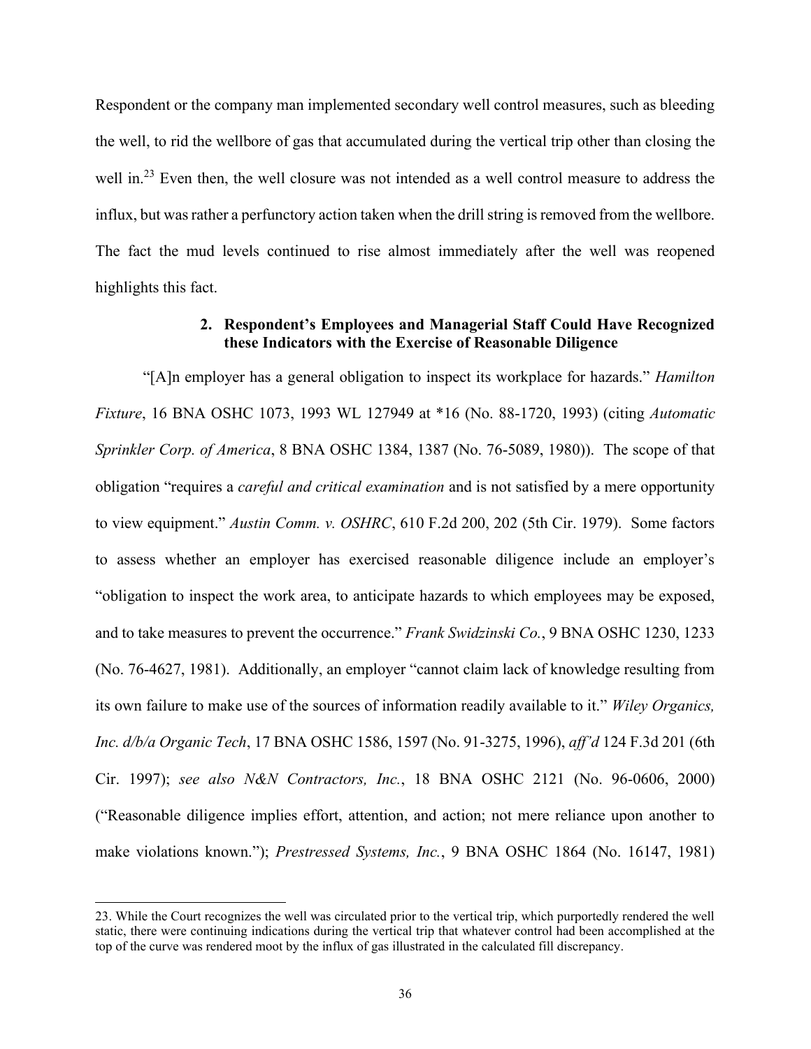Respondent or the company man implemented secondary well control measures, such as bleeding the well, to rid the wellbore of gas that accumulated during the vertical trip other than closing the well in.[23] Even then, the well closure was not intended as a well control measure to address the influx, but was rather a perfunctory action taken when the drill string is removed from the wellbore. The fact the mud levels continued to rise almost immediately after the well was reopened highlights this fact.

### 2. Respondent's Employees and Managerial Staff Could Have Recognized these Indicators with the Exercise of Reasonable Diligence

"[A]n employer has a general obligation to inspect its workplace for hazards." *Hamilton Fixture*, 16 BNA OSHC 1073, 1993 WL 127949 at *16 (No. 88-1720, 1993) (citing *Automatic Sprinkler Corp. of America*, 8 BNA OSHC 1384, 1387 (No. 76-5089, 1980)). The scope of that obligation "requires a *careful and critical examination* and is not satisfied by a mere opportunity to view equipment." *Austin Comm. v. OSHRC*, 610 F.2d 200, 202 (5th Cir. 1979). Some factors to assess whether an employer has exercised reasonable diligence include an employer's "obligation to inspect the work area, to anticipate hazards to which employees may be exposed, and to take measures to prevent the occurrence." *Frank Swidzinski Co.*, 9 BNA OSHC 1230, 1233 (No. 76-4627, 1981). Additionally, an employer "cannot claim lack of knowledge resulting from its own failure to make use of the sources of information readily available to it." *Wiley Organics, Inc. d/b/a Organic Tech*, 17 BNA OSHC 1586, 1597 (No. 91-3275, 1996), *aff'd* 124 F.3d 201 (6th Cir. 1997); *see also N&N Contractors, Inc.*, 18 BNA OSHC 2121 (No. 96-0606, 2000) ("Reasonable diligence implies effort, attention, and action; not mere reliance upon another to make violations known."); *Prestressed Systems, Inc.*, 9 BNA OSHC 1864 (No. 16147, 1981)

---

23. While the Court recognizes the well was circulated prior to the vertical trip, which purportedly rendered the well static, there were continuing indications during the vertical trip that whatever control had been accomplished at the top of the curve was rendered moot by the influx of gas illustrated in the calculated fill discrepancy.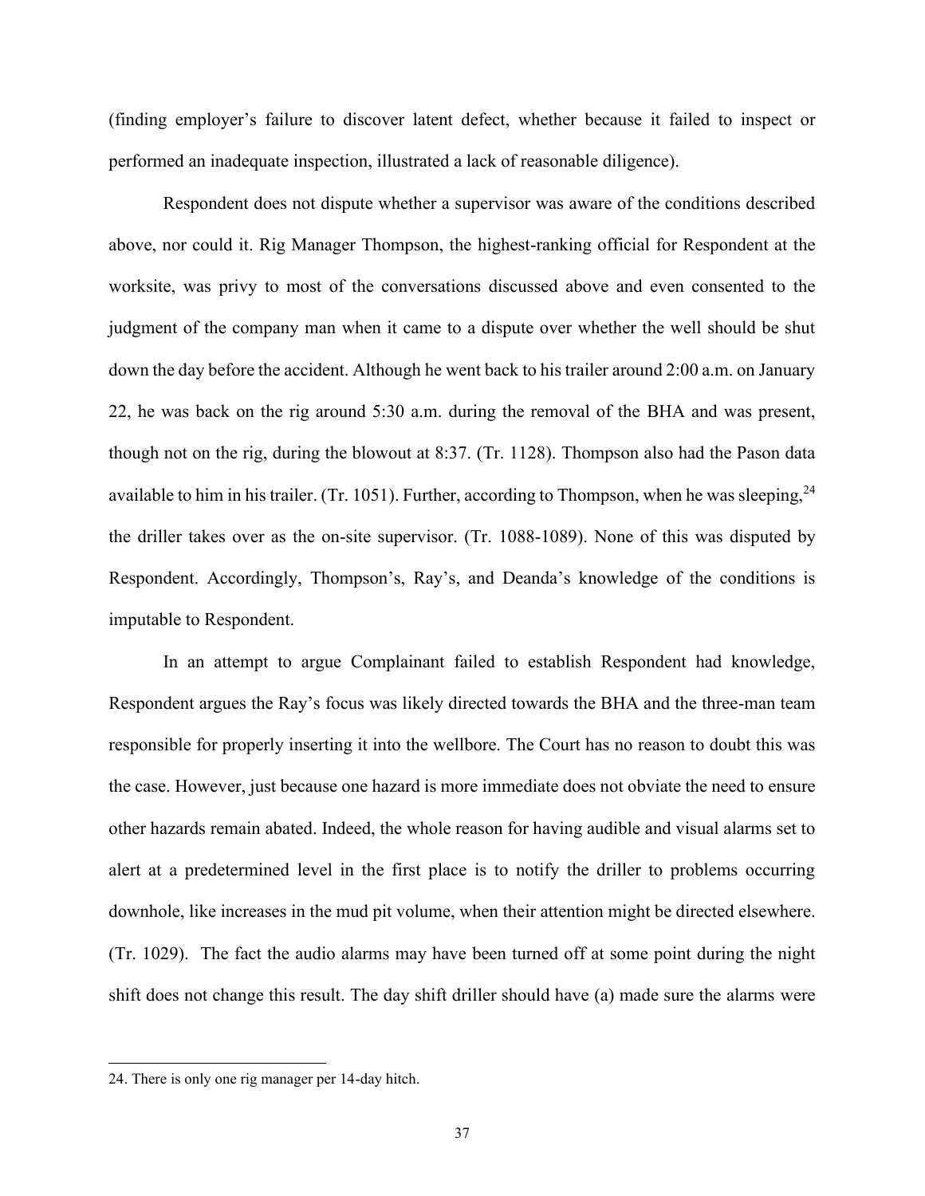(finding employer's failure to discover latent defect, whether because it failed to inspect or performed an inadequate inspection, illustrated a lack of reasonable diligence).

Respondent does not dispute whether a supervisor was aware of the conditions described above, nor could it. Rig Manager Thompson, the highest-ranking official for Respondent at the worksite, was privy to most of the conversations discussed above and even consented to the judgment of the company man when it came to a dispute over whether the well should be shut down the day before the accident. Although he went back to his trailer around 2:00 a.m. on January 22, he was back on the rig around 5:30 a.m. during the removal of the BHA and was present, though not on the rig, during the blowout at 8:37. (Tr. 1128). Thompson also had the Pason data available to him in his trailer. (Tr. 1051). Further, according to Thompson, when he was sleeping,[24] the driller takes over as the on-site supervisor. (Tr. 1088-1089). None of this was disputed by Respondent. Accordingly, Thompson's, Ray's, and Deanda's knowledge of the conditions is imputable to Respondent.

In an attempt to argue Complainant failed to establish Respondent had knowledge, Respondent argues the Ray's focus was likely directed towards the BHA and the three-man team responsible for properly inserting it into the wellbore. The Court has no reason to doubt this was the case. However, just because one hazard is more immediate does not obviate the need to ensure other hazards remain abated. Indeed, the whole reason for having audible and visual alarms set to alert at a predetermined level in the first place is to notify the driller to problems occurring downhole, like increases in the mud pit volume, when their attention might be directed elsewhere. (Tr. 1029). The fact the audio alarms may have been turned off at some point during the night shift does not change this result. The day shift driller should have (a) made sure the alarms were

---

24. There is only one rig manager per 14-day hitch.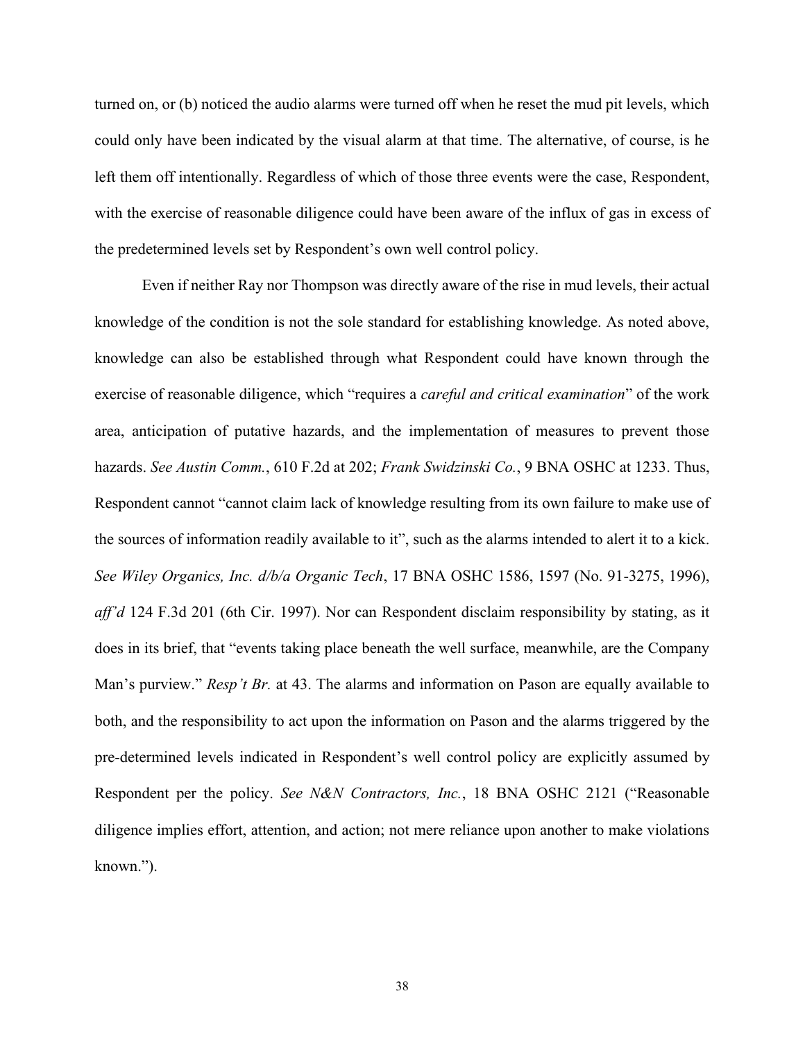turned on, or (b) noticed the audio alarms were turned off when he reset the mud pit levels, which could only have been indicated by the visual alarm at that time. The alternative, of course, is he left them off intentionally. Regardless of which of those three events were the case, Respondent, with the exercise of reasonable diligence could have been aware of the influx of gas in excess of the predetermined levels set by Respondent's own well control policy.

Even if neither Ray nor Thompson was directly aware of the rise in mud levels, their actual knowledge of the condition is not the sole standard for establishing knowledge. As noted above, knowledge can also be established through what Respondent could have known through the exercise of reasonable diligence, which "requires a *careful and critical examination*" of the work area, anticipation of putative hazards, and the implementation of measures to prevent those hazards. *See Austin Comm.*, 610 F.2d at 202; *Frank Swidzinski Co.*, 9 BNA OSHC at 1233. Thus, Respondent cannot "cannot claim lack of knowledge resulting from its own failure to make use of the sources of information readily available to it", such as the alarms intended to alert it to a kick. *See Wiley Organics, Inc. d/b/a Organic Tech*, 17 BNA OSHC 1586, 1597 (No. 91-3275, 1996), *aff'd* 124 F.3d 201 (6th Cir. 1997). Nor can Respondent disclaim responsibility by stating, as it does in its brief, that "events taking place beneath the well surface, meanwhile, are the Company Man's purview." *Resp't Br.* at 43. The alarms and information on Pason are equally available to both, and the responsibility to act upon the information on Pason and the alarms triggered by the pre-determined levels indicated in Respondent's well control policy are explicitly assumed by Respondent per the policy. *See N&N Contractors, Inc.*, 18 BNA OSHC 2121 ("Reasonable diligence implies effort, attention, and action; not mere reliance upon another to make violations known.").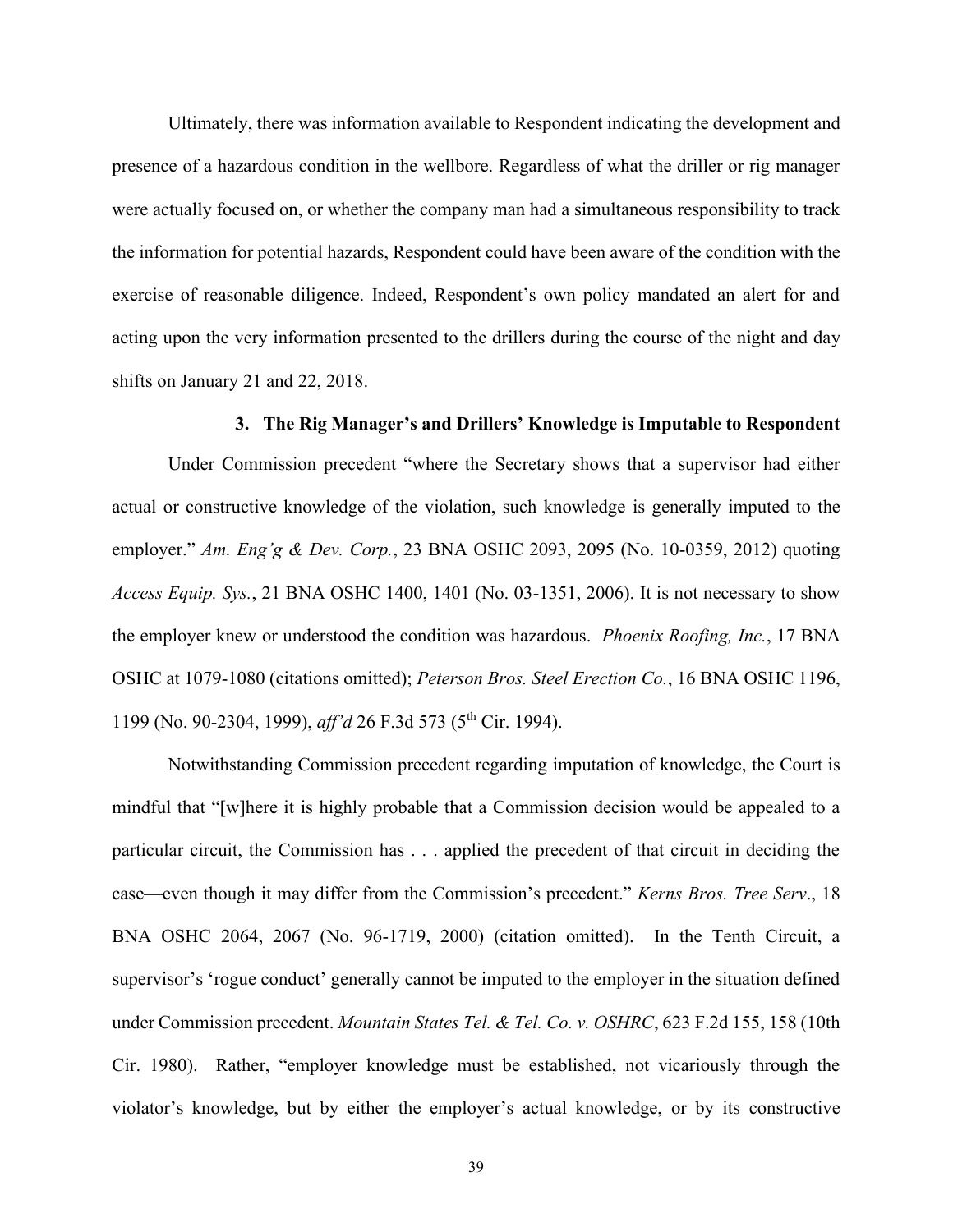Ultimately, there was information available to Respondent indicating the development and presence of a hazardous condition in the wellbore. Regardless of what the driller or rig manager were actually focused on, or whether the company man had a simultaneous responsibility to track the information for potential hazards, Respondent could have been aware of the condition with the exercise of reasonable diligence. Indeed, Respondent's own policy mandated an alert for and acting upon the very information presented to the drillers during the course of the night and day shifts on January 21 and 22, 2018.

### 3. The Rig Manager's and Drillers' Knowledge is Imputable to Respondent

Under Commission precedent "where the Secretary shows that a supervisor had either actual or constructive knowledge of the violation, such knowledge is generally imputed to the employer." *Am. Eng'g & Dev. Corp.*, 23 BNA OSHC 2093, 2095 (No. 10-0359, 2012) quoting *Access Equip. Sys.*, 21 BNA OSHC 1400, 1401 (No. 03-1351, 2006). It is not necessary to show the employer knew or understood the condition was hazardous. *Phoenix Roofing, Inc.*, 17 BNA OSHC at 1079-1080 (citations omitted); *Peterson Bros. Steel Erection Co.*, 16 BNA OSHC 1196, 1199 (No. 90-2304, 1999), *aff'd* 26 F.3d 573 (5th Cir. 1994).

Notwithstanding Commission precedent regarding imputation of knowledge, the Court is mindful that "[w]here it is highly probable that a Commission decision would be appealed to a particular circuit, the Commission has . . . applied the precedent of that circuit in deciding the case—even though it may differ from the Commission's precedent." *Kerns Bros. Tree Serv*., 18 BNA OSHC 2064, 2067 (No. 96-1719, 2000) (citation omitted). In the Tenth Circuit, a supervisor's 'rogue conduct' generally cannot be imputed to the employer in the situation defined under Commission precedent. *Mountain States Tel. & Tel. Co. v. OSHRC*, 623 F.2d 155, 158 (10th Cir. 1980). Rather, "employer knowledge must be established, not vicariously through the violator's knowledge, but by either the employer's actual knowledge, or by its constructive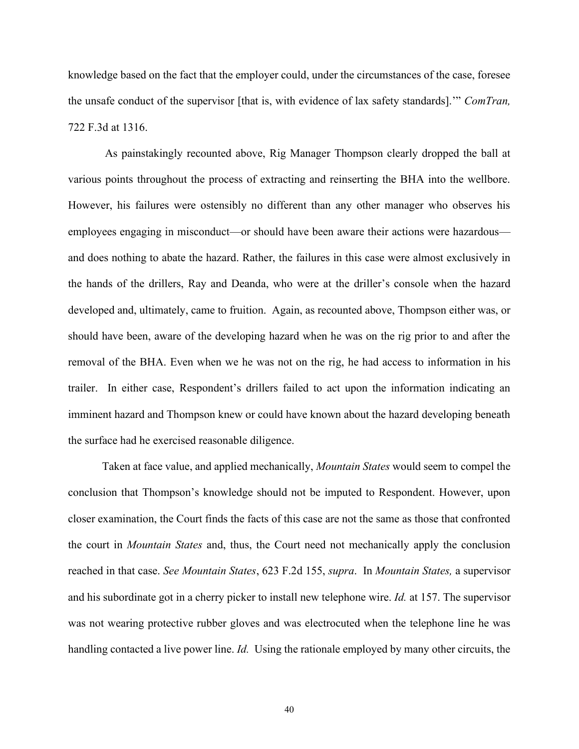knowledge based on the fact that the employer could, under the circumstances of the case, foresee the unsafe conduct of the supervisor [that is, with evidence of lax safety standards].'" *ComTran,* 722 F.3d at 1316.

As painstakingly recounted above, Rig Manager Thompson clearly dropped the ball at various points throughout the process of extracting and reinserting the BHA into the wellbore. However, his failures were ostensibly no different than any other manager who observes his employees engaging in misconduct—or should have been aware their actions were hazardous—and does nothing to abate the hazard. Rather, the failures in this case were almost exclusively in the hands of the drillers, Ray and Deanda, who were at the driller's console when the hazard developed and, ultimately, came to fruition. Again, as recounted above, Thompson either was, or should have been, aware of the developing hazard when he was on the rig prior to and after the removal of the BHA. Even when we he was not on the rig, he had access to information in his trailer. In either case, Respondent's drillers failed to act upon the information indicating an imminent hazard and Thompson knew or could have known about the hazard developing beneath the surface had he exercised reasonable diligence.

Taken at face value, and applied mechanically, *Mountain States* would seem to compel the conclusion that Thompson's knowledge should not be imputed to Respondent. However, upon closer examination, the Court finds the facts of this case are not the same as those that confronted the court in *Mountain States* and, thus, the Court need not mechanically apply the conclusion reached in that case. *See Mountain States*, 623 F.2d 155, *supra*. In *Mountain States,* a supervisor and his subordinate got in a cherry picker to install new telephone wire. *Id.* at 157. The supervisor was not wearing protective rubber gloves and was electrocuted when the telephone line he was handling contacted a live power line. *Id.* Using the rationale employed by many other circuits, the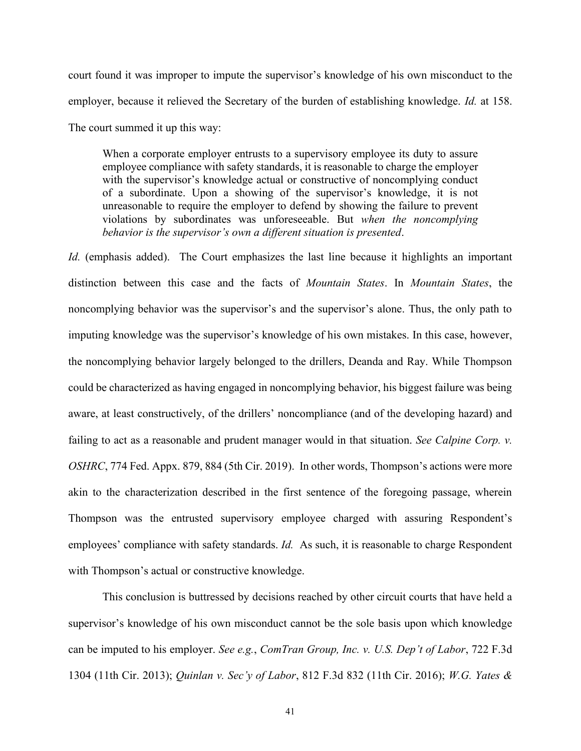court found it was improper to impute the supervisor's knowledge of his own misconduct to the employer, because it relieved the Secretary of the burden of establishing knowledge. *Id.* at 158. The court summed it up this way:

> When a corporate employer entrusts to a supervisory employee its duty to assure employee compliance with safety standards, it is reasonable to charge the employer with the supervisor's knowledge actual or constructive of noncomplying conduct of a subordinate. Upon a showing of the supervisor's knowledge, it is not unreasonable to require the employer to defend by showing the failure to prevent violations by subordinates was unforeseeable. But *when the noncomplying behavior is the supervisor's own a different situation is presented*.

*Id.* (emphasis added). The Court emphasizes the last line because it highlights an important distinction between this case and the facts of *Mountain States*. In *Mountain States*, the noncomplying behavior was the supervisor's and the supervisor's alone. Thus, the only path to imputing knowledge was the supervisor's knowledge of his own mistakes. In this case, however, the noncomplying behavior largely belonged to the drillers, Deanda and Ray. While Thompson could be characterized as having engaged in noncomplying behavior, his biggest failure was being aware, at least constructively, of the drillers' noncompliance (and of the developing hazard) and failing to act as a reasonable and prudent manager would in that situation. *See Calpine Corp. v. OSHRC*, 774 Fed. Appx. 879, 884 (5th Cir. 2019). In other words, Thompson's actions were more akin to the characterization described in the first sentence of the foregoing passage, wherein Thompson was the entrusted supervisory employee charged with assuring Respondent's employees' compliance with safety standards. *Id.* As such, it is reasonable to charge Respondent with Thompson's actual or constructive knowledge.

This conclusion is buttressed by decisions reached by other circuit courts that have held a supervisor's knowledge of his own misconduct cannot be the sole basis upon which knowledge can be imputed to his employer. *See e.g.*, *ComTran Group, Inc. v. U.S. Dep't of Labor*, 722 F.3d 1304 (11th Cir. 2013); *Quinlan v. Sec'y of Labor*, 812 F.3d 832 (11th Cir. 2016); *W.G. Yates &*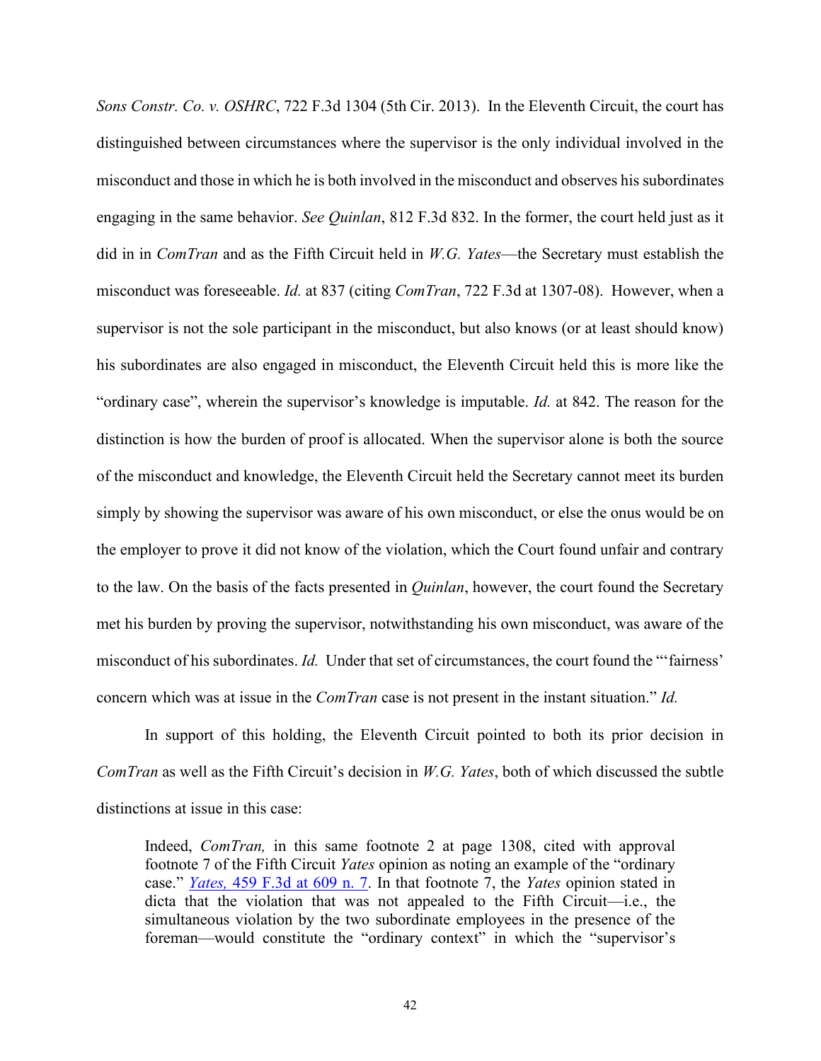*Sons Constr. Co. v. OSHRC*, 722 F.3d 1304 (5th Cir. 2013). In the Eleventh Circuit, the court has distinguished between circumstances where the supervisor is the only individual involved in the misconduct and those in which he is both involved in the misconduct and observes his subordinates engaging in the same behavior. *See Quinlan*, 812 F.3d 832. In the former, the court held just as it did in in *ComTran* and as the Fifth Circuit held in *W.G. Yates*—the Secretary must establish the misconduct was foreseeable. *Id.* at 837 (citing *ComTran*, 722 F.3d at 1307-08). However, when a supervisor is not the sole participant in the misconduct, but also knows (or at least should know) his subordinates are also engaged in misconduct, the Eleventh Circuit held this is more like the "ordinary case", wherein the supervisor's knowledge is imputable. *Id.* at 842. The reason for the distinction is how the burden of proof is allocated. When the supervisor alone is both the source of the misconduct and knowledge, the Eleventh Circuit held the Secretary cannot meet its burden simply by showing the supervisor was aware of his own misconduct, or else the onus would be on the employer to prove it did not know of the violation, which the Court found unfair and contrary to the law. On the basis of the facts presented in *Quinlan*, however, the court found the Secretary met his burden by proving the supervisor, notwithstanding his own misconduct, was aware of the misconduct of his subordinates. *Id.* Under that set of circumstances, the court found the "'fairness' concern which was at issue in the *ComTran* case is not present in the instant situation." *Id.*

In support of this holding, the Eleventh Circuit pointed to both its prior decision in *ComTran* as well as the Fifth Circuit's decision in *W.G. Yates*, both of which discussed the subtle distinctions at issue in this case:

> Indeed, *ComTran,* in this same footnote 2 at page 1308, cited with approval footnote 7 of the Fifth Circuit *Yates* opinion as noting an example of the "ordinary case." *Yates,* 459 F.3d at 609 n. 7. In that footnote 7, the *Yates* opinion stated in dicta that the violation that was not appealed to the Fifth Circuit—i.e., the simultaneous violation by the two subordinate employees in the presence of the foreman—would constitute the "ordinary context" in which the "supervisor's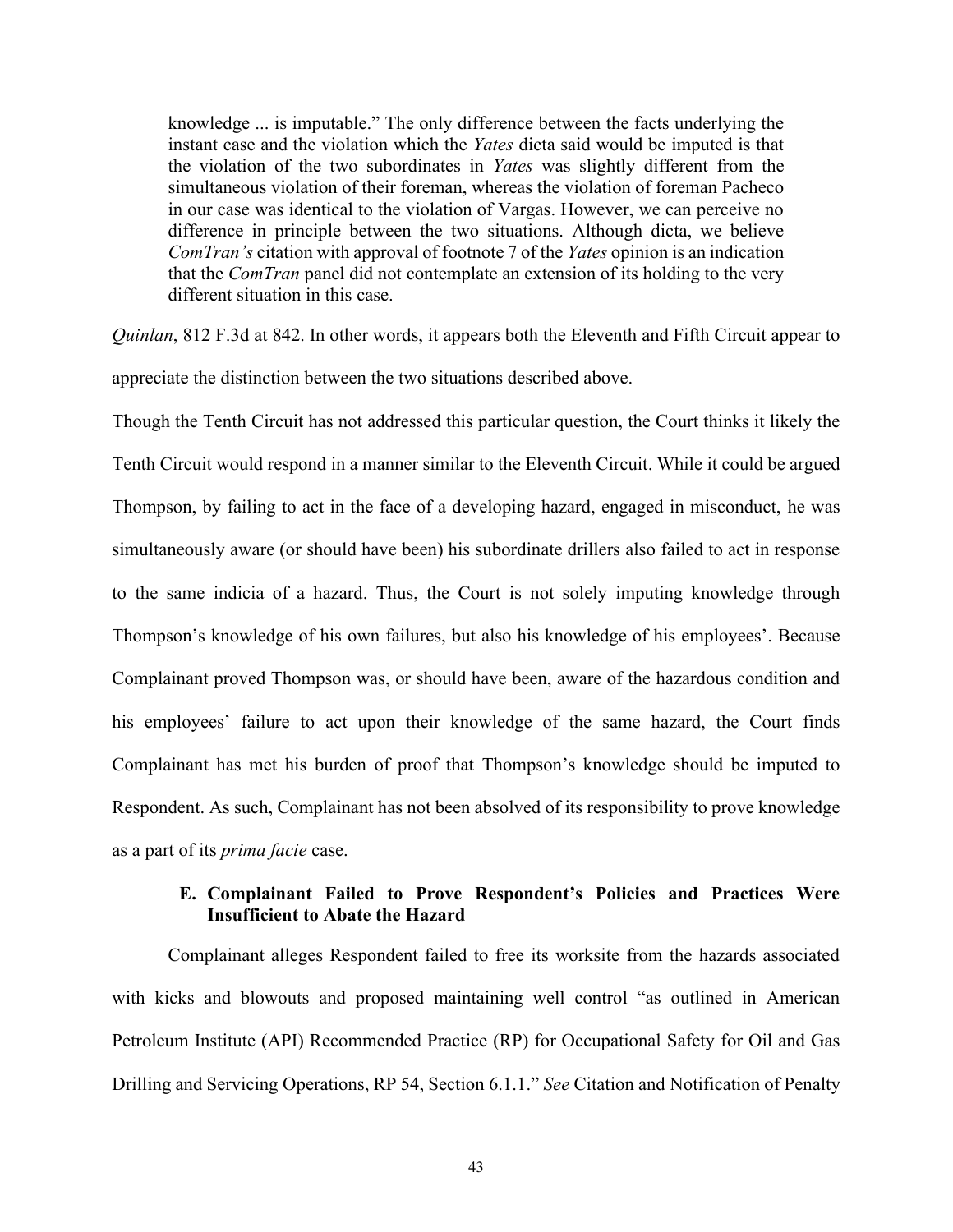> knowledge ... is imputable." The only difference between the facts underlying the instant case and the violation which the *Yates* dicta said would be imputed is that the violation of the two subordinates in *Yates* was slightly different from the simultaneous violation of their foreman, whereas the violation of foreman Pacheco in our case was identical to the violation of Vargas. However, we can perceive no difference in principle between the two situations. Although dicta, we believe *ComTran's* citation with approval of footnote 7 of the *Yates* opinion is an indication that the *ComTran* panel did not contemplate an extension of its holding to the very different situation in this case.

*Quinlan*, 812 F.3d at 842. In other words, it appears both the Eleventh and Fifth Circuit appear to appreciate the distinction between the two situations described above.

Though the Tenth Circuit has not addressed this particular question, the Court thinks it likely the Tenth Circuit would respond in a manner similar to the Eleventh Circuit. While it could be argued Thompson, by failing to act in the face of a developing hazard, engaged in misconduct, he was simultaneously aware (or should have been) his subordinate drillers also failed to act in response to the same indicia of a hazard. Thus, the Court is not solely imputing knowledge through Thompson's knowledge of his own failures, but also his knowledge of his employees'. Because Complainant proved Thompson was, or should have been, aware of the hazardous condition and his employees' failure to act upon their knowledge of the same hazard, the Court finds Complainant has met his burden of proof that Thompson's knowledge should be imputed to Respondent. As such, Complainant has not been absolved of its responsibility to prove knowledge as a part of its *prima facie* case.

### E. Complainant Failed to Prove Respondent's Policies and Practices Were Insufficient to Abate the Hazard

Complainant alleges Respondent failed to free its worksite from the hazards associated with kicks and blowouts and proposed maintaining well control "as outlined in American Petroleum Institute (API) Recommended Practice (RP) for Occupational Safety for Oil and Gas Drilling and Servicing Operations, RP 54, Section 6.1.1." *See* Citation and Notification of Penalty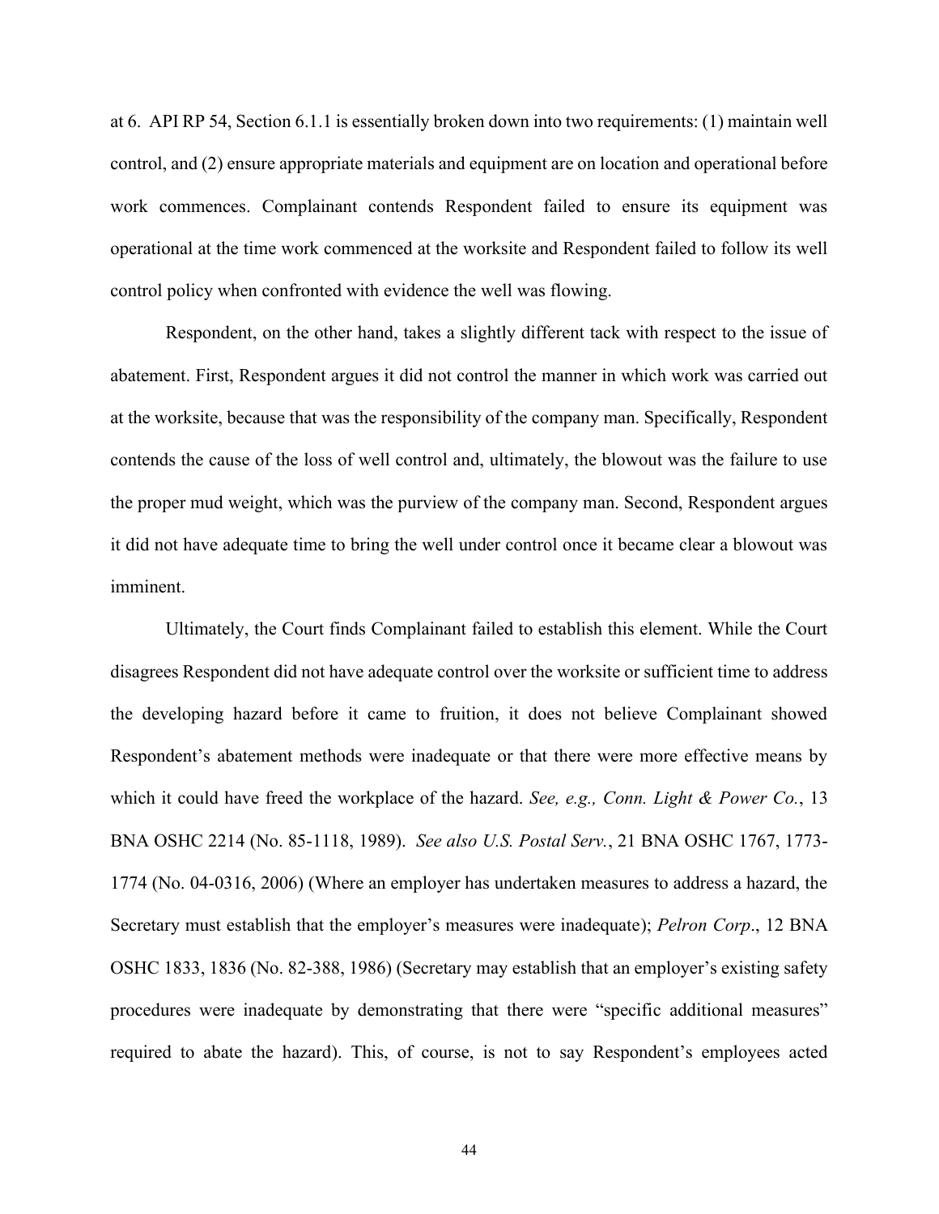at 6. API RP 54, Section 6.1.1 is essentially broken down into two requirements: (1) maintain well control, and (2) ensure appropriate materials and equipment are on location and operational before work commences. Complainant contends Respondent failed to ensure its equipment was operational at the time work commenced at the worksite and Respondent failed to follow its well control policy when confronted with evidence the well was flowing.

Respondent, on the other hand, takes a slightly different tack with respect to the issue of abatement. First, Respondent argues it did not control the manner in which work was carried out at the worksite, because that was the responsibility of the company man. Specifically, Respondent contends the cause of the loss of well control and, ultimately, the blowout was the failure to use the proper mud weight, which was the purview of the company man. Second, Respondent argues it did not have adequate time to bring the well under control once it became clear a blowout was imminent.

Ultimately, the Court finds Complainant failed to establish this element. While the Court disagrees Respondent did not have adequate control over the worksite or sufficient time to address the developing hazard before it came to fruition, it does not believe Complainant showed Respondent's abatement methods were inadequate or that there were more effective means by which it could have freed the workplace of the hazard. *See, e.g., Conn. Light & Power Co.*, 13 BNA OSHC 2214 (No. 85-1118, 1989). *See also U.S. Postal Serv.*, 21 BNA OSHC 1767, 1773-1774 (No. 04-0316, 2006) (Where an employer has undertaken measures to address a hazard, the Secretary must establish that the employer's measures were inadequate); *Pelron Corp*., 12 BNA OSHC 1833, 1836 (No. 82-388, 1986) (Secretary may establish that an employer's existing safety procedures were inadequate by demonstrating that there were "specific additional measures" required to abate the hazard). This, of course, is not to say Respondent's employees acted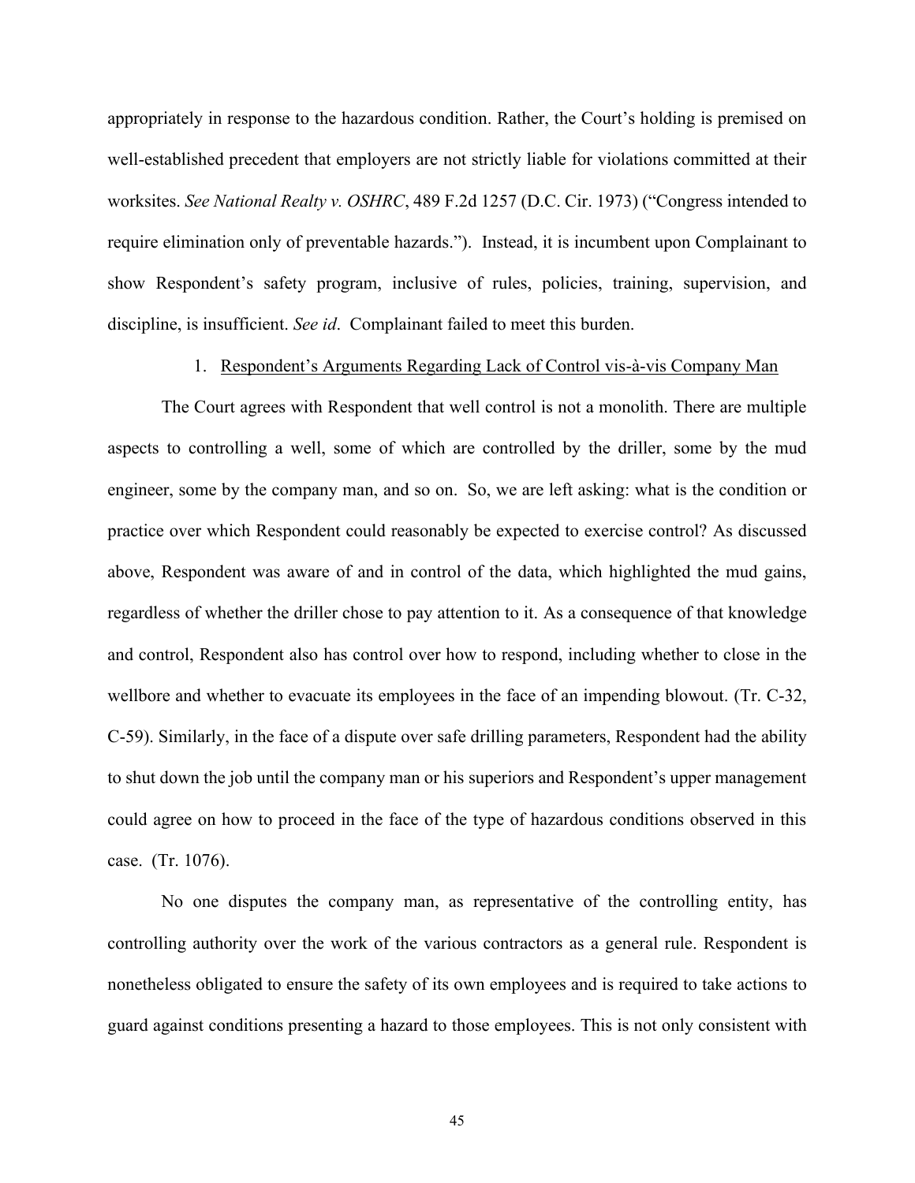appropriately in response to the hazardous condition. Rather, the Court's holding is premised on well-established precedent that employers are not strictly liable for violations committed at their worksites. *See National Realty v. OSHRC*, 489 F.2d 1257 (D.C. Cir. 1973) ("Congress intended to require elimination only of preventable hazards."). Instead, it is incumbent upon Complainant to show Respondent's safety program, inclusive of rules, policies, training, supervision, and discipline, is insufficient. *See id*. Complainant failed to meet this burden.

1. Respondent's Arguments Regarding Lack of Control vis-à-vis Company Man

The Court agrees with Respondent that well control is not a monolith. There are multiple aspects to controlling a well, some of which are controlled by the driller, some by the mud engineer, some by the company man, and so on. So, we are left asking: what is the condition or practice over which Respondent could reasonably be expected to exercise control? As discussed above, Respondent was aware of and in control of the data, which highlighted the mud gains, regardless of whether the driller chose to pay attention to it. As a consequence of that knowledge and control, Respondent also has control over how to respond, including whether to close in the wellbore and whether to evacuate its employees in the face of an impending blowout. (Tr. C-32, C-59). Similarly, in the face of a dispute over safe drilling parameters, Respondent had the ability to shut down the job until the company man or his superiors and Respondent's upper management could agree on how to proceed in the face of the type of hazardous conditions observed in this case. (Tr. 1076).

No one disputes the company man, as representative of the controlling entity, has controlling authority over the work of the various contractors as a general rule. Respondent is nonetheless obligated to ensure the safety of its own employees and is required to take actions to guard against conditions presenting a hazard to those employees. This is not only consistent with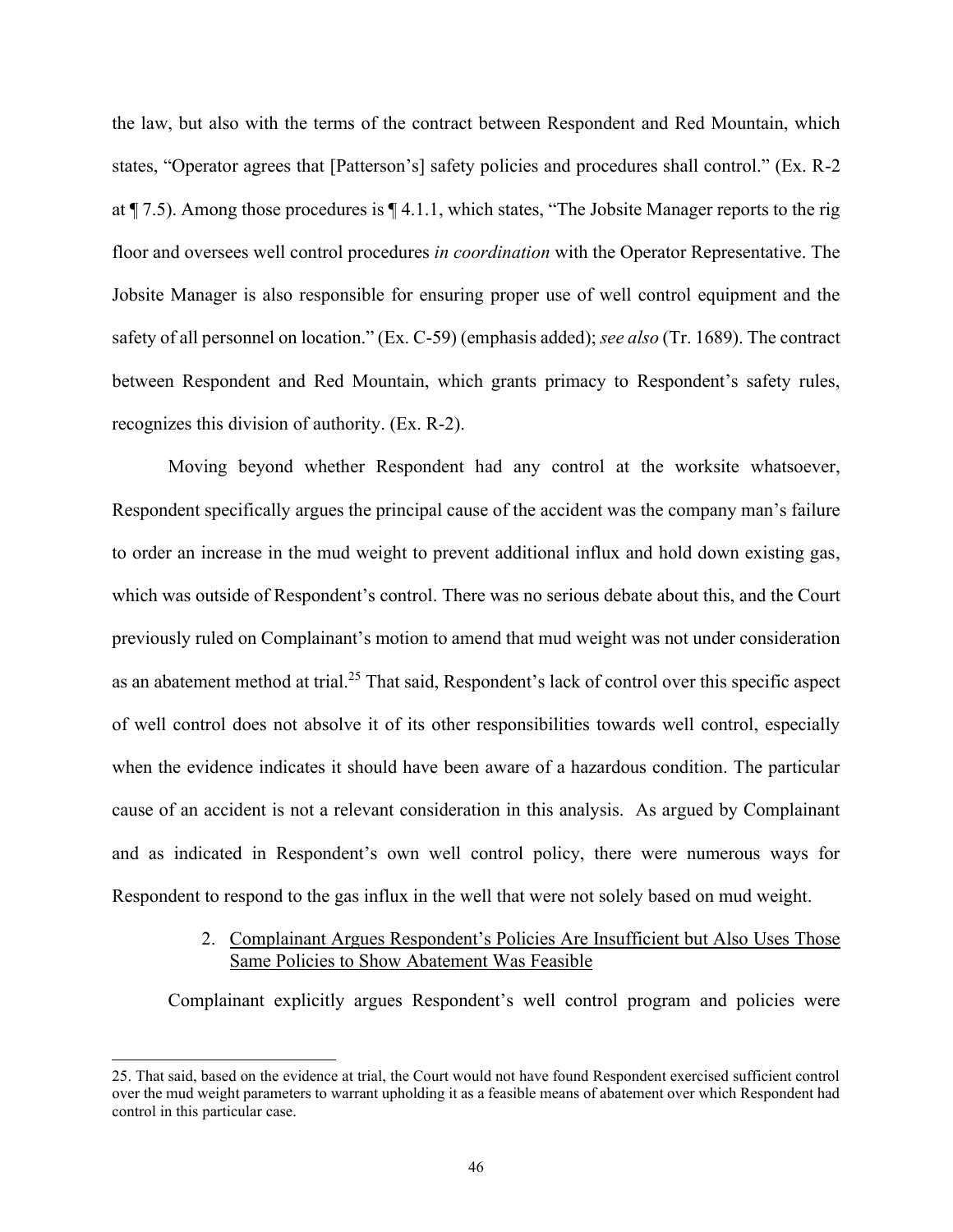the law, but also with the terms of the contract between Respondent and Red Mountain, which states, "Operator agrees that [Patterson's] safety policies and procedures shall control." (Ex. R-2 at ¶ 7.5). Among those procedures is ¶ 4.1.1, which states, "The Jobsite Manager reports to the rig floor and oversees well control procedures *in coordination* with the Operator Representative. The Jobsite Manager is also responsible for ensuring proper use of well control equipment and the safety of all personnel on location." (Ex. C-59) (emphasis added); *see also* (Tr. 1689). The contract between Respondent and Red Mountain, which grants primacy to Respondent's safety rules, recognizes this division of authority. (Ex. R-2).

Moving beyond whether Respondent had any control at the worksite whatsoever, Respondent specifically argues the principal cause of the accident was the company man's failure to order an increase in the mud weight to prevent additional influx and hold down existing gas, which was outside of Respondent's control. There was no serious debate about this, and the Court previously ruled on Complainant's motion to amend that mud weight was not under consideration as an abatement method at trial.[25] That said, Respondent's lack of control over this specific aspect of well control does not absolve it of its other responsibilities towards well control, especially when the evidence indicates it should have been aware of a hazardous condition. The particular cause of an accident is not a relevant consideration in this analysis. As argued by Complainant and as indicated in Respondent's own well control policy, there were numerous ways for Respondent to respond to the gas influx in the well that were not solely based on mud weight.

2. <u>Complainant Argues Respondent's Policies Are Insufficient but Also Uses Those Same Policies to Show Abatement Was Feasible</u>

Complainant explicitly argues Respondent's well control program and policies were

25. That said, based on the evidence at trial, the Court would not have found Respondent exercised sufficient control over the mud weight parameters to warrant upholding it as a feasible means of abatement over which Respondent had control in this particular case.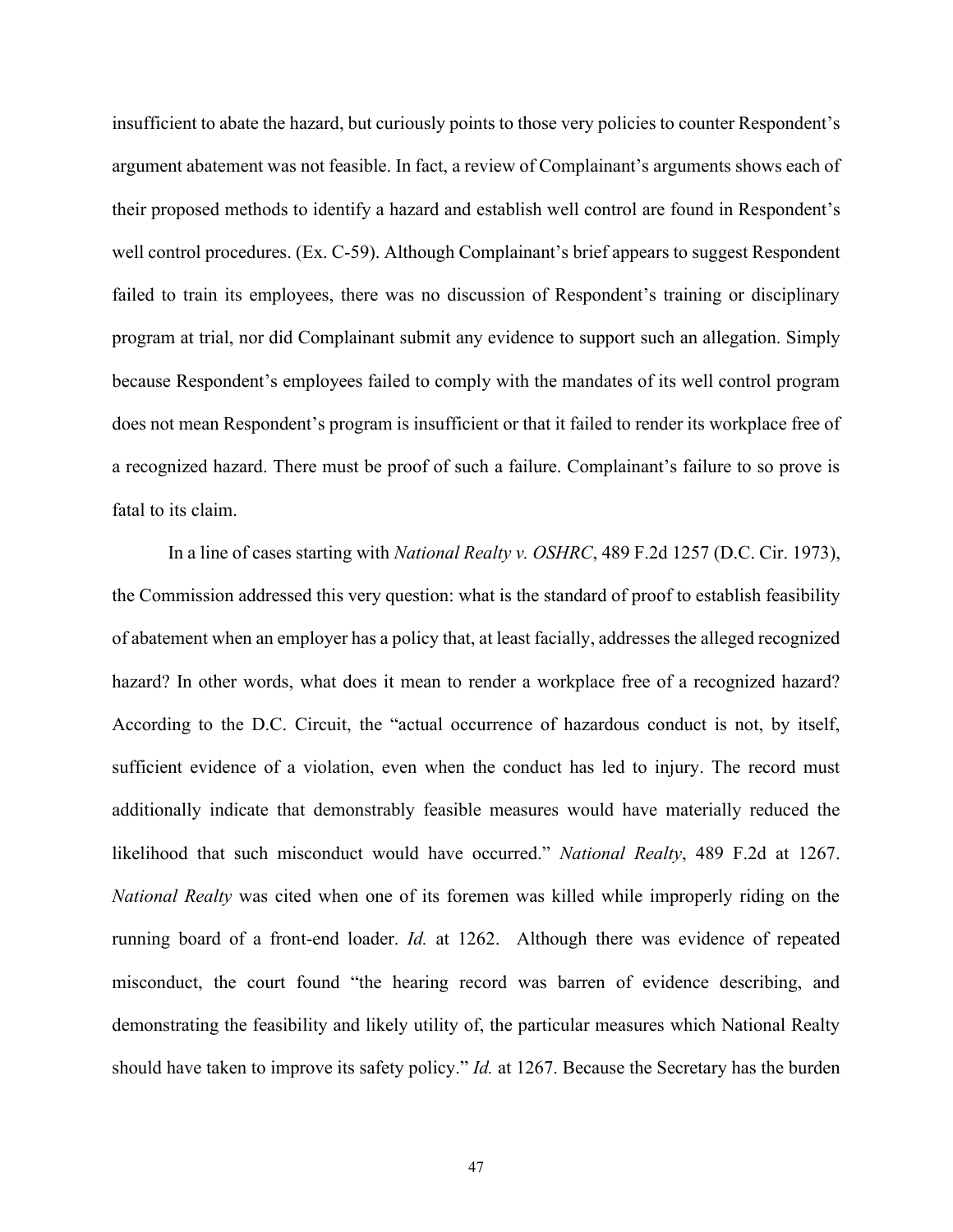insufficient to abate the hazard, but curiously points to those very policies to counter Respondent's argument abatement was not feasible. In fact, a review of Complainant's arguments shows each of their proposed methods to identify a hazard and establish well control are found in Respondent's well control procedures. (Ex. C-59). Although Complainant's brief appears to suggest Respondent failed to train its employees, there was no discussion of Respondent's training or disciplinary program at trial, nor did Complainant submit any evidence to support such an allegation. Simply because Respondent's employees failed to comply with the mandates of its well control program does not mean Respondent's program is insufficient or that it failed to render its workplace free of a recognized hazard. There must be proof of such a failure. Complainant's failure to so prove is fatal to its claim.

In a line of cases starting with *National Realty v. OSHRC*, 489 F.2d 1257 (D.C. Cir. 1973), the Commission addressed this very question: what is the standard of proof to establish feasibility of abatement when an employer has a policy that, at least facially, addresses the alleged recognized hazard? In other words, what does it mean to render a workplace free of a recognized hazard? According to the D.C. Circuit, the "actual occurrence of hazardous conduct is not, by itself, sufficient evidence of a violation, even when the conduct has led to injury. The record must additionally indicate that demonstrably feasible measures would have materially reduced the likelihood that such misconduct would have occurred." *National Realty*, 489 F.2d at 1267. *National Realty* was cited when one of its foremen was killed while improperly riding on the running board of a front-end loader. *Id.* at 1262. Although there was evidence of repeated misconduct, the court found "the hearing record was barren of evidence describing, and demonstrating the feasibility and likely utility of, the particular measures which National Realty should have taken to improve its safety policy." *Id.* at 1267. Because the Secretary has the burden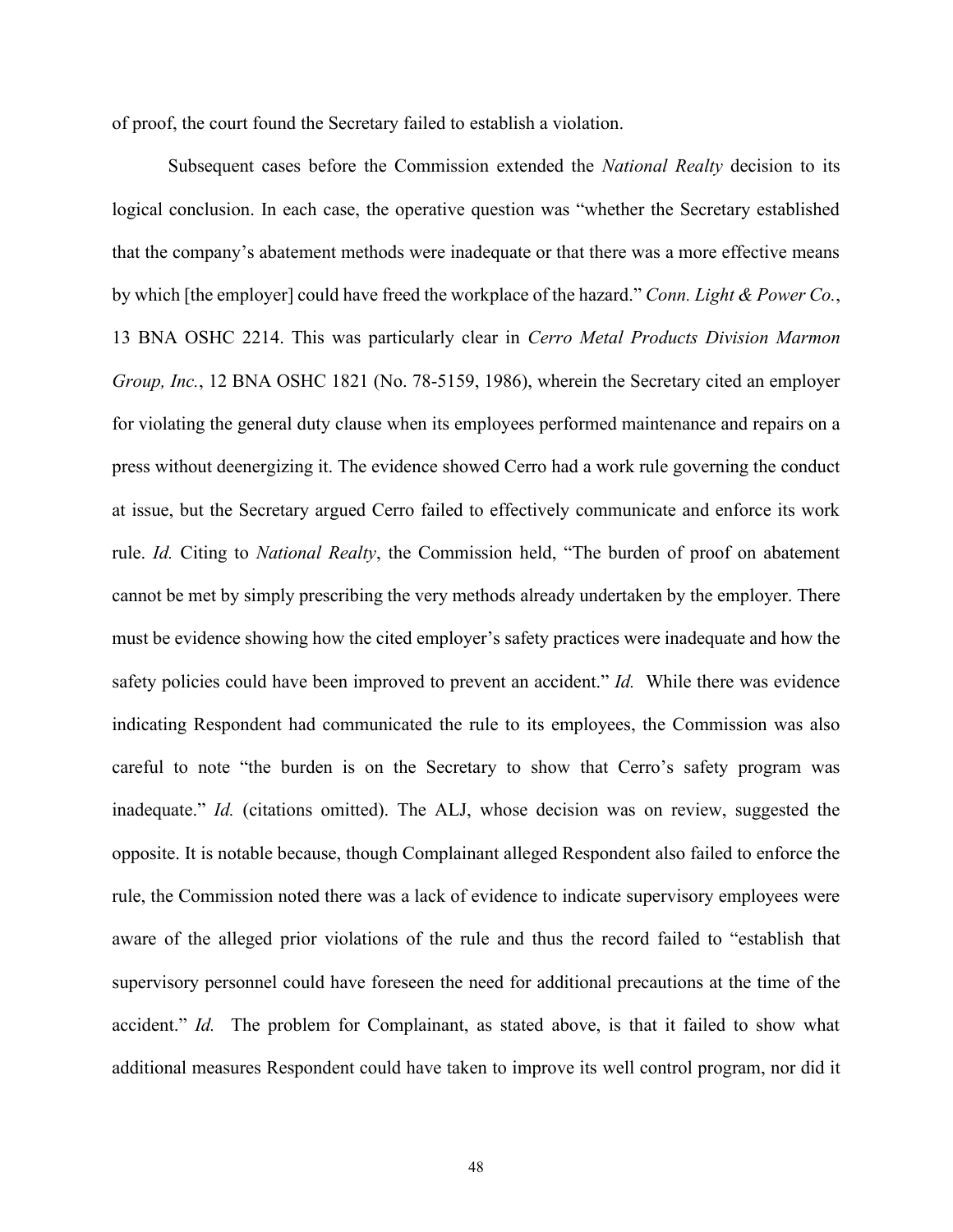of proof, the court found the Secretary failed to establish a violation.

Subsequent cases before the Commission extended the *National Realty* decision to its logical conclusion. In each case, the operative question was "whether the Secretary established that the company's abatement methods were inadequate or that there was a more effective means by which [the employer] could have freed the workplace of the hazard." *Conn. Light & Power Co.*, 13 BNA OSHC 2214. This was particularly clear in *Cerro Metal Products Division Marmon Group, Inc.*, 12 BNA OSHC 1821 (No. 78-5159, 1986), wherein the Secretary cited an employer for violating the general duty clause when its employees performed maintenance and repairs on a press without deenergizing it. The evidence showed Cerro had a work rule governing the conduct at issue, but the Secretary argued Cerro failed to effectively communicate and enforce its work rule. *Id.* Citing to *National Realty*, the Commission held, "The burden of proof on abatement cannot be met by simply prescribing the very methods already undertaken by the employer. There must be evidence showing how the cited employer's safety practices were inadequate and how the safety policies could have been improved to prevent an accident." *Id.* While there was evidence indicating Respondent had communicated the rule to its employees, the Commission was also careful to note "the burden is on the Secretary to show that Cerro's safety program was inadequate." *Id.* (citations omitted). The ALJ, whose decision was on review, suggested the opposite. It is notable because, though Complainant alleged Respondent also failed to enforce the rule, the Commission noted there was a lack of evidence to indicate supervisory employees were aware of the alleged prior violations of the rule and thus the record failed to "establish that supervisory personnel could have foreseen the need for additional precautions at the time of the accident." *Id.* The problem for Complainant, as stated above, is that it failed to show what additional measures Respondent could have taken to improve its well control program, nor did it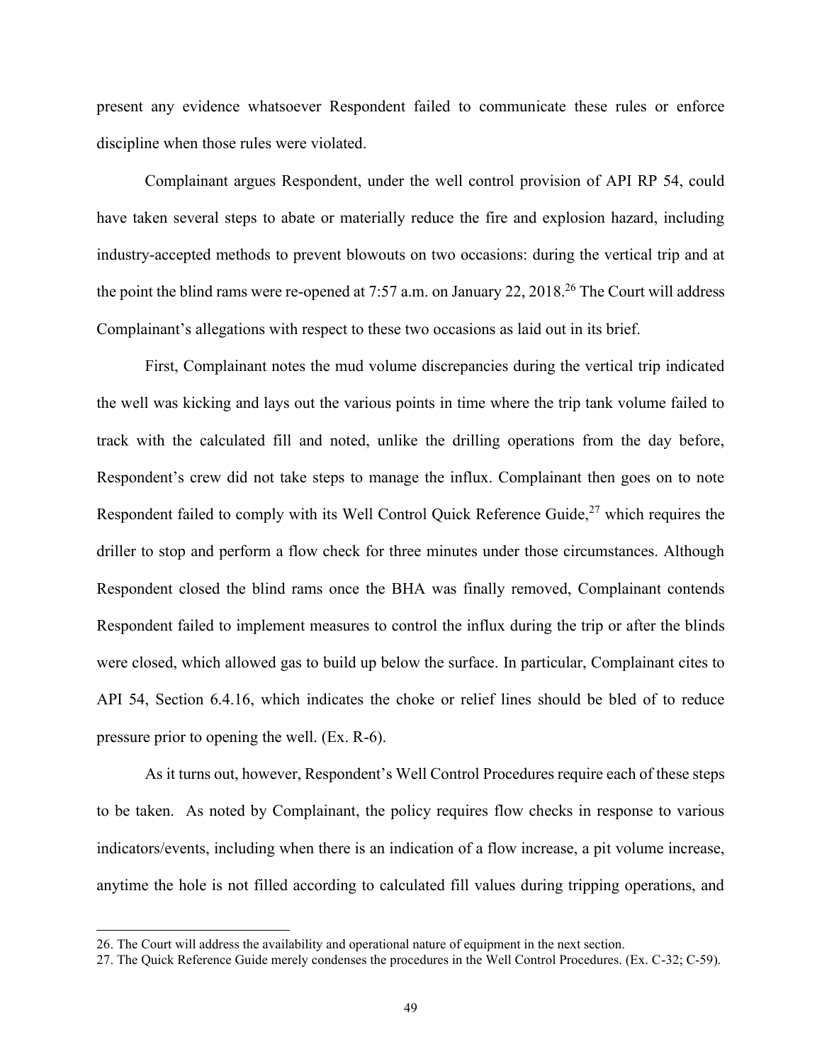present any evidence whatsoever Respondent failed to communicate these rules or enforce discipline when those rules were violated.

Complainant argues Respondent, under the well control provision of API RP 54, could have taken several steps to abate or materially reduce the fire and explosion hazard, including industry-accepted methods to prevent blowouts on two occasions: during the vertical trip and at the point the blind rams were re-opened at 7:57 a.m. on January 22, 2018.[26] The Court will address Complainant's allegations with respect to these two occasions as laid out in its brief.

First, Complainant notes the mud volume discrepancies during the vertical trip indicated the well was kicking and lays out the various points in time where the trip tank volume failed to track with the calculated fill and noted, unlike the drilling operations from the day before, Respondent's crew did not take steps to manage the influx. Complainant then goes on to note Respondent failed to comply with its Well Control Quick Reference Guide,[27] which requires the driller to stop and perform a flow check for three minutes under those circumstances. Although Respondent closed the blind rams once the BHA was finally removed, Complainant contends Respondent failed to implement measures to control the influx during the trip or after the blinds were closed, which allowed gas to build up below the surface. In particular, Complainant cites to API 54, Section 6.4.16, which indicates the choke or relief lines should be bled of to reduce pressure prior to opening the well. (Ex. R-6).

As it turns out, however, Respondent's Well Control Procedures require each of these steps to be taken. As noted by Complainant, the policy requires flow checks in response to various indicators/events, including when there is an indication of a flow increase, a pit volume increase, anytime the hole is not filled according to calculated fill values during tripping operations, and

---

26. The Court will address the availability and operational nature of equipment in the next section.

27. The Quick Reference Guide merely condenses the procedures in the Well Control Procedures. (Ex. C-32; C-59).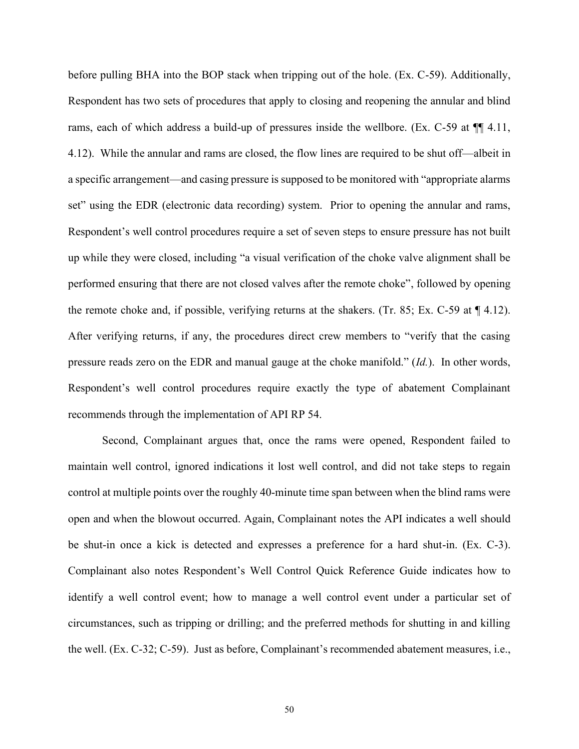before pulling BHA into the BOP stack when tripping out of the hole. (Ex. C-59). Additionally, Respondent has two sets of procedures that apply to closing and reopening the annular and blind rams, each of which address a build-up of pressures inside the wellbore. (Ex. C-59 at ¶¶ 4.11, 4.12). While the annular and rams are closed, the flow lines are required to be shut off—albeit in a specific arrangement—and casing pressure is supposed to be monitored with "appropriate alarms set" using the EDR (electronic data recording) system. Prior to opening the annular and rams, Respondent's well control procedures require a set of seven steps to ensure pressure has not built up while they were closed, including "a visual verification of the choke valve alignment shall be performed ensuring that there are not closed valves after the remote choke", followed by opening the remote choke and, if possible, verifying returns at the shakers. (Tr. 85; Ex. C-59 at ¶ 4.12). After verifying returns, if any, the procedures direct crew members to "verify that the casing pressure reads zero on the EDR and manual gauge at the choke manifold." (*Id.*). In other words, Respondent's well control procedures require exactly the type of abatement Complainant recommends through the implementation of API RP 54.

Second, Complainant argues that, once the rams were opened, Respondent failed to maintain well control, ignored indications it lost well control, and did not take steps to regain control at multiple points over the roughly 40-minute time span between when the blind rams were open and when the blowout occurred. Again, Complainant notes the API indicates a well should be shut-in once a kick is detected and expresses a preference for a hard shut-in. (Ex. C-3). Complainant also notes Respondent's Well Control Quick Reference Guide indicates how to identify a well control event; how to manage a well control event under a particular set of circumstances, such as tripping or drilling; and the preferred methods for shutting in and killing the well. (Ex. C-32; C-59). Just as before, Complainant's recommended abatement measures, i.e.,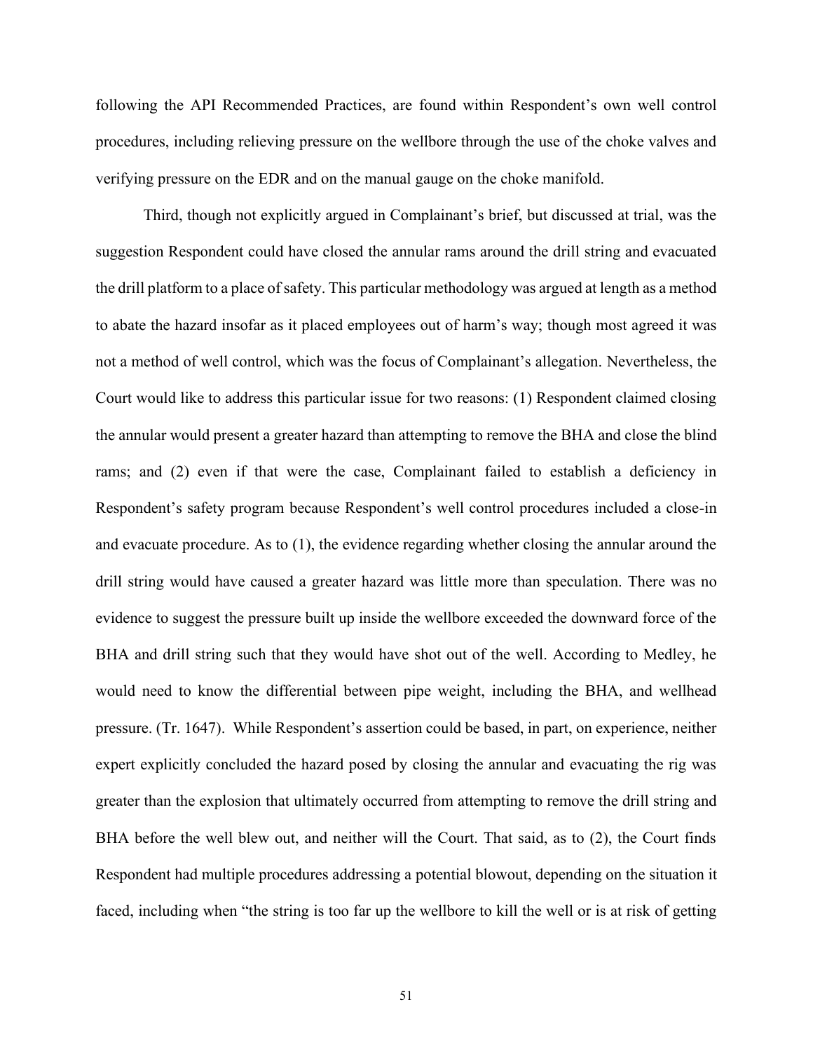following the API Recommended Practices, are found within Respondent's own well control procedures, including relieving pressure on the wellbore through the use of the choke valves and verifying pressure on the EDR and on the manual gauge on the choke manifold.

Third, though not explicitly argued in Complainant's brief, but discussed at trial, was the suggestion Respondent could have closed the annular rams around the drill string and evacuated the drill platform to a place of safety. This particular methodology was argued at length as a method to abate the hazard insofar as it placed employees out of harm's way; though most agreed it was not a method of well control, which was the focus of Complainant's allegation. Nevertheless, the Court would like to address this particular issue for two reasons: (1) Respondent claimed closing the annular would present a greater hazard than attempting to remove the BHA and close the blind rams; and (2) even if that were the case, Complainant failed to establish a deficiency in Respondent's safety program because Respondent's well control procedures included a close-in and evacuate procedure. As to (1), the evidence regarding whether closing the annular around the drill string would have caused a greater hazard was little more than speculation. There was no evidence to suggest the pressure built up inside the wellbore exceeded the downward force of the BHA and drill string such that they would have shot out of the well. According to Medley, he would need to know the differential between pipe weight, including the BHA, and wellhead pressure. (Tr. 1647). While Respondent's assertion could be based, in part, on experience, neither expert explicitly concluded the hazard posed by closing the annular and evacuating the rig was greater than the explosion that ultimately occurred from attempting to remove the drill string and BHA before the well blew out, and neither will the Court. That said, as to (2), the Court finds Respondent had multiple procedures addressing a potential blowout, depending on the situation it faced, including when "the string is too far up the wellbore to kill the well or is at risk of getting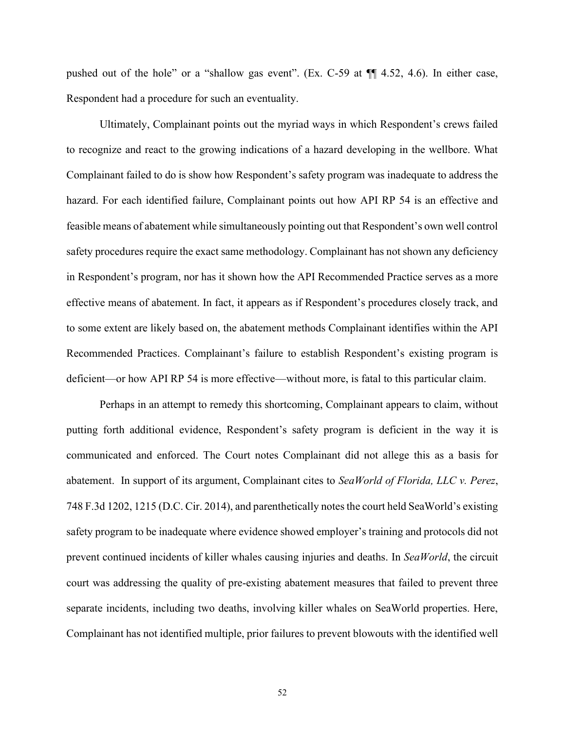pushed out of the hole" or a "shallow gas event". (Ex. C-59 at ¶¶ 4.52, 4.6). In either case, Respondent had a procedure for such an eventuality.

Ultimately, Complainant points out the myriad ways in which Respondent's crews failed to recognize and react to the growing indications of a hazard developing in the wellbore. What Complainant failed to do is show how Respondent's safety program was inadequate to address the hazard. For each identified failure, Complainant points out how API RP 54 is an effective and feasible means of abatement while simultaneously pointing out that Respondent's own well control safety procedures require the exact same methodology. Complainant has not shown any deficiency in Respondent's program, nor has it shown how the API Recommended Practice serves as a more effective means of abatement. In fact, it appears as if Respondent's procedures closely track, and to some extent are likely based on, the abatement methods Complainant identifies within the API Recommended Practices. Complainant's failure to establish Respondent's existing program is deficient—or how API RP 54 is more effective—without more, is fatal to this particular claim.

Perhaps in an attempt to remedy this shortcoming, Complainant appears to claim, without putting forth additional evidence, Respondent's safety program is deficient in the way it is communicated and enforced. The Court notes Complainant did not allege this as a basis for abatement. In support of its argument, Complainant cites to *SeaWorld of Florida, LLC v. Perez*, 748 F.3d 1202, 1215 (D.C. Cir. 2014), and parenthetically notes the court held SeaWorld's existing safety program to be inadequate where evidence showed employer's training and protocols did not prevent continued incidents of killer whales causing injuries and deaths. In *SeaWorld*, the circuit court was addressing the quality of pre-existing abatement measures that failed to prevent three separate incidents, including two deaths, involving killer whales on SeaWorld properties. Here, Complainant has not identified multiple, prior failures to prevent blowouts with the identified well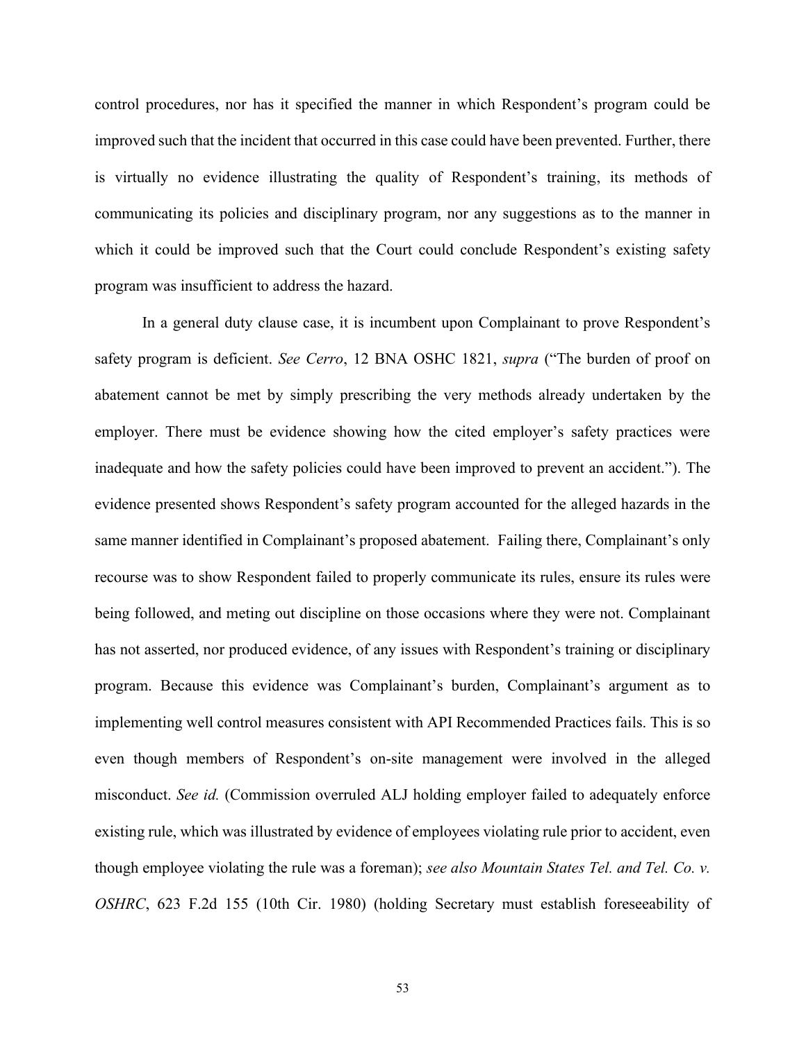control procedures, nor has it specified the manner in which Respondent's program could be improved such that the incident that occurred in this case could have been prevented. Further, there is virtually no evidence illustrating the quality of Respondent's training, its methods of communicating its policies and disciplinary program, nor any suggestions as to the manner in which it could be improved such that the Court could conclude Respondent's existing safety program was insufficient to address the hazard.

In a general duty clause case, it is incumbent upon Complainant to prove Respondent's safety program is deficient. *See Cerro*, 12 BNA OSHC 1821, *supra* ("The burden of proof on abatement cannot be met by simply prescribing the very methods already undertaken by the employer. There must be evidence showing how the cited employer's safety practices were inadequate and how the safety policies could have been improved to prevent an accident."). The evidence presented shows Respondent's safety program accounted for the alleged hazards in the same manner identified in Complainant's proposed abatement. Failing there, Complainant's only recourse was to show Respondent failed to properly communicate its rules, ensure its rules were being followed, and meting out discipline on those occasions where they were not. Complainant has not asserted, nor produced evidence, of any issues with Respondent's training or disciplinary program. Because this evidence was Complainant's burden, Complainant's argument as to implementing well control measures consistent with API Recommended Practices fails. This is so even though members of Respondent's on-site management were involved in the alleged misconduct. *See id.* (Commission overruled ALJ holding employer failed to adequately enforce existing rule, which was illustrated by evidence of employees violating rule prior to accident, even though employee violating the rule was a foreman); *see also Mountain States Tel. and Tel. Co. v. OSHRC*, 623 F.2d 155 (10th Cir. 1980) (holding Secretary must establish foreseeability of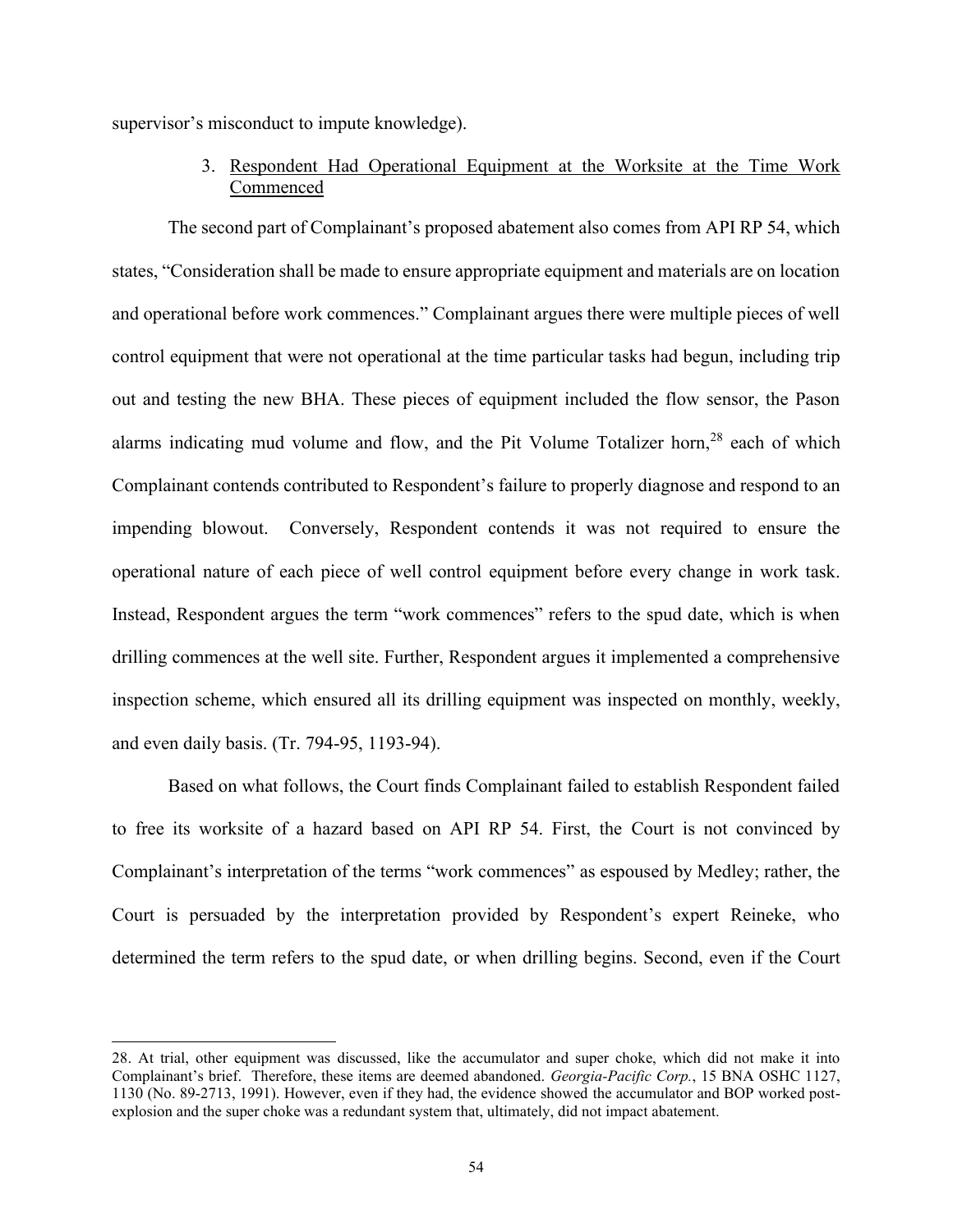supervisor's misconduct to impute knowledge).

3. <u>Respondent Had Operational Equipment at the Worksite at the Time Work Commenced</u>

The second part of Complainant's proposed abatement also comes from API RP 54, which states, "Consideration shall be made to ensure appropriate equipment and materials are on location and operational before work commences." Complainant argues there were multiple pieces of well control equipment that were not operational at the time particular tasks had begun, including trip out and testing the new BHA. These pieces of equipment included the flow sensor, the Pason alarms indicating mud volume and flow, and the Pit Volume Totalizer horn,[28] each of which Complainant contends contributed to Respondent's failure to properly diagnose and respond to an impending blowout. Conversely, Respondent contends it was not required to ensure the operational nature of each piece of well control equipment before every change in work task. Instead, Respondent argues the term "work commences" refers to the spud date, which is when drilling commences at the well site. Further, Respondent argues it implemented a comprehensive inspection scheme, which ensured all its drilling equipment was inspected on monthly, weekly, and even daily basis. (Tr. 794-95, 1193-94).

Based on what follows, the Court finds Complainant failed to establish Respondent failed to free its worksite of a hazard based on API RP 54. First, the Court is not convinced by Complainant's interpretation of the terms "work commences" as espoused by Medley; rather, the Court is persuaded by the interpretation provided by Respondent's expert Reineke, who determined the term refers to the spud date, or when drilling begins. Second, even if the Court

---

28. At trial, other equipment was discussed, like the accumulator and super choke, which did not make it into Complainant's brief. Therefore, these items are deemed abandoned. *Georgia-Pacific Corp.*, 15 BNA OSHC 1127, 1130 (No. 89-2713, 1991). However, even if they had, the evidence showed the accumulator and BOP worked post-explosion and the super choke was a redundant system that, ultimately, did not impact abatement.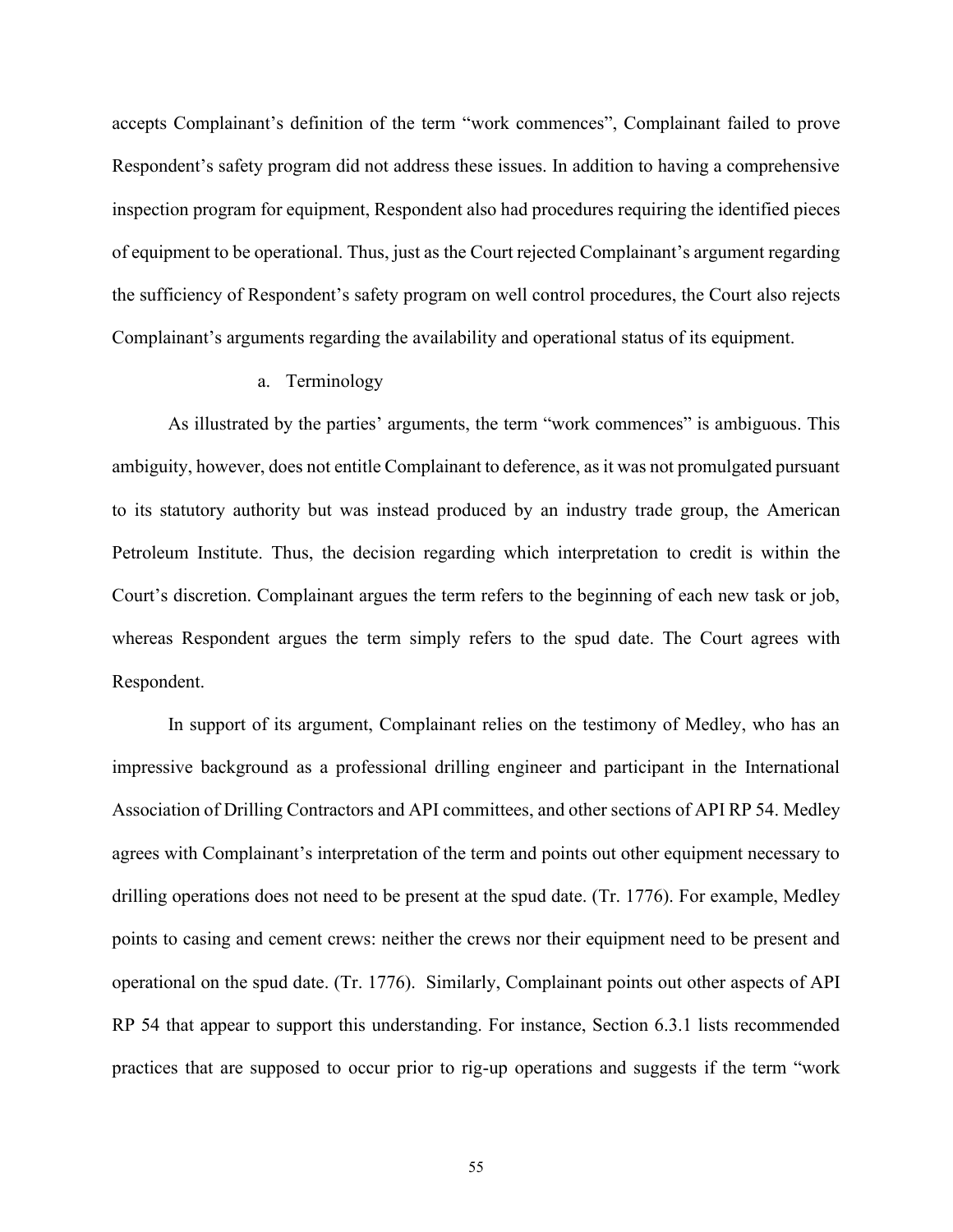accepts Complainant's definition of the term "work commences", Complainant failed to prove Respondent's safety program did not address these issues. In addition to having a comprehensive inspection program for equipment, Respondent also had procedures requiring the identified pieces of equipment to be operational. Thus, just as the Court rejected Complainant's argument regarding the sufficiency of Respondent's safety program on well control procedures, the Court also rejects Complainant's arguments regarding the availability and operational status of its equipment.

a. Terminology

As illustrated by the parties' arguments, the term "work commences" is ambiguous. This ambiguity, however, does not entitle Complainant to deference, as it was not promulgated pursuant to its statutory authority but was instead produced by an industry trade group, the American Petroleum Institute. Thus, the decision regarding which interpretation to credit is within the Court's discretion. Complainant argues the term refers to the beginning of each new task or job, whereas Respondent argues the term simply refers to the spud date. The Court agrees with Respondent.

In support of its argument, Complainant relies on the testimony of Medley, who has an impressive background as a professional drilling engineer and participant in the International Association of Drilling Contractors and API committees, and other sections of API RP 54. Medley agrees with Complainant's interpretation of the term and points out other equipment necessary to drilling operations does not need to be present at the spud date. (Tr. 1776). For example, Medley points to casing and cement crews: neither the crews nor their equipment need to be present and operational on the spud date. (Tr. 1776). Similarly, Complainant points out other aspects of API RP 54 that appear to support this understanding. For instance, Section 6.3.1 lists recommended practices that are supposed to occur prior to rig-up operations and suggests if the term "work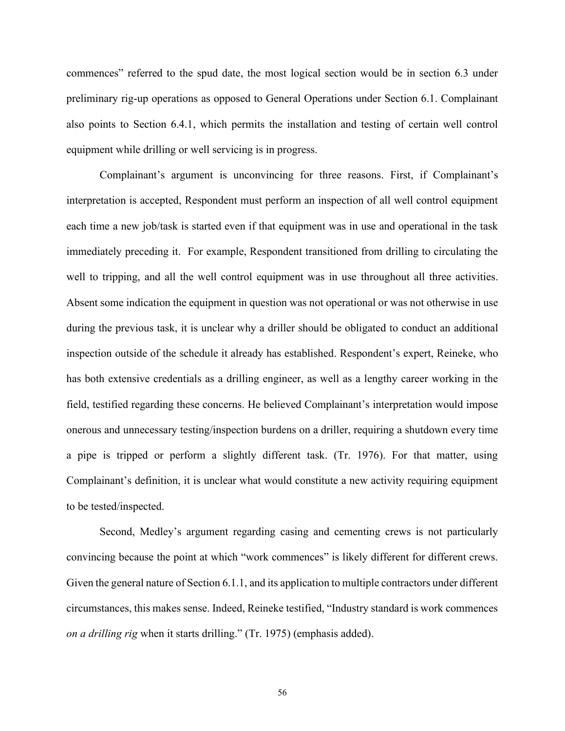commences" referred to the spud date, the most logical section would be in section 6.3 under preliminary rig-up operations as opposed to General Operations under Section 6.1. Complainant also points to Section 6.4.1, which permits the installation and testing of certain well control equipment while drilling or well servicing is in progress.

Complainant's argument is unconvincing for three reasons. First, if Complainant's interpretation is accepted, Respondent must perform an inspection of all well control equipment each time a new job/task is started even if that equipment was in use and operational in the task immediately preceding it. For example, Respondent transitioned from drilling to circulating the well to tripping, and all the well control equipment was in use throughout all three activities. Absent some indication the equipment in question was not operational or was not otherwise in use during the previous task, it is unclear why a driller should be obligated to conduct an additional inspection outside of the schedule it already has established. Respondent's expert, Reineke, who has both extensive credentials as a drilling engineer, as well as a lengthy career working in the field, testified regarding these concerns. He believed Complainant's interpretation would impose onerous and unnecessary testing/inspection burdens on a driller, requiring a shutdown every time a pipe is tripped or perform a slightly different task. (Tr. 1976). For that matter, using Complainant's definition, it is unclear what would constitute a new activity requiring equipment to be tested/inspected.

Second, Medley's argument regarding casing and cementing crews is not particularly convincing because the point at which "work commences" is likely different for different crews. Given the general nature of Section 6.1.1, and its application to multiple contractors under different circumstances, this makes sense. Indeed, Reineke testified, "Industry standard is work commences *on a drilling rig* when it starts drilling." (Tr. 1975) (emphasis added).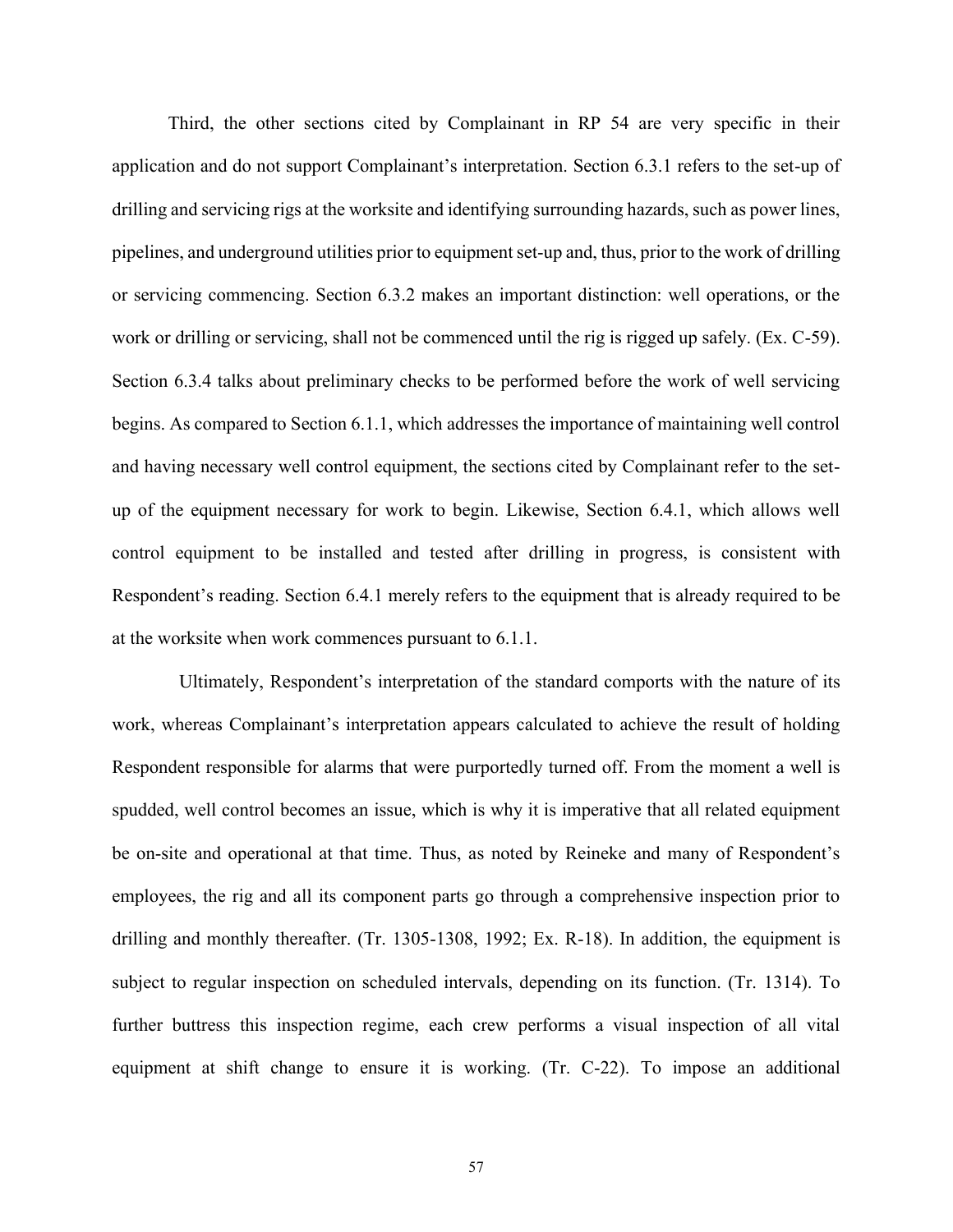Third, the other sections cited by Complainant in RP 54 are very specific in their application and do not support Complainant's interpretation. Section 6.3.1 refers to the set-up of drilling and servicing rigs at the worksite and identifying surrounding hazards, such as power lines, pipelines, and underground utilities prior to equipment set-up and, thus, prior to the work of drilling or servicing commencing. Section 6.3.2 makes an important distinction: well operations, or the work or drilling or servicing, shall not be commenced until the rig is rigged up safely. (Ex. C-59). Section 6.3.4 talks about preliminary checks to be performed before the work of well servicing begins. As compared to Section 6.1.1, which addresses the importance of maintaining well control and having necessary well control equipment, the sections cited by Complainant refer to the set-up of the equipment necessary for work to begin. Likewise, Section 6.4.1, which allows well control equipment to be installed and tested after drilling in progress, is consistent with Respondent's reading. Section 6.4.1 merely refers to the equipment that is already required to be at the worksite when work commences pursuant to 6.1.1.

Ultimately, Respondent's interpretation of the standard comports with the nature of its work, whereas Complainant's interpretation appears calculated to achieve the result of holding Respondent responsible for alarms that were purportedly turned off. From the moment a well is spudded, well control becomes an issue, which is why it is imperative that all related equipment be on-site and operational at that time. Thus, as noted by Reineke and many of Respondent's employees, the rig and all its component parts go through a comprehensive inspection prior to drilling and monthly thereafter. (Tr. 1305-1308, 1992; Ex. R-18). In addition, the equipment is subject to regular inspection on scheduled intervals, depending on its function. (Tr. 1314). To further buttress this inspection regime, each crew performs a visual inspection of all vital equipment at shift change to ensure it is working. (Tr. C-22). To impose an additional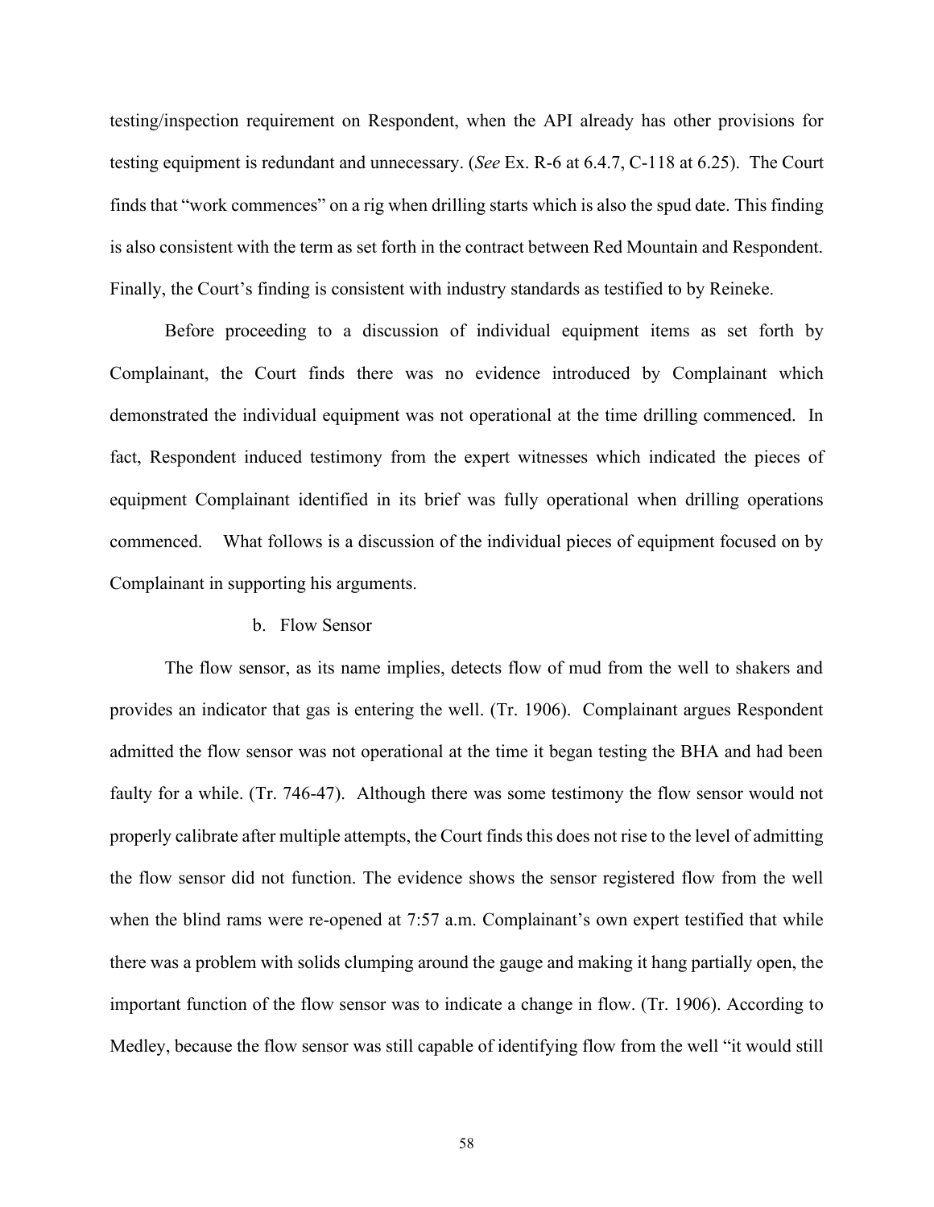testing/inspection requirement on Respondent, when the API already has other provisions for testing equipment is redundant and unnecessary. (*See* Ex. R-6 at 6.4.7, C-118 at 6.25). The Court finds that "work commences" on a rig when drilling starts which is also the spud date. This finding is also consistent with the term as set forth in the contract between Red Mountain and Respondent. Finally, the Court's finding is consistent with industry standards as testified to by Reineke.

Before proceeding to a discussion of individual equipment items as set forth by Complainant, the Court finds there was no evidence introduced by Complainant which demonstrated the individual equipment was not operational at the time drilling commenced. In fact, Respondent induced testimony from the expert witnesses which indicated the pieces of equipment Complainant identified in its brief was fully operational when drilling operations commenced. What follows is a discussion of the individual pieces of equipment focused on by Complainant in supporting his arguments.

b. Flow Sensor

The flow sensor, as its name implies, detects flow of mud from the well to shakers and provides an indicator that gas is entering the well. (Tr. 1906). Complainant argues Respondent admitted the flow sensor was not operational at the time it began testing the BHA and had been faulty for a while. (Tr. 746-47). Although there was some testimony the flow sensor would not properly calibrate after multiple attempts, the Court finds this does not rise to the level of admitting the flow sensor did not function. The evidence shows the sensor registered flow from the well when the blind rams were re-opened at 7:57 a.m. Complainant's own expert testified that while there was a problem with solids clumping around the gauge and making it hang partially open, the important function of the flow sensor was to indicate a change in flow. (Tr. 1906). According to Medley, because the flow sensor was still capable of identifying flow from the well "it would still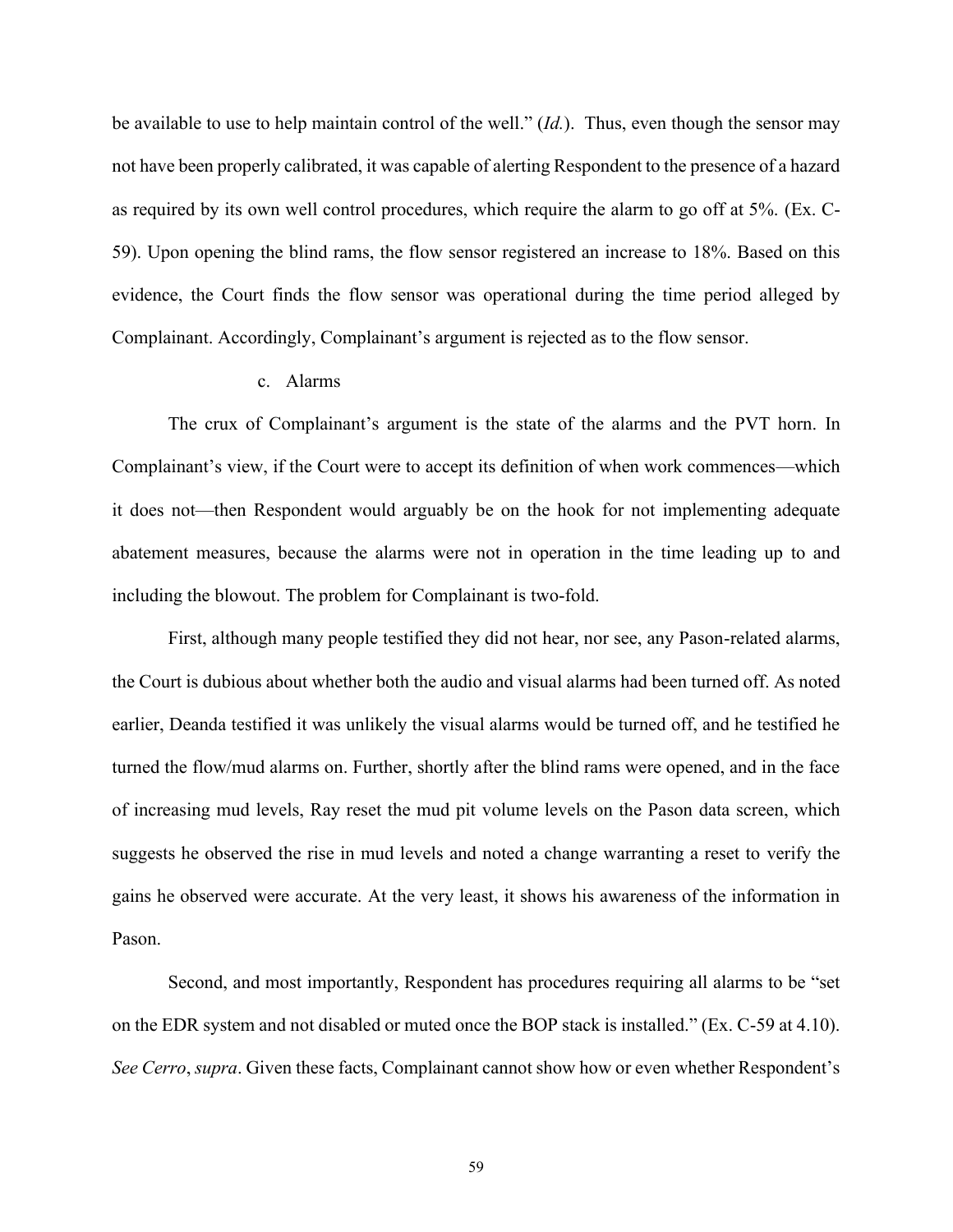be available to use to help maintain control of the well." (*Id.*). Thus, even though the sensor may not have been properly calibrated, it was capable of alerting Respondent to the presence of a hazard as required by its own well control procedures, which require the alarm to go off at 5%. (Ex. C-59). Upon opening the blind rams, the flow sensor registered an increase to 18%. Based on this evidence, the Court finds the flow sensor was operational during the time period alleged by Complainant. Accordingly, Complainant's argument is rejected as to the flow sensor.

c. Alarms

The crux of Complainant's argument is the state of the alarms and the PVT horn. In Complainant's view, if the Court were to accept its definition of when work commences—which it does not—then Respondent would arguably be on the hook for not implementing adequate abatement measures, because the alarms were not in operation in the time leading up to and including the blowout. The problem for Complainant is two-fold.

First, although many people testified they did not hear, nor see, any Pason-related alarms, the Court is dubious about whether both the audio and visual alarms had been turned off. As noted earlier, Deanda testified it was unlikely the visual alarms would be turned off, and he testified he turned the flow/mud alarms on. Further, shortly after the blind rams were opened, and in the face of increasing mud levels, Ray reset the mud pit volume levels on the Pason data screen, which suggests he observed the rise in mud levels and noted a change warranting a reset to verify the gains he observed were accurate. At the very least, it shows his awareness of the information in Pason.

Second, and most importantly, Respondent has procedures requiring all alarms to be "set on the EDR system and not disabled or muted once the BOP stack is installed." (Ex. C-59 at 4.10). *See Cerro*, *supra*. Given these facts, Complainant cannot show how or even whether Respondent's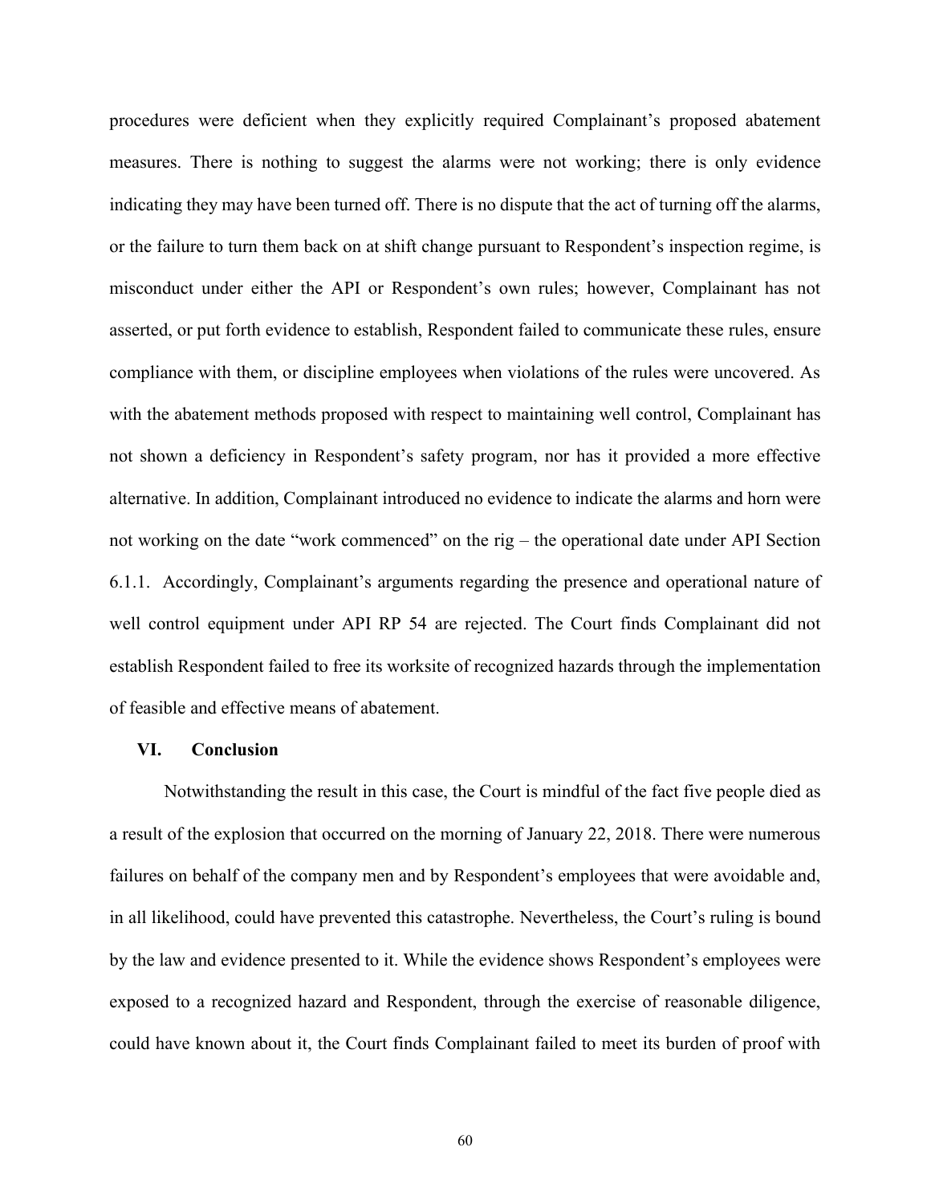procedures were deficient when they explicitly required Complainant's proposed abatement measures. There is nothing to suggest the alarms were not working; there is only evidence indicating they may have been turned off. There is no dispute that the act of turning off the alarms, or the failure to turn them back on at shift change pursuant to Respondent's inspection regime, is misconduct under either the API or Respondent's own rules; however, Complainant has not asserted, or put forth evidence to establish, Respondent failed to communicate these rules, ensure compliance with them, or discipline employees when violations of the rules were uncovered. As with the abatement methods proposed with respect to maintaining well control, Complainant has not shown a deficiency in Respondent's safety program, nor has it provided a more effective alternative. In addition, Complainant introduced no evidence to indicate the alarms and horn were not working on the date "work commenced" on the rig – the operational date under API Section 6.1.1. Accordingly, Complainant's arguments regarding the presence and operational nature of well control equipment under API RP 54 are rejected. The Court finds Complainant did not establish Respondent failed to free its worksite of recognized hazards through the implementation of feasible and effective means of abatement.

## VI. Conclusion

Notwithstanding the result in this case, the Court is mindful of the fact five people died as a result of the explosion that occurred on the morning of January 22, 2018. There were numerous failures on behalf of the company men and by Respondent's employees that were avoidable and, in all likelihood, could have prevented this catastrophe. Nevertheless, the Court's ruling is bound by the law and evidence presented to it. While the evidence shows Respondent's employees were exposed to a recognized hazard and Respondent, through the exercise of reasonable diligence, could have known about it, the Court finds Complainant failed to meet its burden of proof with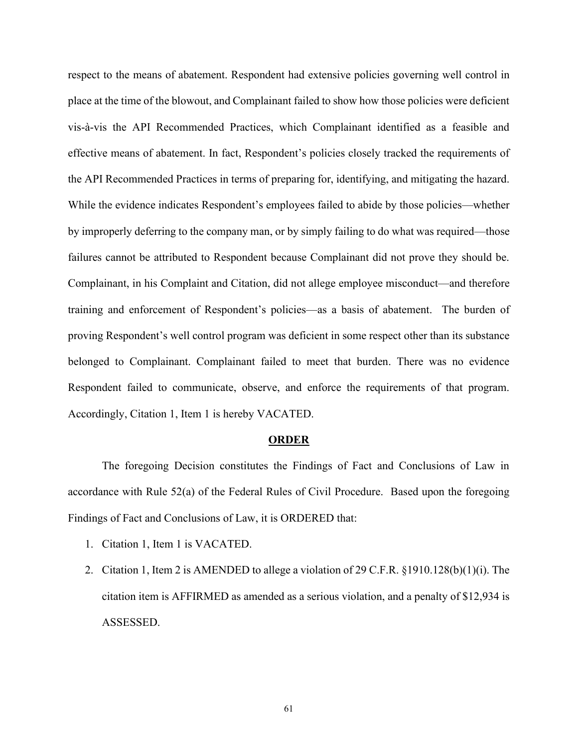respect to the means of abatement. Respondent had extensive policies governing well control in place at the time of the blowout, and Complainant failed to show how those policies were deficient vis-à-vis the API Recommended Practices, which Complainant identified as a feasible and effective means of abatement. In fact, Respondent's policies closely tracked the requirements of the API Recommended Practices in terms of preparing for, identifying, and mitigating the hazard. While the evidence indicates Respondent's employees failed to abide by those policies—whether by improperly deferring to the company man, or by simply failing to do what was required—those failures cannot be attributed to Respondent because Complainant did not prove they should be. Complainant, in his Complaint and Citation, did not allege employee misconduct—and therefore training and enforcement of Respondent's policies—as a basis of abatement. The burden of proving Respondent's well control program was deficient in some respect other than its substance belonged to Complainant. Complainant failed to meet that burden. There was no evidence Respondent failed to communicate, observe, and enforce the requirements of that program. Accordingly, Citation 1, Item 1 is hereby VACATED.

## ORDER

The foregoing Decision constitutes the Findings of Fact and Conclusions of Law in accordance with Rule 52(a) of the Federal Rules of Civil Procedure. Based upon the foregoing Findings of Fact and Conclusions of Law, it is ORDERED that:

1. Citation 1, Item 1 is VACATED.
2. Citation 1, Item 2 is AMENDED to allege a violation of 29 C.F.R. §1910.128(b)(1)(i). The citation item is AFFIRMED as amended as a serious violation, and a penalty of $12,934 is ASSESSED.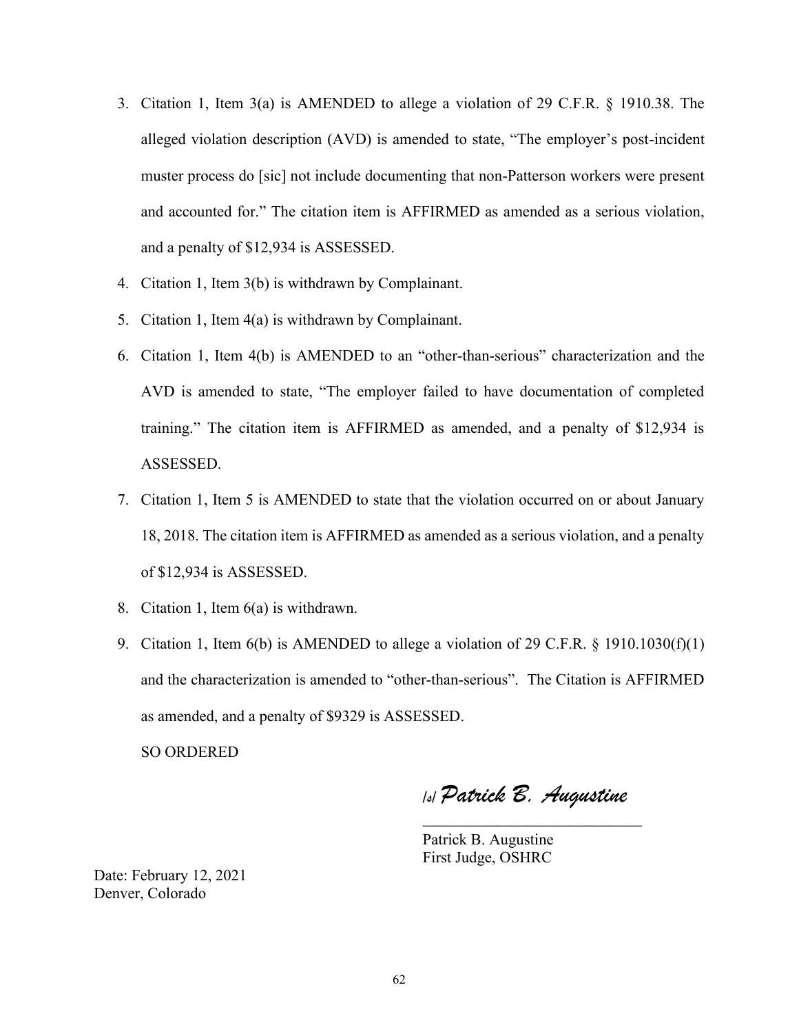3. Citation 1, Item 3(a) is AMENDED to allege a violation of 29 C.F.R. § 1910.38. The alleged violation description (AVD) is amended to state, "The employer's post-incident muster process do [sic] not include documenting that non-Patterson workers were present and accounted for." The citation item is AFFIRMED as amended as a serious violation, and a penalty of $12,934 is ASSESSED.
4. Citation 1, Item 3(b) is withdrawn by Complainant.
5. Citation 1, Item 4(a) is withdrawn by Complainant.
6. Citation 1, Item 4(b) is AMENDED to an "other-than-serious" characterization and the AVD is amended to state, "The employer failed to have documentation of completed training." The citation item is AFFIRMED as amended, and a penalty of $12,934 is ASSESSED.
7. Citation 1, Item 5 is AMENDED to state that the violation occurred on or about January 18, 2018. The citation item is AFFIRMED as amended as a serious violation, and a penalty of $12,934 is ASSESSED.
8. Citation 1, Item 6(a) is withdrawn.
9. Citation 1, Item 6(b) is AMENDED to allege a violation of 29 C.F.R. § 1910.1030(f)(1) and the characterization is amended to "other-than-serious". The Citation is AFFIRMED as amended, and a penalty of $9329 is ASSESSED.

SO ORDERED

/s/ *Patrick B. Augustine*

Patrick B. Augustine
First Judge, OSHRC

Date: February 12, 2021
Denver, Colorado